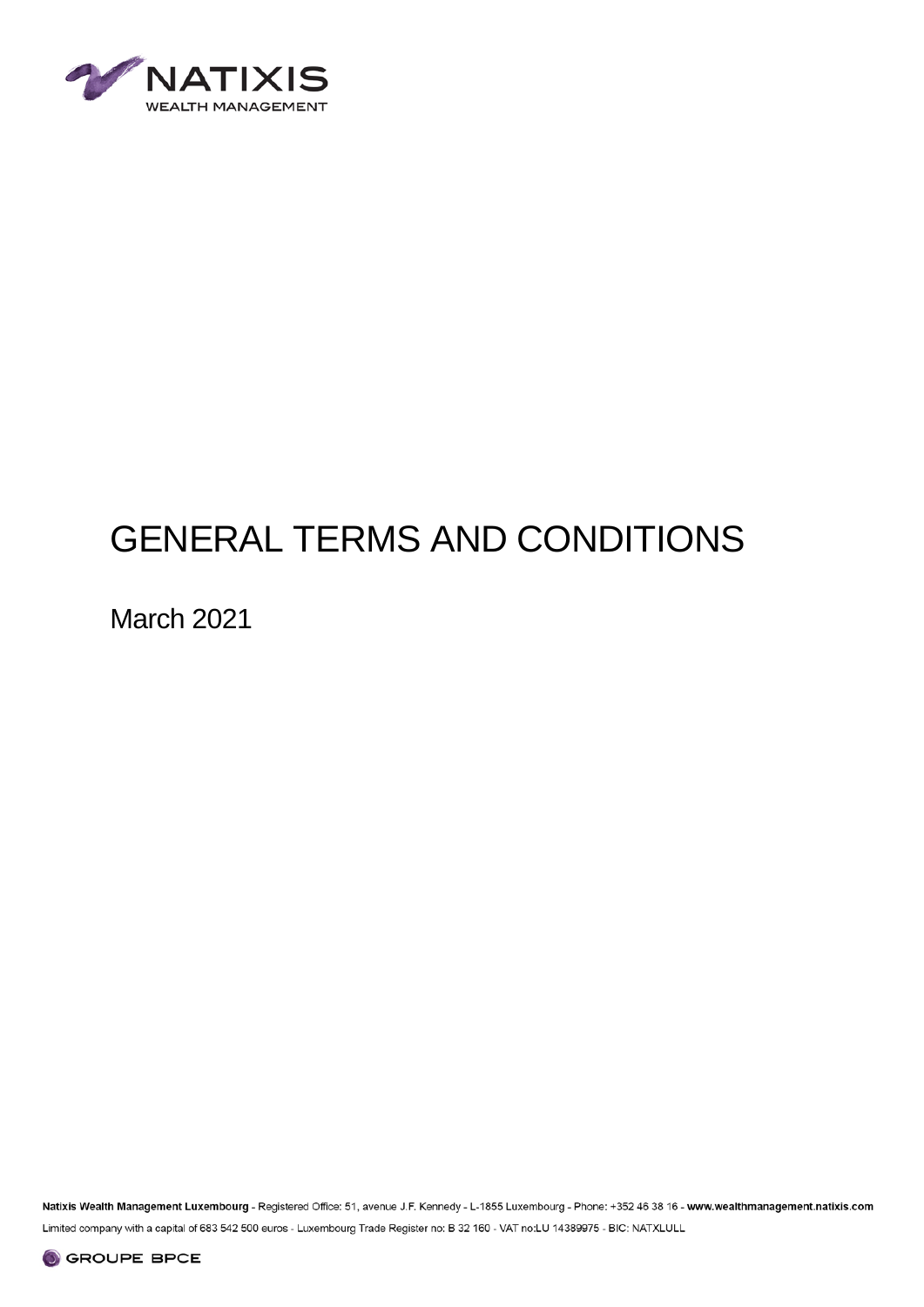NATIXIS
WEALTH MANAGEMENT

# GENERAL TERMS AND CONDITIONS

March 2021

**Natixis Wealth Management Luxembourg** - Registered Office: 51, avenue J.F. Kennedy - L-1855 Luxembourg - Phone: +352 46 38 16 - **www.wealthmanagement.natixis.com**

Limited company with a capital of 683 542 500 euros - Luxembourg Trade Register no: B 32 160 - VAT no:LU 14389975 - BIC: NATXLULL

GROUPE BPCE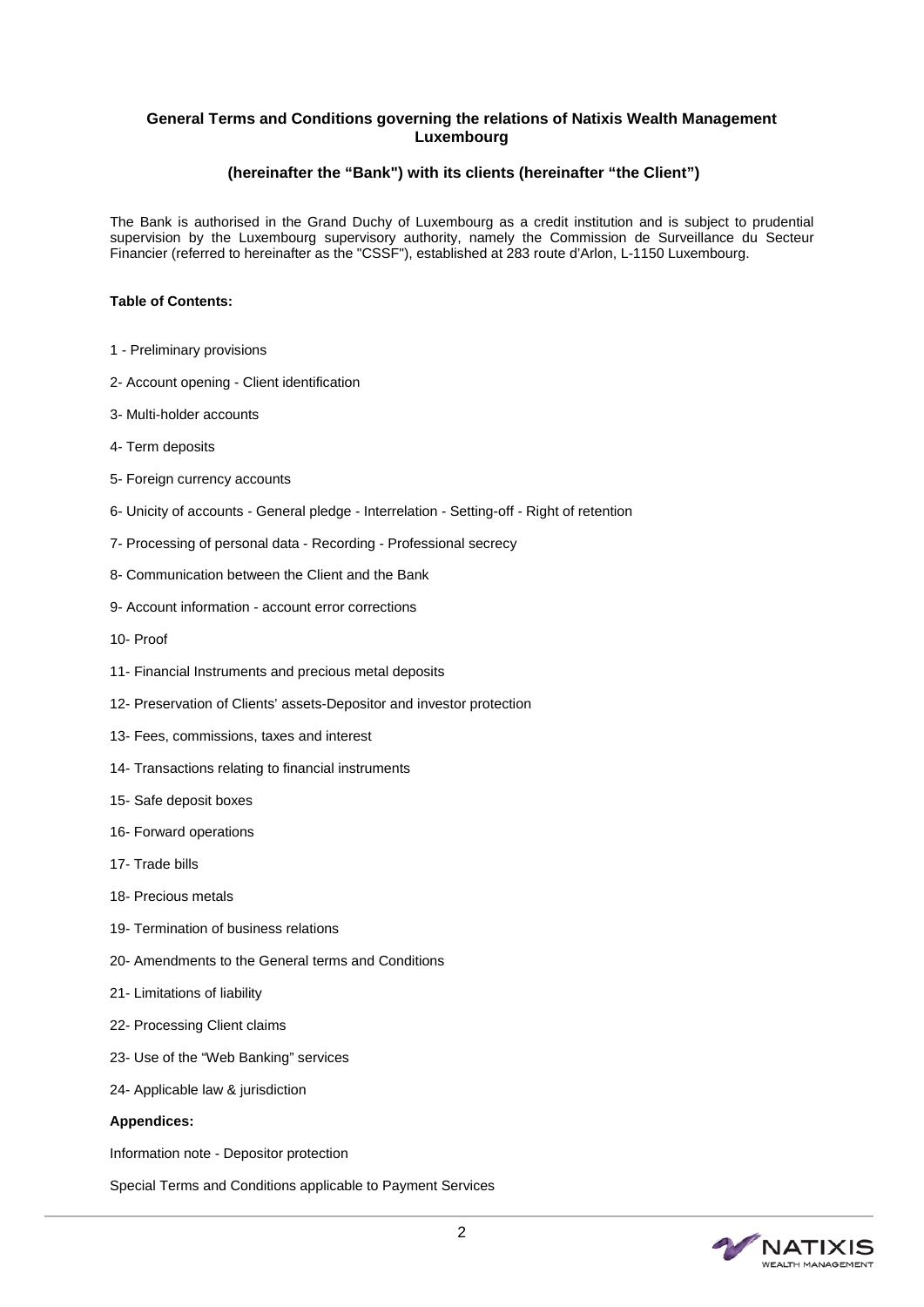**General Terms and Conditions governing the relations of Natixis Wealth Management Luxembourg**

**(hereinafter the "Bank") with its clients (hereinafter "the Client")**

The Bank is authorised in the Grand Duchy of Luxembourg as a credit institution and is subject to prudential supervision by the Luxembourg supervisory authority, namely the Commission de Surveillance du Secteur Financier (referred to hereinafter as the "CSSF"), established at 283 route d'Arlon, L-1150 Luxembourg.

**Table of Contents:**

1 - Preliminary provisions

2- Account opening - Client identification

3- Multi-holder accounts

4- Term deposits

5- Foreign currency accounts

6- Unicity of accounts - General pledge - Interrelation - Setting-off - Right of retention

7- Processing of personal data - Recording - Professional secrecy

8- Communication between the Client and the Bank

9- Account information - account error corrections

10- Proof

11- Financial Instruments and precious metal deposits

12- Preservation of Clients' assets-Depositor and investor protection

13- Fees, commissions, taxes and interest

14- Transactions relating to financial instruments

15- Safe deposit boxes

16- Forward operations

17- Trade bills

18- Precious metals

19- Termination of business relations

20- Amendments to the General terms and Conditions

21- Limitations of liability

22- Processing Client claims

23- Use of the "Web Banking" services

24- Applicable law & jurisdiction

**Appendices:**

Information note - Depositor protection

Special Terms and Conditions applicable to Payment Services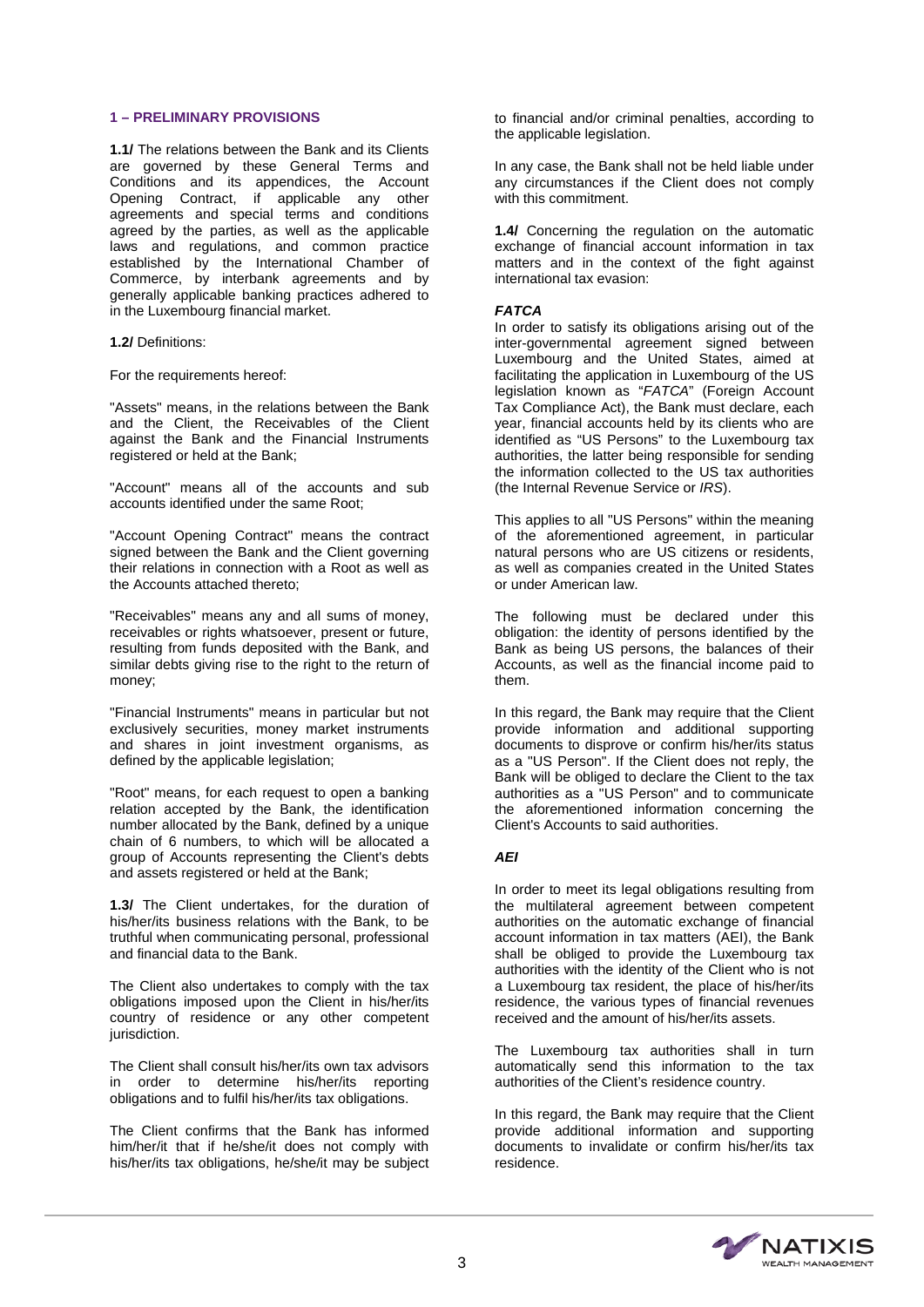## 1 – PRELIMINARY PROVISIONS

**1.1/** The relations between the Bank and its Clients are governed by these General Terms and Conditions and its appendices, the Account Opening Contract, if applicable any other agreements and special terms and conditions agreed by the parties, as well as the applicable laws and regulations, and common practice established by the International Chamber of Commerce, by interbank agreements and by generally applicable banking practices adhered to in the Luxembourg financial market.

**1.2/** Definitions:

For the requirements hereof:

"Assets" means, in the relations between the Bank and the Client, the Receivables of the Client against the Bank and the Financial Instruments registered or held at the Bank;

"Account" means all of the accounts and sub accounts identified under the same Root;

"Account Opening Contract" means the contract signed between the Bank and the Client governing their relations in connection with a Root as well as the Accounts attached thereto;

"Receivables" means any and all sums of money, receivables or rights whatsoever, present or future, resulting from funds deposited with the Bank, and similar debts giving rise to the right to the return of money;

"Financial Instruments" means in particular but not exclusively securities, money market instruments and shares in joint investment organisms, as defined by the applicable legislation;

"Root" means, for each request to open a banking relation accepted by the Bank, the identification number allocated by the Bank, defined by a unique chain of 6 numbers, to which will be allocated a group of Accounts representing the Client's debts and assets registered or held at the Bank;

**1.3/** The Client undertakes, for the duration of his/her/its business relations with the Bank, to be truthful when communicating personal, professional and financial data to the Bank.

The Client also undertakes to comply with the tax obligations imposed upon the Client in his/her/its country of residence or any other competent jurisdiction.

The Client shall consult his/her/its own tax advisors in order to determine his/her/its reporting obligations and to fulfil his/her/its tax obligations.

The Client confirms that the Bank has informed him/her/it that if he/she/it does not comply with his/her/its tax obligations, he/she/it may be subject to financial and/or criminal penalties, according to the applicable legislation.

In any case, the Bank shall not be held liable under any circumstances if the Client does not comply with this commitment.

**1.4/** Concerning the regulation on the automatic exchange of financial account information in tax matters and in the context of the fight against international tax evasion:

***FATCA***

In order to satisfy its obligations arising out of the inter-governmental agreement signed between Luxembourg and the United States, aimed at facilitating the application in Luxembourg of the US legislation known as "*FATCA*" (Foreign Account Tax Compliance Act), the Bank must declare, each year, financial accounts held by its clients who are identified as "US Persons" to the Luxembourg tax authorities, the latter being responsible for sending the information collected to the US tax authorities (the Internal Revenue Service or *IRS*).

This applies to all "US Persons" within the meaning of the aforementioned agreement, in particular natural persons who are US citizens or residents, as well as companies created in the United States or under American law.

The following must be declared under this obligation: the identity of persons identified by the Bank as being US persons, the balances of their Accounts, as well as the financial income paid to them.

In this regard, the Bank may require that the Client provide information and additional supporting documents to disprove or confirm his/her/its status as a "US Person". If the Client does not reply, the Bank will be obliged to declare the Client to the tax authorities as a "US Person" and to communicate the aforementioned information concerning the Client's Accounts to said authorities.

***AEI***

In order to meet its legal obligations resulting from the multilateral agreement between competent authorities on the automatic exchange of financial account information in tax matters (AEI), the Bank shall be obliged to provide the Luxembourg tax authorities with the identity of the Client who is not a Luxembourg tax resident, the place of his/her/its residence, the various types of financial revenues received and the amount of his/her/its assets.

The Luxembourg tax authorities shall in turn automatically send this information to the tax authorities of the Client's residence country.

In this regard, the Bank may require that the Client provide additional information and supporting documents to invalidate or confirm his/her/its tax residence.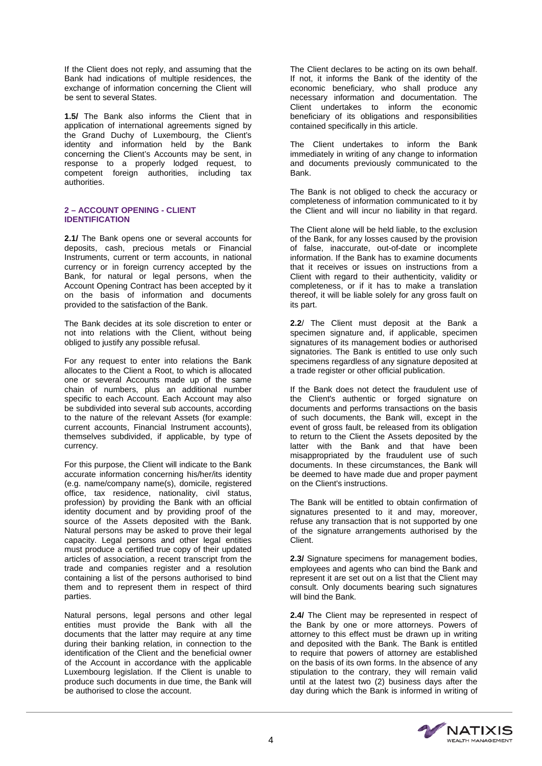If the Client does not reply, and assuming that the Bank had indications of multiple residences, the exchange of information concerning the Client will be sent to several States.

**1.5/** The Bank also informs the Client that in application of international agreements signed by the Grand Duchy of Luxembourg, the Client's identity and information held by the Bank concerning the Client's Accounts may be sent, in response to a properly lodged request, to competent foreign authorities, including tax authorities.

## 2 – ACCOUNT OPENING - CLIENT IDENTIFICATION

**2.1/** The Bank opens one or several accounts for deposits, cash, precious metals or Financial Instruments, current or term accounts, in national currency or in foreign currency accepted by the Bank, for natural or legal persons, when the Account Opening Contract has been accepted by it on the basis of information and documents provided to the satisfaction of the Bank.

The Bank decides at its sole discretion to enter or not into relations with the Client, without being obliged to justify any possible refusal.

For any request to enter into relations the Bank allocates to the Client a Root, to which is allocated one or several Accounts made up of the same chain of numbers, plus an additional number specific to each Account. Each Account may also be subdivided into several sub accounts, according to the nature of the relevant Assets (for example: current accounts, Financial Instrument accounts), themselves subdivided, if applicable, by type of currency.

For this purpose, the Client will indicate to the Bank accurate information concerning his/her/its identity (e.g. name/company name(s), domicile, registered office, tax residence, nationality, civil status, profession) by providing the Bank with an official identity document and by providing proof of the source of the Assets deposited with the Bank. Natural persons may be asked to prove their legal capacity. Legal persons and other legal entities must produce a certified true copy of their updated articles of association, a recent transcript from the trade and companies register and a resolution containing a list of the persons authorised to bind them and to represent them in respect of third parties.

Natural persons, legal persons and other legal entities must provide the Bank with all the documents that the latter may require at any time during their banking relation, in connection to the identification of the Client and the beneficial owner of the Account in accordance with the applicable Luxembourg legislation. If the Client is unable to produce such documents in due time, the Bank will be authorised to close the account.

The Client declares to be acting on its own behalf. If not, it informs the Bank of the identity of the economic beneficiary, who shall produce any necessary information and documentation. The Client undertakes to inform the economic beneficiary of its obligations and responsibilities contained specifically in this article.

The Client undertakes to inform the Bank immediately in writing of any change to information and documents previously communicated to the Bank.

The Bank is not obliged to check the accuracy or completeness of information communicated to it by the Client and will incur no liability in that regard.

The Client alone will be held liable, to the exclusion of the Bank, for any losses caused by the provision of false, inaccurate, out-of-date or incomplete information. If the Bank has to examine documents that it receives or issues on instructions from a Client with regard to their authenticity, validity or completeness, or if it has to make a translation thereof, it will be liable solely for any gross fault on its part.

**2.2**/ The Client must deposit at the Bank a specimen signature and, if applicable, specimen signatures of its management bodies or authorised signatories. The Bank is entitled to use only such specimens regardless of any signature deposited at a trade register or other official publication.

If the Bank does not detect the fraudulent use of the Client's authentic or forged signature on documents and performs transactions on the basis of such documents, the Bank will, except in the event of gross fault, be released from its obligation to return to the Client the Assets deposited by the latter with the Bank and that have been misappropriated by the fraudulent use of such documents. In these circumstances, the Bank will be deemed to have made due and proper payment on the Client's instructions.

The Bank will be entitled to obtain confirmation of signatures presented to it and may, moreover, refuse any transaction that is not supported by one of the signature arrangements authorised by the Client.

**2.3/** Signature specimens for management bodies, employees and agents who can bind the Bank and represent it are set out on a list that the Client may consult. Only documents bearing such signatures will bind the Bank.

**2.4/** The Client may be represented in respect of the Bank by one or more attorneys. Powers of attorney to this effect must be drawn up in writing and deposited with the Bank. The Bank is entitled to require that powers of attorney are established on the basis of its own forms. In the absence of any stipulation to the contrary, they will remain valid until at the latest two (2) business days after the day during which the Bank is informed in writing of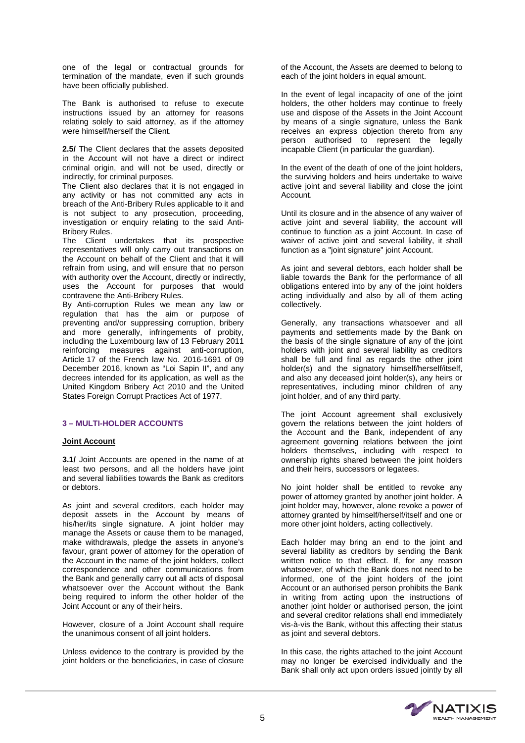one of the legal or contractual grounds for termination of the mandate, even if such grounds have been officially published.

The Bank is authorised to refuse to execute instructions issued by an attorney for reasons relating solely to said attorney, as if the attorney were himself/herself the Client.

**2.5/** The Client declares that the assets deposited in the Account will not have a direct or indirect criminal origin, and will not be used, directly or indirectly, for criminal purposes.
The Client also declares that it is not engaged in any activity or has not committed any acts in breach of the Anti-Bribery Rules applicable to it and is not subject to any prosecution, proceeding, investigation or enquiry relating to the said Anti-Bribery Rules.
The Client undertakes that its prospective representatives will only carry out transactions on the Account on behalf of the Client and that it will refrain from using, and will ensure that no person with authority over the Account, directly or indirectly, uses the Account for purposes that would contravene the Anti-Bribery Rules.
By Anti-corruption Rules we mean any law or regulation that has the aim or purpose of preventing and/or suppressing corruption, bribery and more generally, infringements of probity, including the Luxembourg law of 13 February 2011 reinforcing measures against anti-corruption, Article 17 of the French law No. 2016-1691 of 09 December 2016, known as "Loi Sapin II", and any decrees intended for its application, as well as the United Kingdom Bribery Act 2010 and the United States Foreign Corrupt Practices Act of 1977.

## 3 – MULTI-HOLDER ACCOUNTS

### Joint Account

**3.1/** Joint Accounts are opened in the name of at least two persons, and all the holders have joint and several liabilities towards the Bank as creditors or debtors.

As joint and several creditors, each holder may deposit assets in the Account by means of his/her/its single signature. A joint holder may manage the Assets or cause them to be managed, make withdrawals, pledge the assets in anyone's favour, grant power of attorney for the operation of the Account in the name of the joint holders, collect correspondence and other communications from the Bank and generally carry out all acts of disposal whatsoever over the Account without the Bank being required to inform the other holder of the Joint Account or any of their heirs.

However, closure of a Joint Account shall require the unanimous consent of all joint holders.

Unless evidence to the contrary is provided by the joint holders or the beneficiaries, in case of closure of the Account, the Assets are deemed to belong to each of the joint holders in equal amount.

In the event of legal incapacity of one of the joint holders, the other holders may continue to freely use and dispose of the Assets in the Joint Account by means of a single signature, unless the Bank receives an express objection thereto from any person authorised to represent the legally incapable Client (in particular the guardian).

In the event of the death of one of the joint holders, the surviving holders and heirs undertake to waive active joint and several liability and close the joint Account.

Until its closure and in the absence of any waiver of active joint and several liability, the account will continue to function as a joint Account. In case of waiver of active joint and several liability, it shall function as a "joint signature" joint Account.

As joint and several debtors, each holder shall be liable towards the Bank for the performance of all obligations entered into by any of the joint holders acting individually and also by all of them acting collectively.

Generally, any transactions whatsoever and all payments and settlements made by the Bank on the basis of the single signature of any of the joint holders with joint and several liability as creditors shall be full and final as regards the other joint holder(s) and the signatory himself/herself/itself, and also any deceased joint holder(s), any heirs or representatives, including minor children of any joint holder, and of any third party.

The joint Account agreement shall exclusively govern the relations between the joint holders of the Account and the Bank, independent of any agreement governing relations between the joint holders themselves, including with respect to ownership rights shared between the joint holders and their heirs, successors or legatees.

No joint holder shall be entitled to revoke any power of attorney granted by another joint holder. A joint holder may, however, alone revoke a power of attorney granted by himself/herself/itself and one or more other joint holders, acting collectively.

Each holder may bring an end to the joint and several liability as creditors by sending the Bank written notice to that effect. If, for any reason whatsoever, of which the Bank does not need to be informed, one of the joint holders of the joint Account or an authorised person prohibits the Bank in writing from acting upon the instructions of another joint holder or authorised person, the joint and several creditor relations shall end immediately vis-à-vis the Bank, without this affecting their status as joint and several debtors.

In this case, the rights attached to the joint Account may no longer be exercised individually and the Bank shall only act upon orders issued jointly by all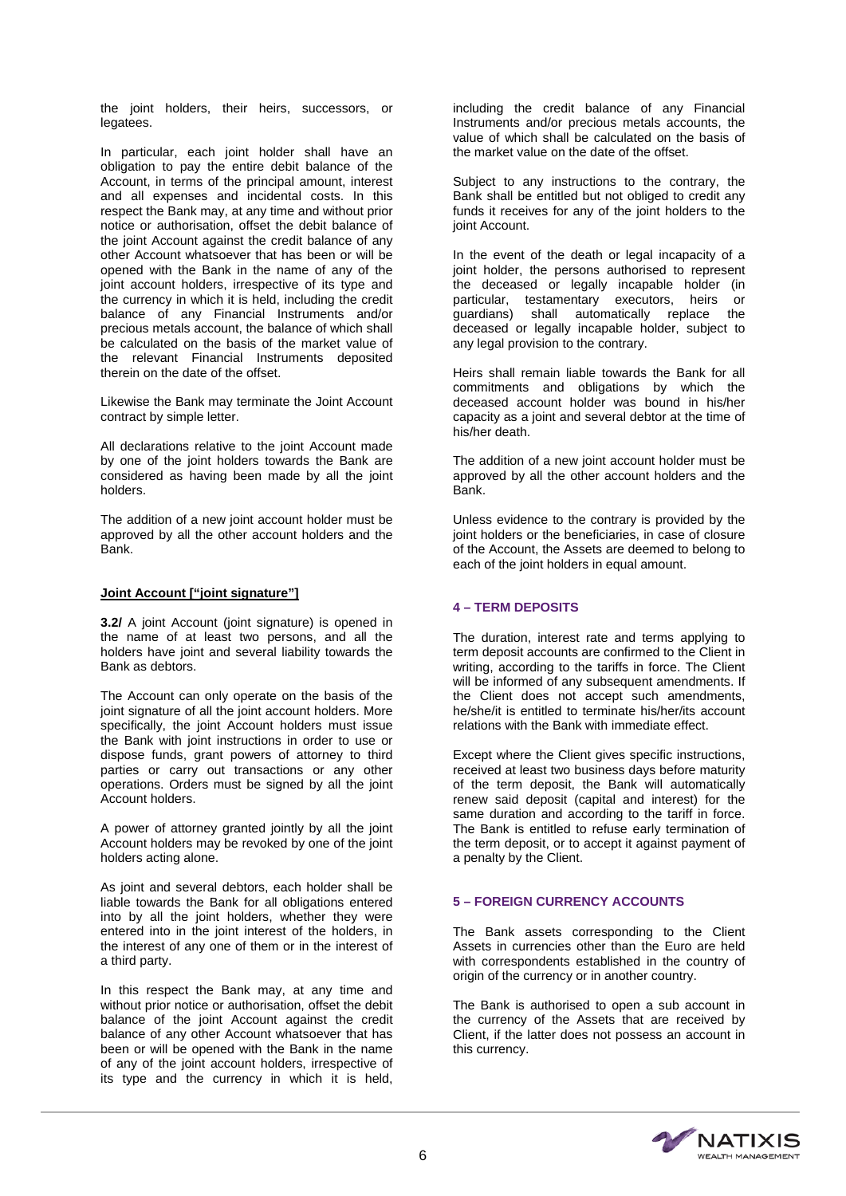the joint holders, their heirs, successors, or legatees.

In particular, each joint holder shall have an obligation to pay the entire debit balance of the Account, in terms of the principal amount, interest and all expenses and incidental costs. In this respect the Bank may, at any time and without prior notice or authorisation, offset the debit balance of the joint Account against the credit balance of any other Account whatsoever that has been or will be opened with the Bank in the name of any of the joint account holders, irrespective of its type and the currency in which it is held, including the credit balance of any Financial Instruments and/or precious metals account, the balance of which shall be calculated on the basis of the market value of the relevant Financial Instruments deposited therein on the date of the offset.

Likewise the Bank may terminate the Joint Account contract by simple letter.

All declarations relative to the joint Account made by one of the joint holders towards the Bank are considered as having been made by all the joint holders.

The addition of a new joint account holder must be approved by all the other account holders and the Bank.

**Joint Account ["joint signature"]**

**3.2/** A joint Account (joint signature) is opened in the name of at least two persons, and all the holders have joint and several liability towards the Bank as debtors.

The Account can only operate on the basis of the joint signature of all the joint account holders. More specifically, the joint Account holders must issue the Bank with joint instructions in order to use or dispose funds, grant powers of attorney to third parties or carry out transactions or any other operations. Orders must be signed by all the joint Account holders.

A power of attorney granted jointly by all the joint Account holders may be revoked by one of the joint holders acting alone.

As joint and several debtors, each holder shall be liable towards the Bank for all obligations entered into by all the joint holders, whether they were entered into in the joint interest of the holders, in the interest of any one of them or in the interest of a third party.

In this respect the Bank may, at any time and without prior notice or authorisation, offset the debit balance of the joint Account against the credit balance of any other Account whatsoever that has been or will be opened with the Bank in the name of any of the joint account holders, irrespective of its type and the currency in which it is held, including the credit balance of any Financial Instruments and/or precious metals accounts, the value of which shall be calculated on the basis of the market value on the date of the offset.

Subject to any instructions to the contrary, the Bank shall be entitled but not obliged to credit any funds it receives for any of the joint holders to the joint Account.

In the event of the death or legal incapacity of a joint holder, the persons authorised to represent the deceased or legally incapable holder (in particular, testamentary executors, heirs or guardians) shall automatically replace the deceased or legally incapable holder, subject to any legal provision to the contrary.

Heirs shall remain liable towards the Bank for all commitments and obligations by which the deceased account holder was bound in his/her capacity as a joint and several debtor at the time of his/her death.

The addition of a new joint account holder must be approved by all the other account holders and the Bank.

Unless evidence to the contrary is provided by the joint holders or the beneficiaries, in case of closure of the Account, the Assets are deemed to belong to each of the joint holders in equal amount.

## 4 – TERM DEPOSITS

The duration, interest rate and terms applying to term deposit accounts are confirmed to the Client in writing, according to the tariffs in force. The Client will be informed of any subsequent amendments. If the Client does not accept such amendments, he/she/it is entitled to terminate his/her/its account relations with the Bank with immediate effect.

Except where the Client gives specific instructions, received at least two business days before maturity of the term deposit, the Bank will automatically renew said deposit (capital and interest) for the same duration and according to the tariff in force. The Bank is entitled to refuse early termination of the term deposit, or to accept it against payment of a penalty by the Client.

## 5 – FOREIGN CURRENCY ACCOUNTS

The Bank assets corresponding to the Client Assets in currencies other than the Euro are held with correspondents established in the country of origin of the currency or in another country.

The Bank is authorised to open a sub account in the currency of the Assets that are received by Client, if the latter does not possess an account in this currency.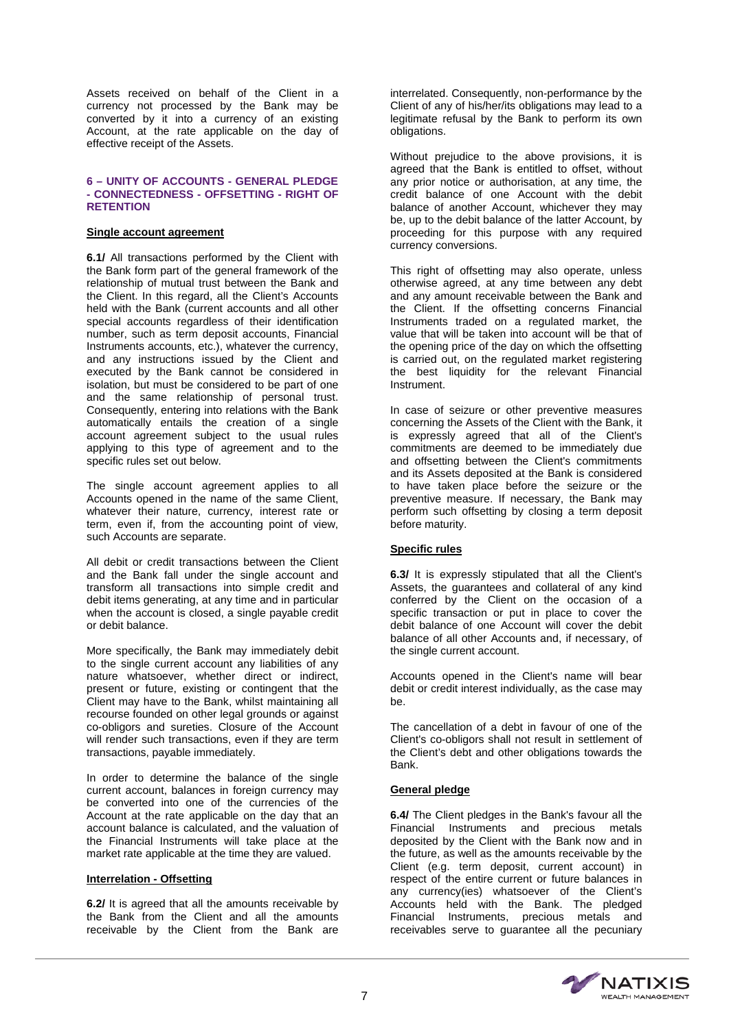Assets received on behalf of the Client in a currency not processed by the Bank may be converted by it into a currency of an existing Account, at the rate applicable on the day of effective receipt of the Assets.

## 6 – UNITY OF ACCOUNTS - GENERAL PLEDGE - CONNECTEDNESS - OFFSETTING - RIGHT OF RETENTION

**Single account agreement**

**6.1/** All transactions performed by the Client with the Bank form part of the general framework of the relationship of mutual trust between the Bank and the Client. In this regard, all the Client's Accounts held with the Bank (current accounts and all other special accounts regardless of their identification number, such as term deposit accounts, Financial Instruments accounts, etc.), whatever the currency, and any instructions issued by the Client and executed by the Bank cannot be considered in isolation, but must be considered to be part of one and the same relationship of personal trust. Consequently, entering into relations with the Bank automatically entails the creation of a single account agreement subject to the usual rules applying to this type of agreement and to the specific rules set out below.

The single account agreement applies to all Accounts opened in the name of the same Client, whatever their nature, currency, interest rate or term, even if, from the accounting point of view, such Accounts are separate.

All debit or credit transactions between the Client and the Bank fall under the single account and transform all transactions into simple credit and debit items generating, at any time and in particular when the account is closed, a single payable credit or debit balance.

More specifically, the Bank may immediately debit to the single current account any liabilities of any nature whatsoever, whether direct or indirect, present or future, existing or contingent that the Client may have to the Bank, whilst maintaining all recourse founded on other legal grounds or against co-obligors and sureties. Closure of the Account will render such transactions, even if they are term transactions, payable immediately.

In order to determine the balance of the single current account, balances in foreign currency may be converted into one of the currencies of the Account at the rate applicable on the day that an account balance is calculated, and the valuation of the Financial Instruments will take place at the market rate applicable at the time they are valued.

**Interrelation - Offsetting**

**6.2/** It is agreed that all the amounts receivable by the Bank from the Client and all the amounts receivable by the Client from the Bank are interrelated. Consequently, non-performance by the Client of any of his/her/its obligations may lead to a legitimate refusal by the Bank to perform its own obligations.

Without prejudice to the above provisions, it is agreed that the Bank is entitled to offset, without any prior notice or authorisation, at any time, the credit balance of one Account with the debit balance of another Account, whichever they may be, up to the debit balance of the latter Account, by proceeding for this purpose with any required currency conversions.

This right of offsetting may also operate, unless otherwise agreed, at any time between any debt and any amount receivable between the Bank and the Client. If the offsetting concerns Financial Instruments traded on a regulated market, the value that will be taken into account will be that of the opening price of the day on which the offsetting is carried out, on the regulated market registering the best liquidity for the relevant Financial Instrument.

In case of seizure or other preventive measures concerning the Assets of the Client with the Bank, it is expressly agreed that all of the Client's commitments are deemed to be immediately due and offsetting between the Client's commitments and its Assets deposited at the Bank is considered to have taken place before the seizure or the preventive measure. If necessary, the Bank may perform such offsetting by closing a term deposit before maturity.

**Specific rules**

**6.3/** It is expressly stipulated that all the Client's Assets, the guarantees and collateral of any kind conferred by the Client on the occasion of a specific transaction or put in place to cover the debit balance of one Account will cover the debit balance of all other Accounts and, if necessary, of the single current account.

Accounts opened in the Client's name will bear debit or credit interest individually, as the case may be.

The cancellation of a debt in favour of one of the Client's co-obligors shall not result in settlement of the Client's debt and other obligations towards the Bank.

**General pledge**

**6.4/** The Client pledges in the Bank's favour all the Financial Instruments and precious metals deposited by the Client with the Bank now and in the future, as well as the amounts receivable by the Client (e.g. term deposit, current account) in respect of the entire current or future balances in any currency(ies) whatsoever of the Client's Accounts held with the Bank. The pledged Financial Instruments, precious metals and receivables serve to guarantee all the pecuniary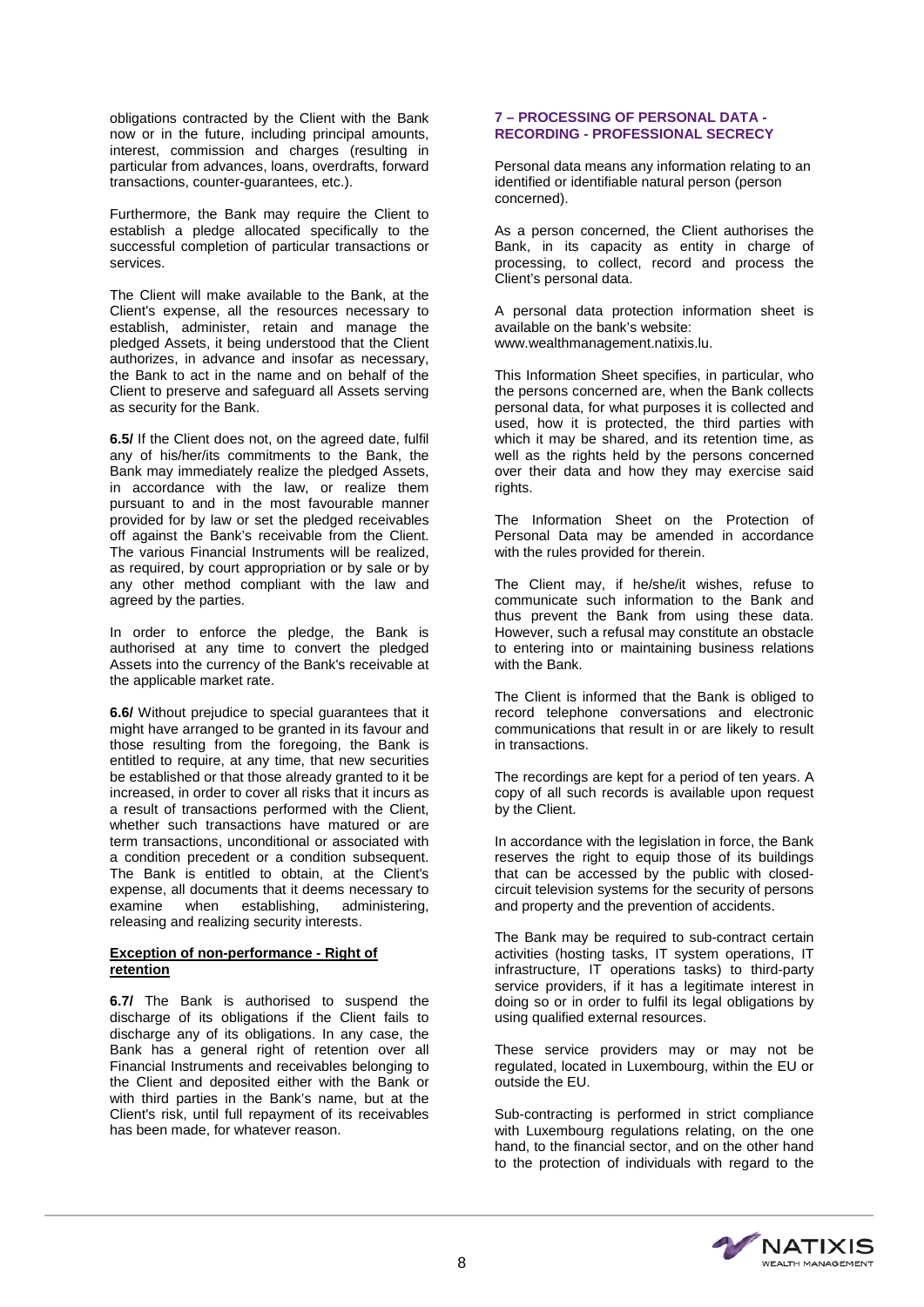obligations contracted by the Client with the Bank now or in the future, including principal amounts, interest, commission and charges (resulting in particular from advances, loans, overdrafts, forward transactions, counter-guarantees, etc.).

Furthermore, the Bank may require the Client to establish a pledge allocated specifically to the successful completion of particular transactions or services.

The Client will make available to the Bank, at the Client's expense, all the resources necessary to establish, administer, retain and manage the pledged Assets, it being understood that the Client authorizes, in advance and insofar as necessary, the Bank to act in the name and on behalf of the Client to preserve and safeguard all Assets serving as security for the Bank.

**6.5/** If the Client does not, on the agreed date, fulfil any of his/her/its commitments to the Bank, the Bank may immediately realize the pledged Assets, in accordance with the law, or realize them pursuant to and in the most favourable manner provided for by law or set the pledged receivables off against the Bank's receivable from the Client. The various Financial Instruments will be realized, as required, by court appropriation or by sale or by any other method compliant with the law and agreed by the parties.

In order to enforce the pledge, the Bank is authorised at any time to convert the pledged Assets into the currency of the Bank's receivable at the applicable market rate.

**6.6/** Without prejudice to special guarantees that it might have arranged to be granted in its favour and those resulting from the foregoing, the Bank is entitled to require, at any time, that new securities be established or that those already granted to it be increased, in order to cover all risks that it incurs as a result of transactions performed with the Client, whether such transactions have matured or are term transactions, unconditional or associated with a condition precedent or a condition subsequent. The Bank is entitled to obtain, at the Client's expense, all documents that it deems necessary to examine when establishing, administering, releasing and realizing security interests.

**Exception of non-performance - Right of retention**

**6.7/** The Bank is authorised to suspend the discharge of its obligations if the Client fails to discharge any of its obligations. In any case, the Bank has a general right of retention over all Financial Instruments and receivables belonging to the Client and deposited either with the Bank or with third parties in the Bank's name, but at the Client's risk, until full repayment of its receivables has been made, for whatever reason.

## 7 – PROCESSING OF PERSONAL DATA - RECORDING - PROFESSIONAL SECRECY

Personal data means any information relating to an identified or identifiable natural person (person concerned).

As a person concerned, the Client authorises the Bank, in its capacity as entity in charge of processing, to collect, record and process the Client's personal data.

A personal data protection information sheet is available on the bank's website: www.wealthmanagement.natixis.lu.

This Information Sheet specifies, in particular, who the persons concerned are, when the Bank collects personal data, for what purposes it is collected and used, how it is protected, the third parties with which it may be shared, and its retention time, as well as the rights held by the persons concerned over their data and how they may exercise said rights.

The Information Sheet on the Protection of Personal Data may be amended in accordance with the rules provided for therein.

The Client may, if he/she/it wishes, refuse to communicate such information to the Bank and thus prevent the Bank from using these data. However, such a refusal may constitute an obstacle to entering into or maintaining business relations with the Bank.

The Client is informed that the Bank is obliged to record telephone conversations and electronic communications that result in or are likely to result in transactions.

The recordings are kept for a period of ten years. A copy of all such records is available upon request by the Client.

In accordance with the legislation in force, the Bank reserves the right to equip those of its buildings that can be accessed by the public with closed-circuit television systems for the security of persons and property and the prevention of accidents.

The Bank may be required to sub-contract certain activities (hosting tasks, IT system operations, IT infrastructure, IT operations tasks) to third-party service providers, if it has a legitimate interest in doing so or in order to fulfil its legal obligations by using qualified external resources.

These service providers may or may not be regulated, located in Luxembourg, within the EU or outside the EU.

Sub-contracting is performed in strict compliance with Luxembourg regulations relating, on the one hand, to the financial sector, and on the other hand to the protection of individuals with regard to the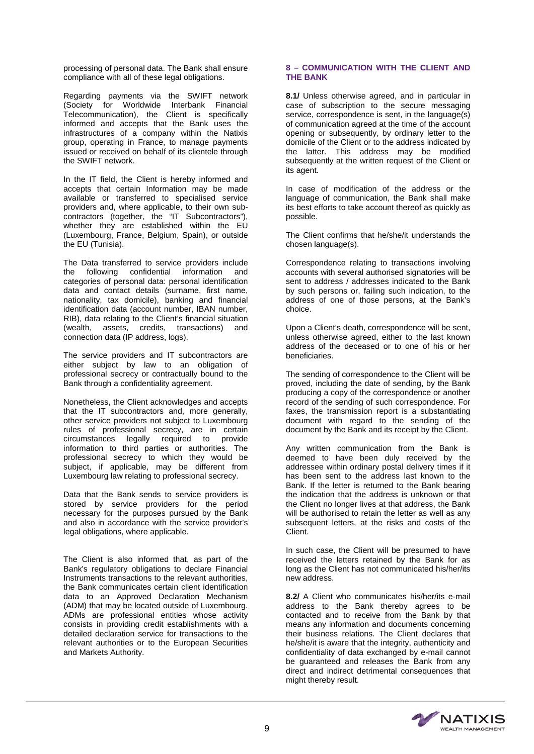processing of personal data. The Bank shall ensure compliance with all of these legal obligations.

Regarding payments via the SWIFT network (Society for Worldwide Interbank Financial Telecommunication), the Client is specifically informed and accepts that the Bank uses the infrastructures of a company within the Natixis group, operating in France, to manage payments issued or received on behalf of its clientele through the SWIFT network.

In the IT field, the Client is hereby informed and accepts that certain Information may be made available or transferred to specialised service providers and, where applicable, to their own sub-contractors (together, the "IT Subcontractors"), whether they are established within the EU (Luxembourg, France, Belgium, Spain), or outside the EU (Tunisia).

The Data transferred to service providers include the following confidential information and categories of personal data: personal identification data and contact details (surname, first name, nationality, tax domicile), banking and financial identification data (account number, IBAN number, RIB), data relating to the Client's financial situation (wealth, assets, credits, transactions) and connection data (IP address, logs).

The service providers and IT subcontractors are either subject by law to an obligation of professional secrecy or contractually bound to the Bank through a confidentiality agreement.

Nonetheless, the Client acknowledges and accepts that the IT subcontractors and, more generally, other service providers not subject to Luxembourg rules of professional secrecy, are in certain circumstances legally required to provide information to third parties or authorities. The professional secrecy to which they would be subject, if applicable, may be different from Luxembourg law relating to professional secrecy.

Data that the Bank sends to service providers is stored by service providers for the period necessary for the purposes pursued by the Bank and also in accordance with the service provider's legal obligations, where applicable.

The Client is also informed that, as part of the Bank's regulatory obligations to declare Financial Instruments transactions to the relevant authorities, the Bank communicates certain client identification data to an Approved Declaration Mechanism (ADM) that may be located outside of Luxembourg. ADMs are professional entities whose activity consists in providing credit establishments with a detailed declaration service for transactions to the relevant authorities or to the European Securities and Markets Authority.

## 8 – COMMUNICATION WITH THE CLIENT AND THE BANK

**8.1/** Unless otherwise agreed, and in particular in case of subscription to the secure messaging service, correspondence is sent, in the language(s) of communication agreed at the time of the account opening or subsequently, by ordinary letter to the domicile of the Client or to the address indicated by the latter. This address may be modified subsequently at the written request of the Client or its agent.

In case of modification of the address or the language of communication, the Bank shall make its best efforts to take account thereof as quickly as possible.

The Client confirms that he/she/it understands the chosen language(s).

Correspondence relating to transactions involving accounts with several authorised signatories will be sent to address / addresses indicated to the Bank by such persons or, failing such indication, to the address of one of those persons, at the Bank's choice.

Upon a Client's death, correspondence will be sent, unless otherwise agreed, either to the last known address of the deceased or to one of his or her beneficiaries.

The sending of correspondence to the Client will be proved, including the date of sending, by the Bank producing a copy of the correspondence or another record of the sending of such correspondence. For faxes, the transmission report is a substantiating document with regard to the sending of the document by the Bank and its receipt by the Client.

Any written communication from the Bank is deemed to have been duly received by the addressee within ordinary postal delivery times if it has been sent to the address last known to the Bank. If the letter is returned to the Bank bearing the indication that the address is unknown or that the Client no longer lives at that address, the Bank will be authorised to retain the letter as well as any subsequent letters, at the risks and costs of the Client.

In such case, the Client will be presumed to have received the letters retained by the Bank for as long as the Client has not communicated his/her/its new address.

**8.2/** A Client who communicates his/her/its e-mail address to the Bank thereby agrees to be contacted and to receive from the Bank by that means any information and documents concerning their business relations. The Client declares that he/she/it is aware that the integrity, authenticity and confidentiality of data exchanged by e-mail cannot be guaranteed and releases the Bank from any direct and indirect detrimental consequences that might thereby result.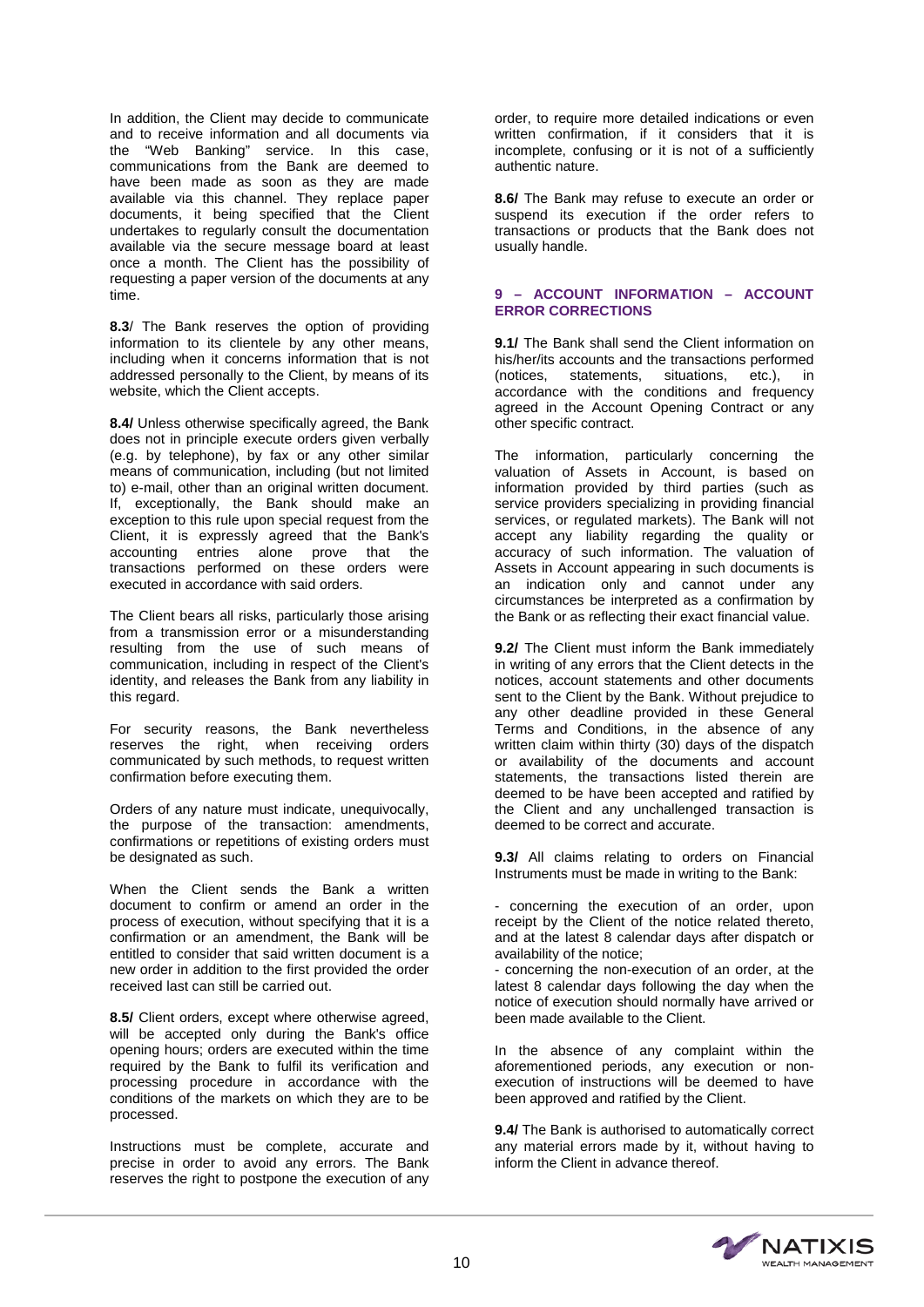In addition, the Client may decide to communicate and to receive information and all documents via the "Web Banking" service. In this case, communications from the Bank are deemed to have been made as soon as they are made available via this channel. They replace paper documents, it being specified that the Client undertakes to regularly consult the documentation available via the secure message board at least once a month. The Client has the possibility of requesting a paper version of the documents at any time.

**8.3**/ The Bank reserves the option of providing information to its clientele by any other means, including when it concerns information that is not addressed personally to the Client, by means of its website, which the Client accepts.

**8.4/** Unless otherwise specifically agreed, the Bank does not in principle execute orders given verbally (e.g. by telephone), by fax or any other similar means of communication, including (but not limited to) e-mail, other than an original written document. If, exceptionally, the Bank should make an exception to this rule upon special request from the Client, it is expressly agreed that the Bank's accounting entries alone prove that the transactions performed on these orders were executed in accordance with said orders.

The Client bears all risks, particularly those arising from a transmission error or a misunderstanding resulting from the use of such means of communication, including in respect of the Client's identity, and releases the Bank from any liability in this regard.

For security reasons, the Bank nevertheless reserves the right, when receiving orders communicated by such methods, to request written confirmation before executing them.

Orders of any nature must indicate, unequivocally, the purpose of the transaction: amendments, confirmations or repetitions of existing orders must be designated as such.

When the Client sends the Bank a written document to confirm or amend an order in the process of execution, without specifying that it is a confirmation or an amendment, the Bank will be entitled to consider that said written document is a new order in addition to the first provided the order received last can still be carried out.

**8.5/** Client orders, except where otherwise agreed, will be accepted only during the Bank's office opening hours; orders are executed within the time required by the Bank to fulfil its verification and processing procedure in accordance with the conditions of the markets on which they are to be processed.

Instructions must be complete, accurate and precise in order to avoid any errors. The Bank reserves the right to postpone the execution of any order, to require more detailed indications or even written confirmation, if it considers that it is incomplete, confusing or it is not of a sufficiently authentic nature.

**8.6/** The Bank may refuse to execute an order or suspend its execution if the order refers to transactions or products that the Bank does not usually handle.

## 9 – ACCOUNT INFORMATION – ACCOUNT ERROR CORRECTIONS

**9.1/** The Bank shall send the Client information on his/her/its accounts and the transactions performed (notices, statements, situations, etc.), in accordance with the conditions and frequency agreed in the Account Opening Contract or any other specific contract.

The information, particularly concerning the valuation of Assets in Account, is based on information provided by third parties (such as service providers specializing in providing financial services, or regulated markets). The Bank will not accept any liability regarding the quality or accuracy of such information. The valuation of Assets in Account appearing in such documents is an indication only and cannot under any circumstances be interpreted as a confirmation by the Bank or as reflecting their exact financial value.

**9.2/** The Client must inform the Bank immediately in writing of any errors that the Client detects in the notices, account statements and other documents sent to the Client by the Bank. Without prejudice to any other deadline provided in these General Terms and Conditions, in the absence of any written claim within thirty (30) days of the dispatch or availability of the documents and account statements, the transactions listed therein are deemed to be have been accepted and ratified by the Client and any unchallenged transaction is deemed to be correct and accurate.

**9.3/** All claims relating to orders on Financial Instruments must be made in writing to the Bank:

- concerning the execution of an order, upon receipt by the Client of the notice related thereto, and at the latest 8 calendar days after dispatch or availability of the notice;
- concerning the non-execution of an order, at the latest 8 calendar days following the day when the notice of execution should normally have arrived or been made available to the Client.

In the absence of any complaint within the aforementioned periods, any execution or non-execution of instructions will be deemed to have been approved and ratified by the Client.

**9.4/** The Bank is authorised to automatically correct any material errors made by it, without having to inform the Client in advance thereof.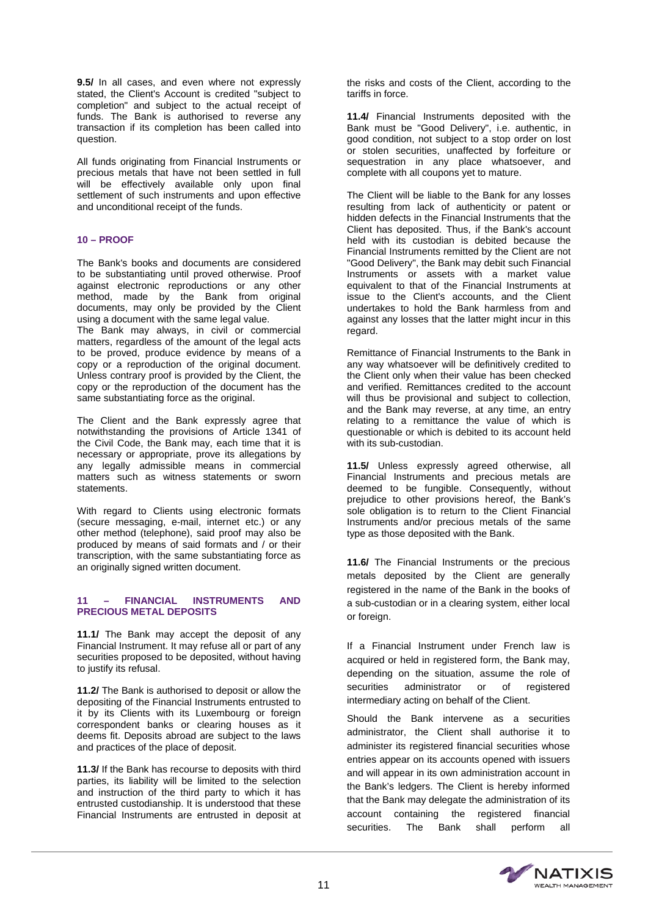**9.5/** In all cases, and even where not expressly stated, the Client's Account is credited "subject to completion" and subject to the actual receipt of funds. The Bank is authorised to reverse any transaction if its completion has been called into question.

All funds originating from Financial Instruments or precious metals that have not been settled in full will be effectively available only upon final settlement of such instruments and upon effective and unconditional receipt of the funds.

## 10 – PROOF

The Bank's books and documents are considered to be substantiating until proved otherwise. Proof against electronic reproductions or any other method, made by the Bank from original documents, may only be provided by the Client using a document with the same legal value.
The Bank may always, in civil or commercial matters, regardless of the amount of the legal acts to be proved, produce evidence by means of a copy or a reproduction of the original document. Unless contrary proof is provided by the Client, the copy or the reproduction of the document has the same substantiating force as the original.

The Client and the Bank expressly agree that notwithstanding the provisions of Article 1341 of the Civil Code, the Bank may, each time that it is necessary or appropriate, prove its allegations by any legally admissible means in commercial matters such as witness statements or sworn statements.

With regard to Clients using electronic formats (secure messaging, e-mail, internet etc.) or any other method (telephone), said proof may also be produced by means of said formats and / or their transcription, with the same substantiating force as an originally signed written document.

## 11 – FINANCIAL INSTRUMENTS AND PRECIOUS METAL DEPOSITS

**11.1/** The Bank may accept the deposit of any Financial Instrument. It may refuse all or part of any securities proposed to be deposited, without having to justify its refusal.

**11.2/** The Bank is authorised to deposit or allow the depositing of the Financial Instruments entrusted to it by its Clients with its Luxembourg or foreign correspondent banks or clearing houses as it deems fit. Deposits abroad are subject to the laws and practices of the place of deposit.

**11.3/** If the Bank has recourse to deposits with third parties, its liability will be limited to the selection and instruction of the third party to which it has entrusted custodianship. It is understood that these Financial Instruments are entrusted in deposit at the risks and costs of the Client, according to the tariffs in force.

**11.4/** Financial Instruments deposited with the Bank must be "Good Delivery", i.e. authentic, in good condition, not subject to a stop order on lost or stolen securities, unaffected by forfeiture or sequestration in any place whatsoever, and complete with all coupons yet to mature.

The Client will be liable to the Bank for any losses resulting from lack of authenticity or patent or hidden defects in the Financial Instruments that the Client has deposited. Thus, if the Bank's account held with its custodian is debited because the Financial Instruments remitted by the Client are not "Good Delivery", the Bank may debit such Financial Instruments or assets with a market value equivalent to that of the Financial Instruments at issue to the Client's accounts, and the Client undertakes to hold the Bank harmless from and against any losses that the latter might incur in this regard.

Remittance of Financial Instruments to the Bank in any way whatsoever will be definitively credited to the Client only when their value has been checked and verified. Remittances credited to the account will thus be provisional and subject to collection, and the Bank may reverse, at any time, an entry relating to a remittance the value of which is questionable or which is debited to its account held with its sub-custodian.

**11.5/** Unless expressly agreed otherwise, all Financial Instruments and precious metals are deemed to be fungible. Consequently, without prejudice to other provisions hereof, the Bank's sole obligation is to return to the Client Financial Instruments and/or precious metals of the same type as those deposited with the Bank.

**11.6/** The Financial Instruments or the precious metals deposited by the Client are generally registered in the name of the Bank in the books of a sub-custodian or in a clearing system, either local or foreign.

If a Financial Instrument under French law is acquired or held in registered form, the Bank may, depending on the situation, assume the role of securities administrator or of registered intermediary acting on behalf of the Client.

Should the Bank intervene as a securities administrator, the Client shall authorise it to administer its registered financial securities whose entries appear on its accounts opened with issuers and will appear in its own administration account in the Bank's ledgers. The Client is hereby informed that the Bank may delegate the administration of its account containing the registered financial securities. The Bank shall perform all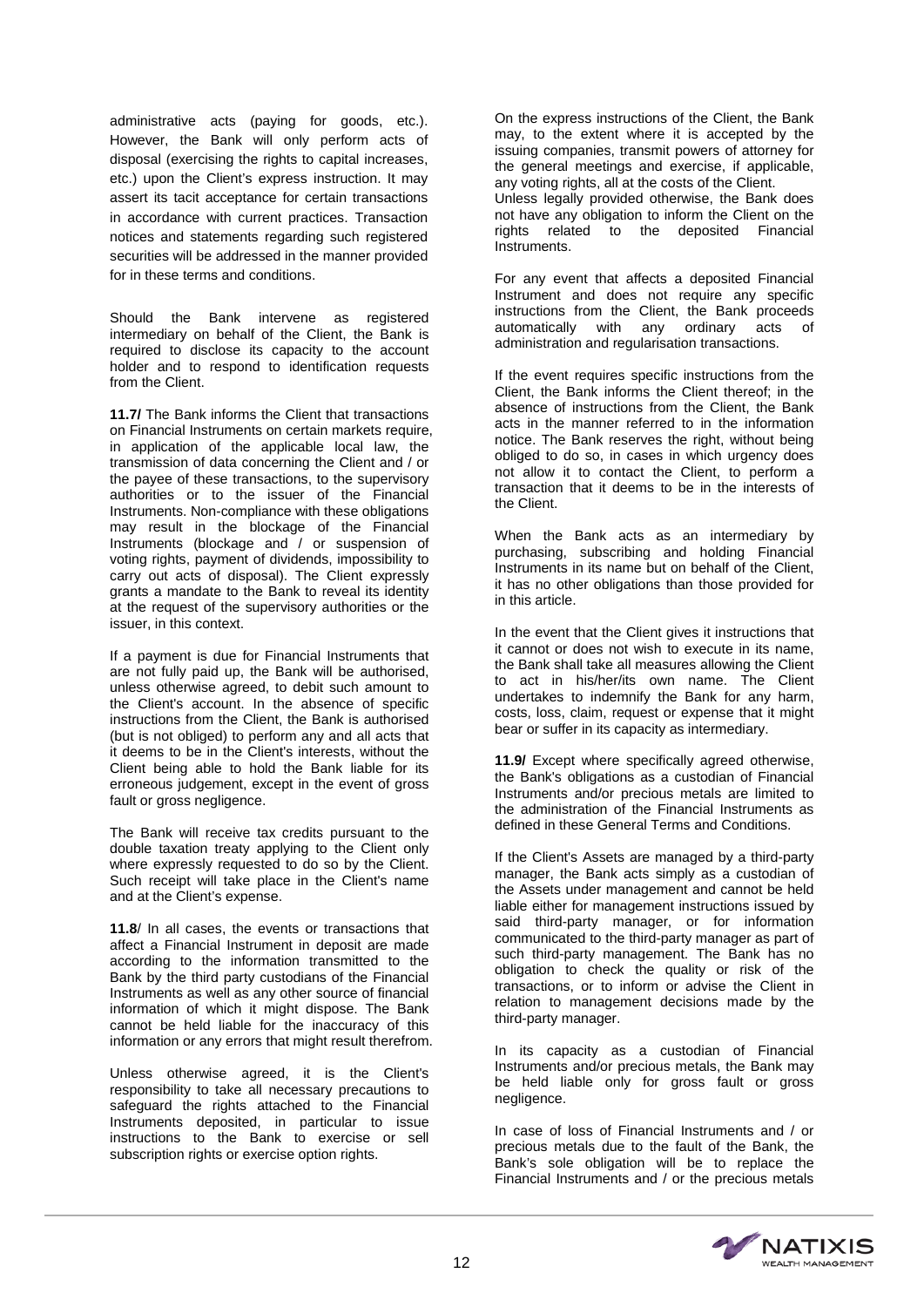administrative acts (paying for goods, etc.). However, the Bank will only perform acts of disposal (exercising the rights to capital increases, etc.) upon the Client's express instruction. It may assert its tacit acceptance for certain transactions in accordance with current practices. Transaction notices and statements regarding such registered securities will be addressed in the manner provided for in these terms and conditions.

Should the Bank intervene as registered intermediary on behalf of the Client, the Bank is required to disclose its capacity to the account holder and to respond to identification requests from the Client.

**11.7/** The Bank informs the Client that transactions on Financial Instruments on certain markets require, in application of the applicable local law, the transmission of data concerning the Client and / or the payee of these transactions, to the supervisory authorities or to the issuer of the Financial Instruments. Non-compliance with these obligations may result in the blockage of the Financial Instruments (blockage and / or suspension of voting rights, payment of dividends, impossibility to carry out acts of disposal). The Client expressly grants a mandate to the Bank to reveal its identity at the request of the supervisory authorities or the issuer, in this context.

If a payment is due for Financial Instruments that are not fully paid up, the Bank will be authorised, unless otherwise agreed, to debit such amount to the Client's account. In the absence of specific instructions from the Client, the Bank is authorised (but is not obliged) to perform any and all acts that it deems to be in the Client's interests, without the Client being able to hold the Bank liable for its erroneous judgement, except in the event of gross fault or gross negligence.

The Bank will receive tax credits pursuant to the double taxation treaty applying to the Client only where expressly requested to do so by the Client. Such receipt will take place in the Client's name and at the Client's expense.

**11.8**/ In all cases, the events or transactions that affect a Financial Instrument in deposit are made according to the information transmitted to the Bank by the third party custodians of the Financial Instruments as well as any other source of financial information of which it might dispose. The Bank cannot be held liable for the inaccuracy of this information or any errors that might result therefrom.

Unless otherwise agreed, it is the Client's responsibility to take all necessary precautions to safeguard the rights attached to the Financial Instruments deposited, in particular to issue instructions to the Bank to exercise or sell subscription rights or exercise option rights.

On the express instructions of the Client, the Bank may, to the extent where it is accepted by the issuing companies, transmit powers of attorney for the general meetings and exercise, if applicable, any voting rights, all at the costs of the Client.
Unless legally provided otherwise, the Bank does not have any obligation to inform the Client on the rights related to the deposited Financial Instruments.

For any event that affects a deposited Financial Instrument and does not require any specific instructions from the Client, the Bank proceeds automatically with any ordinary acts of administration and regularisation transactions.

If the event requires specific instructions from the Client, the Bank informs the Client thereof; in the absence of instructions from the Client, the Bank acts in the manner referred to in the information notice. The Bank reserves the right, without being obliged to do so, in cases in which urgency does not allow it to contact the Client, to perform a transaction that it deems to be in the interests of the Client.

When the Bank acts as an intermediary by purchasing, subscribing and holding Financial Instruments in its name but on behalf of the Client, it has no other obligations than those provided for in this article.

In the event that the Client gives it instructions that it cannot or does not wish to execute in its name, the Bank shall take all measures allowing the Client to act in his/her/its own name. The Client undertakes to indemnify the Bank for any harm, costs, loss, claim, request or expense that it might bear or suffer in its capacity as intermediary.

**11.9/** Except where specifically agreed otherwise, the Bank's obligations as a custodian of Financial Instruments and/or precious metals are limited to the administration of the Financial Instruments as defined in these General Terms and Conditions.

If the Client's Assets are managed by a third-party manager, the Bank acts simply as a custodian of the Assets under management and cannot be held liable either for management instructions issued by said third-party manager, or for information communicated to the third-party manager as part of such third-party management. The Bank has no obligation to check the quality or risk of the transactions, or to inform or advise the Client in relation to management decisions made by the third-party manager.

In its capacity as a custodian of Financial Instruments and/or precious metals, the Bank may be held liable only for gross fault or gross negligence.

In case of loss of Financial Instruments and / or precious metals due to the fault of the Bank, the Bank's sole obligation will be to replace the Financial Instruments and / or the precious metals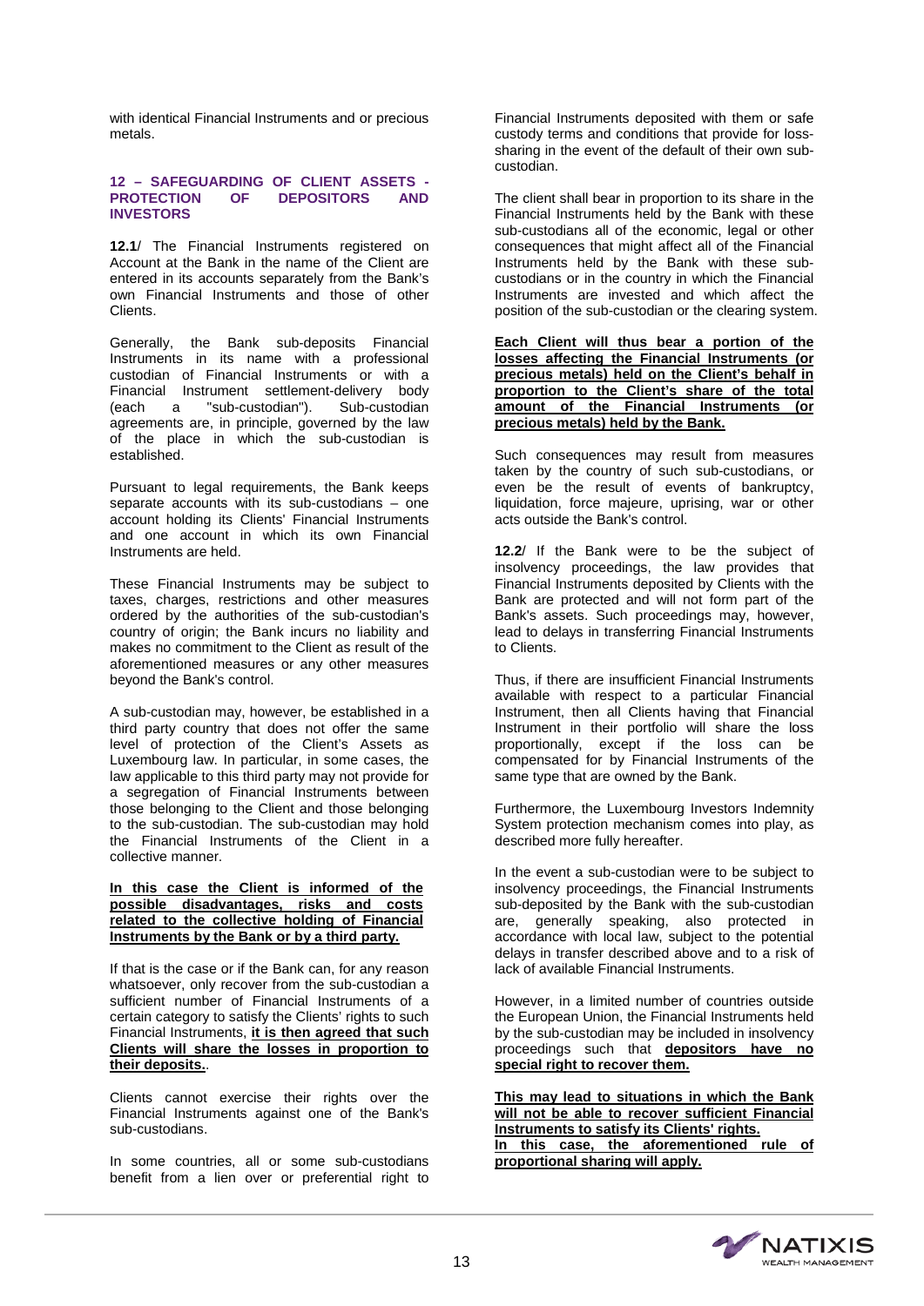with identical Financial Instruments and or precious metals.

## 12 – SAFEGUARDING OF CLIENT ASSETS - PROTECTION OF DEPOSITORS AND INVESTORS

**12.1**/ The Financial Instruments registered on Account at the Bank in the name of the Client are entered in its accounts separately from the Bank's own Financial Instruments and those of other Clients.

Generally, the Bank sub-deposits Financial Instruments in its name with a professional custodian of Financial Instruments or with a Financial Instrument settlement-delivery body (each a "sub-custodian"). Sub-custodian agreements are, in principle, governed by the law of the place in which the sub-custodian is established.

Pursuant to legal requirements, the Bank keeps separate accounts with its sub-custodians – one account holding its Clients' Financial Instruments and one account in which its own Financial Instruments are held.

These Financial Instruments may be subject to taxes, charges, restrictions and other measures ordered by the authorities of the sub-custodian's country of origin; the Bank incurs no liability and makes no commitment to the Client as result of the aforementioned measures or any other measures beyond the Bank's control.

A sub-custodian may, however, be established in a third party country that does not offer the same level of protection of the Client's Assets as Luxembourg law. In particular, in some cases, the law applicable to this third party may not provide for a segregation of Financial Instruments between those belonging to the Client and those belonging to the sub-custodian. The sub-custodian may hold the Financial Instruments of the Client in a collective manner.

**In this case the Client is informed of the possible disadvantages, risks and costs related to the collective holding of Financial Instruments by the Bank or by a third party.**

If that is the case or if the Bank can, for any reason whatsoever, only recover from the sub-custodian a sufficient number of Financial Instruments of a certain category to satisfy the Clients' rights to such Financial Instruments, **it is then agreed that such Clients will share the losses in proportion to their deposits.**.

Clients cannot exercise their rights over the Financial Instruments against one of the Bank's sub-custodians.

In some countries, all or some sub-custodians benefit from a lien over or preferential right to Financial Instruments deposited with them or safe custody terms and conditions that provide for loss-sharing in the event of the default of their own sub-custodian.

The client shall bear in proportion to its share in the Financial Instruments held by the Bank with these sub-custodians all of the economic, legal or other consequences that might affect all of the Financial Instruments held by the Bank with these sub-custodians or in the country in which the Financial Instruments are invested and which affect the position of the sub-custodian or the clearing system.

**Each Client will thus bear a portion of the losses affecting the Financial Instruments (or precious metals) held on the Client's behalf in proportion to the Client's share of the total amount of the Financial Instruments (or precious metals) held by the Bank.**

Such consequences may result from measures taken by the country of such sub-custodians, or even be the result of events of bankruptcy, liquidation, force majeure, uprising, war or other acts outside the Bank's control.

**12.2**/ If the Bank were to be the subject of insolvency proceedings, the law provides that Financial Instruments deposited by Clients with the Bank are protected and will not form part of the Bank's assets. Such proceedings may, however, lead to delays in transferring Financial Instruments to Clients.

Thus, if there are insufficient Financial Instruments available with respect to a particular Financial Instrument, then all Clients having that Financial Instrument in their portfolio will share the loss proportionally, except if the loss can be compensated for by Financial Instruments of the same type that are owned by the Bank.

Furthermore, the Luxembourg Investors Indemnity System protection mechanism comes into play, as described more fully hereafter.

In the event a sub-custodian were to be subject to insolvency proceedings, the Financial Instruments sub-deposited by the Bank with the sub-custodian are, generally speaking, also protected in accordance with local law, subject to the potential delays in transfer described above and to a risk of lack of available Financial Instruments.

However, in a limited number of countries outside the European Union, the Financial Instruments held by the sub-custodian may be included in insolvency proceedings such that **depositors have no special right to recover them.**

**This may lead to situations in which the Bank will not be able to recover sufficient Financial Instruments to satisfy its Clients' rights.**
**In this case, the aforementioned rule of proportional sharing will apply.**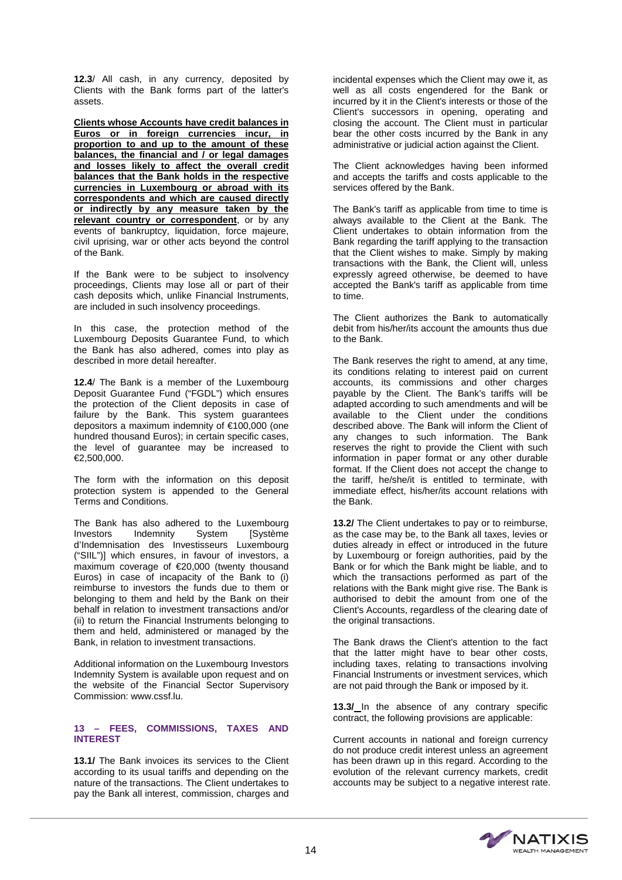**12.3**/ All cash, in any currency, deposited by Clients with the Bank forms part of the latter's assets.

**Clients whose Accounts have credit balances in Euros or in foreign currencies incur, in proportion to and up to the amount of these balances, the financial and / or legal damages and losses likely to affect the overall credit balances that the Bank holds in the respective currencies in Luxembourg or abroad with its correspondents and which are caused directly or indirectly by any measure taken by the relevant country or correspondent**, or by any events of bankruptcy, liquidation, force majeure, civil uprising, war or other acts beyond the control of the Bank.

If the Bank were to be subject to insolvency proceedings, Clients may lose all or part of their cash deposits which, unlike Financial Instruments, are included in such insolvency proceedings.

In this case, the protection method of the Luxembourg Deposits Guarantee Fund, to which the Bank has also adhered, comes into play as described in more detail hereafter.

**12.4**/ The Bank is a member of the Luxembourg Deposit Guarantee Fund ("FGDL") which ensures the protection of the Client deposits in case of failure by the Bank. This system guarantees depositors a maximum indemnity of €100,000 (one hundred thousand Euros); in certain specific cases, the level of guarantee may be increased to €2,500,000.

The form with the information on this deposit protection system is appended to the General Terms and Conditions.

The Bank has also adhered to the Luxembourg Investors Indemnity System [Système d'Indemnisation des Investisseurs Luxembourg ("SIIL")] which ensures, in favour of investors, a maximum coverage of €20,000 (twenty thousand Euros) in case of incapacity of the Bank to (i) reimburse to investors the funds due to them or belonging to them and held by the Bank on their behalf in relation to investment transactions and/or (ii) to return the Financial Instruments belonging to them and held, administered or managed by the Bank, in relation to investment transactions.

Additional information on the Luxembourg Investors Indemnity System is available upon request and on the website of the Financial Sector Supervisory Commission: www.cssf.lu.

## 13 – FEES, COMMISSIONS, TAXES AND INTEREST

**13.1/** The Bank invoices its services to the Client according to its usual tariffs and depending on the nature of the transactions. The Client undertakes to pay the Bank all interest, commission, charges and incidental expenses which the Client may owe it, as well as all costs engendered for the Bank or incurred by it in the Client's interests or those of the Client's successors in opening, operating and closing the account. The Client must in particular bear the other costs incurred by the Bank in any administrative or judicial action against the Client.

The Client acknowledges having been informed and accepts the tariffs and costs applicable to the services offered by the Bank.

The Bank's tariff as applicable from time to time is always available to the Client at the Bank. The Client undertakes to obtain information from the Bank regarding the tariff applying to the transaction that the Client wishes to make. Simply by making transactions with the Bank, the Client will, unless expressly agreed otherwise, be deemed to have accepted the Bank's tariff as applicable from time to time.

The Client authorizes the Bank to automatically debit from his/her/its account the amounts thus due to the Bank.

The Bank reserves the right to amend, at any time, its conditions relating to interest paid on current accounts, its commissions and other charges payable by the Client. The Bank's tariffs will be adapted according to such amendments and will be available to the Client under the conditions described above. The Bank will inform the Client of any changes to such information. The Bank reserves the right to provide the Client with such information in paper format or any other durable format. If the Client does not accept the change to the tariff, he/she/it is entitled to terminate, with immediate effect, his/her/its account relations with the Bank.

**13.2/** The Client undertakes to pay or to reimburse, as the case may be, to the Bank all taxes, levies or duties already in effect or introduced in the future by Luxembourg or foreign authorities, paid by the Bank or for which the Bank might be liable, and to which the transactions performed as part of the relations with the Bank might give rise. The Bank is authorised to debit the amount from one of the Client's Accounts, regardless of the clearing date of the original transactions.

The Bank draws the Client's attention to the fact that the latter might have to bear other costs, including taxes, relating to transactions involving Financial Instruments or investment services, which are not paid through the Bank or imposed by it.

**13.3/** In the absence of any contrary specific contract, the following provisions are applicable:

Current accounts in national and foreign currency do not produce credit interest unless an agreement has been drawn up in this regard. According to the evolution of the relevant currency markets, credit accounts may be subject to a negative interest rate.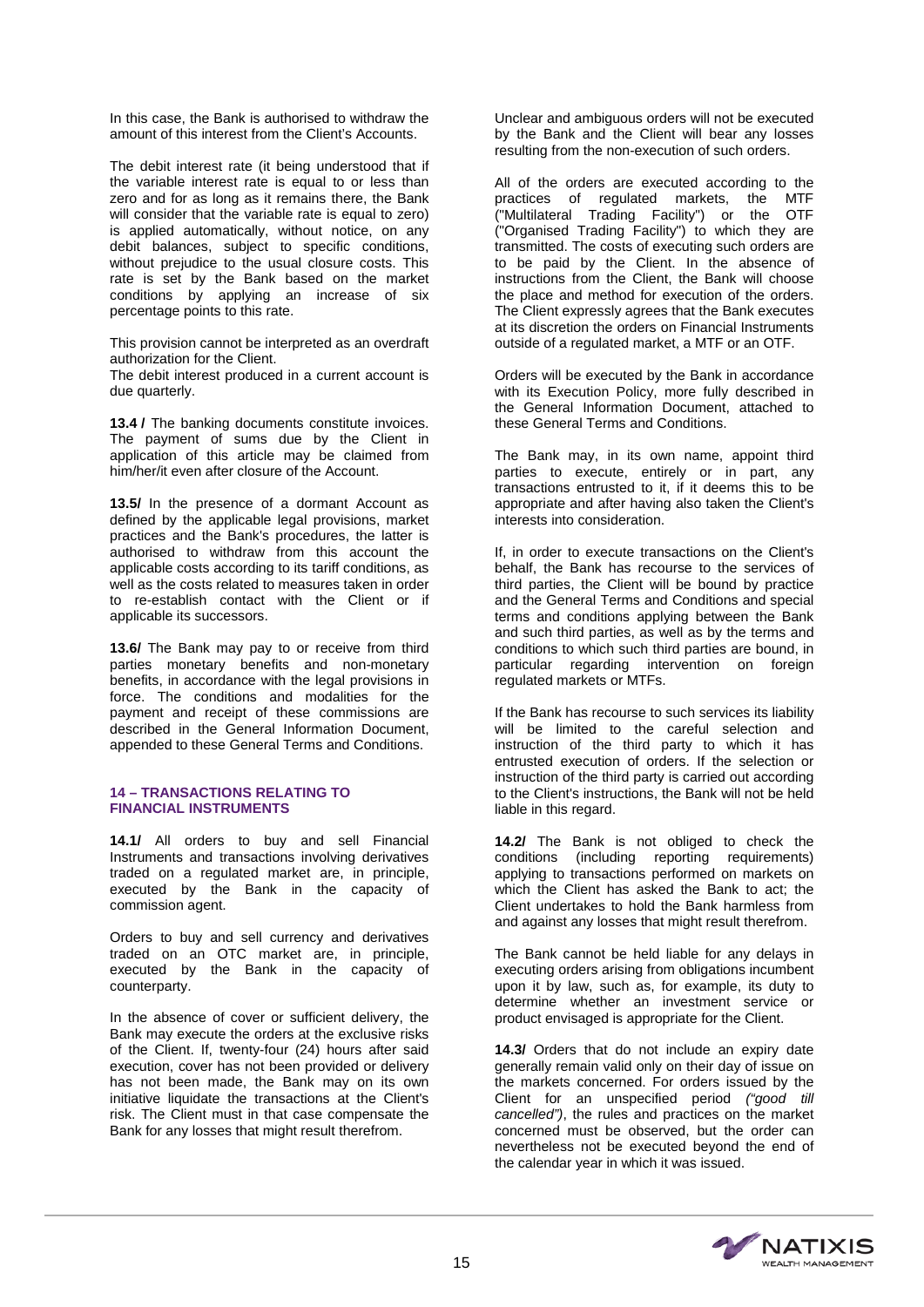In this case, the Bank is authorised to withdraw the amount of this interest from the Client's Accounts.

The debit interest rate (it being understood that if the variable interest rate is equal to or less than zero and for as long as it remains there, the Bank will consider that the variable rate is equal to zero) is applied automatically, without notice, on any debit balances, subject to specific conditions, without prejudice to the usual closure costs. This rate is set by the Bank based on the market conditions by applying an increase of six percentage points to this rate.

This provision cannot be interpreted as an overdraft authorization for the Client.

The debit interest produced in a current account is due quarterly.

**13.4 /** The banking documents constitute invoices. The payment of sums due by the Client in application of this article may be claimed from him/her/it even after closure of the Account.

**13.5/** In the presence of a dormant Account as defined by the applicable legal provisions, market practices and the Bank's procedures, the latter is authorised to withdraw from this account the applicable costs according to its tariff conditions, as well as the costs related to measures taken in order to re-establish contact with the Client or if applicable its successors.

**13.6/** The Bank may pay to or receive from third parties monetary benefits and non-monetary benefits, in accordance with the legal provisions in force. The conditions and modalities for the payment and receipt of these commissions are described in the General Information Document, appended to these General Terms and Conditions.

## 14 – TRANSACTIONS RELATING TO FINANCIAL INSTRUMENTS

**14.1/** All orders to buy and sell Financial Instruments and transactions involving derivatives traded on a regulated market are, in principle, executed by the Bank in the capacity of commission agent.

Orders to buy and sell currency and derivatives traded on an OTC market are, in principle, executed by the Bank in the capacity of counterparty.

In the absence of cover or sufficient delivery, the Bank may execute the orders at the exclusive risks of the Client. If, twenty-four (24) hours after said execution, cover has not been provided or delivery has not been made, the Bank may on its own initiative liquidate the transactions at the Client's risk. The Client must in that case compensate the Bank for any losses that might result therefrom.

Unclear and ambiguous orders will not be executed by the Bank and the Client will bear any losses resulting from the non-execution of such orders.

All of the orders are executed according to the practices of regulated markets, the MTF ("Multilateral Trading Facility") or the OTF ("Organised Trading Facility") to which they are transmitted. The costs of executing such orders are to be paid by the Client. In the absence of instructions from the Client, the Bank will choose the place and method for execution of the orders. The Client expressly agrees that the Bank executes at its discretion the orders on Financial Instruments outside of a regulated market, a MTF or an OTF.

Orders will be executed by the Bank in accordance with its Execution Policy, more fully described in the General Information Document, attached to these General Terms and Conditions.

The Bank may, in its own name, appoint third parties to execute, entirely or in part, any transactions entrusted to it, if it deems this to be appropriate and after having also taken the Client's interests into consideration.

If, in order to execute transactions on the Client's behalf, the Bank has recourse to the services of third parties, the Client will be bound by practice and the General Terms and Conditions and special terms and conditions applying between the Bank and such third parties, as well as by the terms and conditions to which such third parties are bound, in particular regarding intervention on foreign regulated markets or MTFs.

If the Bank has recourse to such services its liability will be limited to the careful selection and instruction of the third party to which it has entrusted execution of orders. If the selection or instruction of the third party is carried out according to the Client's instructions, the Bank will not be held liable in this regard.

**14.2/** The Bank is not obliged to check the conditions (including reporting requirements) applying to transactions performed on markets on which the Client has asked the Bank to act; the Client undertakes to hold the Bank harmless from and against any losses that might result therefrom.

The Bank cannot be held liable for any delays in executing orders arising from obligations incumbent upon it by law, such as, for example, its duty to determine whether an investment service or product envisaged is appropriate for the Client.

**14.3/** Orders that do not include an expiry date generally remain valid only on their day of issue on the markets concerned. For orders issued by the Client for an unspecified period *("good till cancelled")*, the rules and practices on the market concerned must be observed, but the order can nevertheless not be executed beyond the end of the calendar year in which it was issued.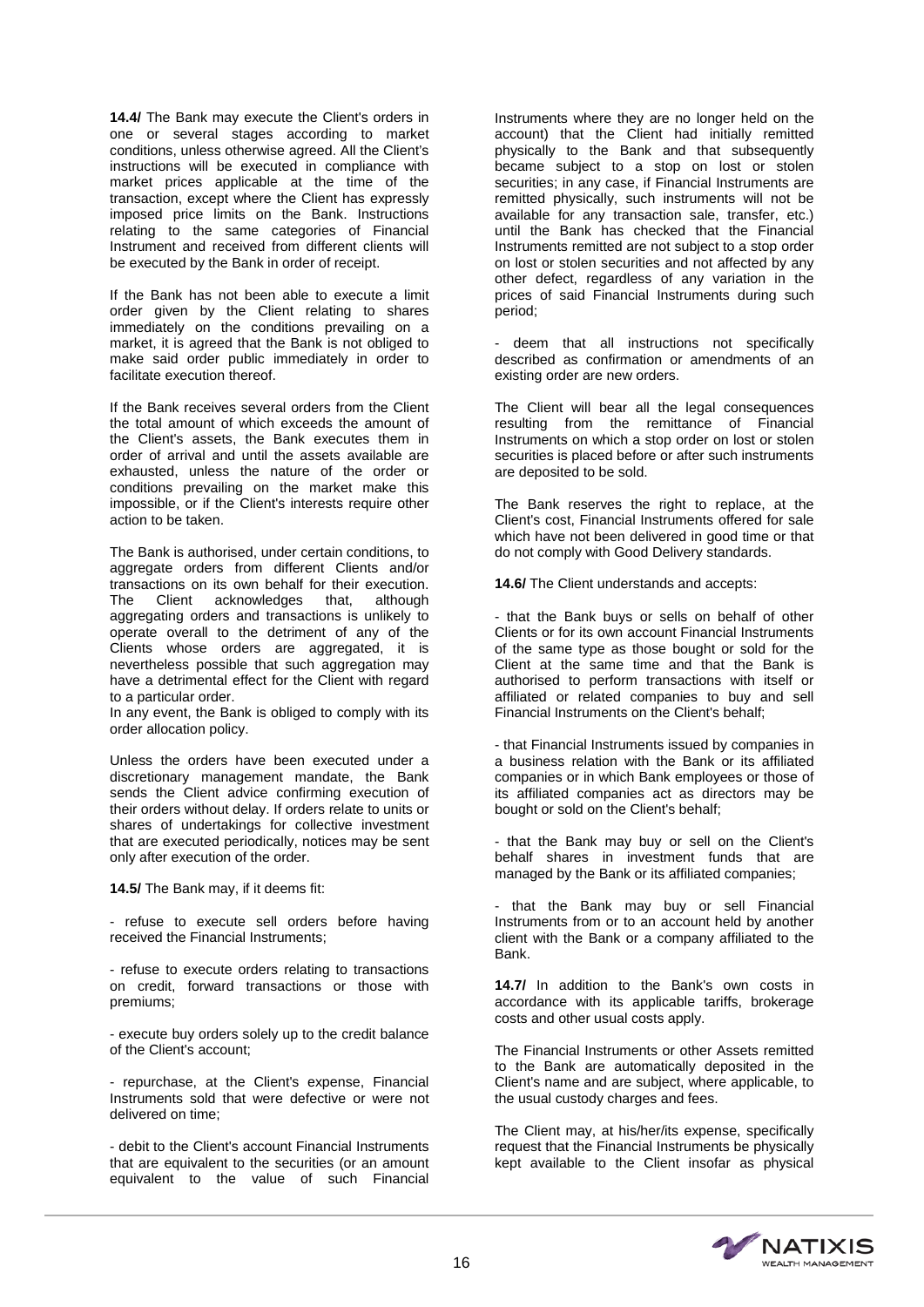**14.4/** The Bank may execute the Client's orders in one or several stages according to market conditions, unless otherwise agreed. All the Client's instructions will be executed in compliance with market prices applicable at the time of the transaction, except where the Client has expressly imposed price limits on the Bank. Instructions relating to the same categories of Financial Instrument and received from different clients will be executed by the Bank in order of receipt.

If the Bank has not been able to execute a limit order given by the Client relating to shares immediately on the conditions prevailing on a market, it is agreed that the Bank is not obliged to make said order public immediately in order to facilitate execution thereof.

If the Bank receives several orders from the Client the total amount of which exceeds the amount of the Client's assets, the Bank executes them in order of arrival and until the assets available are exhausted, unless the nature of the order or conditions prevailing on the market make this impossible, or if the Client's interests require other action to be taken.

The Bank is authorised, under certain conditions, to aggregate orders from different Clients and/or transactions on its own behalf for their execution. The Client acknowledges that, although aggregating orders and transactions is unlikely to operate overall to the detriment of any of the Clients whose orders are aggregated, it is nevertheless possible that such aggregation may have a detrimental effect for the Client with regard to a particular order.
In any event, the Bank is obliged to comply with its order allocation policy.

Unless the orders have been executed under a discretionary management mandate, the Bank sends the Client advice confirming execution of their orders without delay. If orders relate to units or shares of undertakings for collective investment that are executed periodically, notices may be sent only after execution of the order.

**14.5/** The Bank may, if it deems fit:

- refuse to execute sell orders before having received the Financial Instruments;

- refuse to execute orders relating to transactions on credit, forward transactions or those with premiums;

- execute buy orders solely up to the credit balance of the Client's account;

- repurchase, at the Client's expense, Financial Instruments sold that were defective or were not delivered on time;

- debit to the Client's account Financial Instruments that are equivalent to the securities (or an amount equivalent to the value of such Financial Instruments where they are no longer held on the account) that the Client had initially remitted physically to the Bank and that subsequently became subject to a stop on lost or stolen securities; in any case, if Financial Instruments are remitted physically, such instruments will not be available for any transaction sale, transfer, etc.) until the Bank has checked that the Financial Instruments remitted are not subject to a stop order on lost or stolen securities and not affected by any other defect, regardless of any variation in the prices of said Financial Instruments during such period;

- deem that all instructions not specifically described as confirmation or amendments of an existing order are new orders.

The Client will bear all the legal consequences resulting from the remittance of Financial Instruments on which a stop order on lost or stolen securities is placed before or after such instruments are deposited to be sold.

The Bank reserves the right to replace, at the Client's cost, Financial Instruments offered for sale which have not been delivered in good time or that do not comply with Good Delivery standards.

**14.6/** The Client understands and accepts:

- that the Bank buys or sells on behalf of other Clients or for its own account Financial Instruments of the same type as those bought or sold for the Client at the same time and that the Bank is authorised to perform transactions with itself or affiliated or related companies to buy and sell Financial Instruments on the Client's behalf;

- that Financial Instruments issued by companies in a business relation with the Bank or its affiliated companies or in which Bank employees or those of its affiliated companies act as directors may be bought or sold on the Client's behalf;

- that the Bank may buy or sell on the Client's behalf shares in investment funds that are managed by the Bank or its affiliated companies;

- that the Bank may buy or sell Financial Instruments from or to an account held by another client with the Bank or a company affiliated to the Bank.

**14.7/** In addition to the Bank's own costs in accordance with its applicable tariffs, brokerage costs and other usual costs apply.

The Financial Instruments or other Assets remitted to the Bank are automatically deposited in the Client's name and are subject, where applicable, to the usual custody charges and fees.

The Client may, at his/her/its expense, specifically request that the Financial Instruments be physically kept available to the Client insofar as physical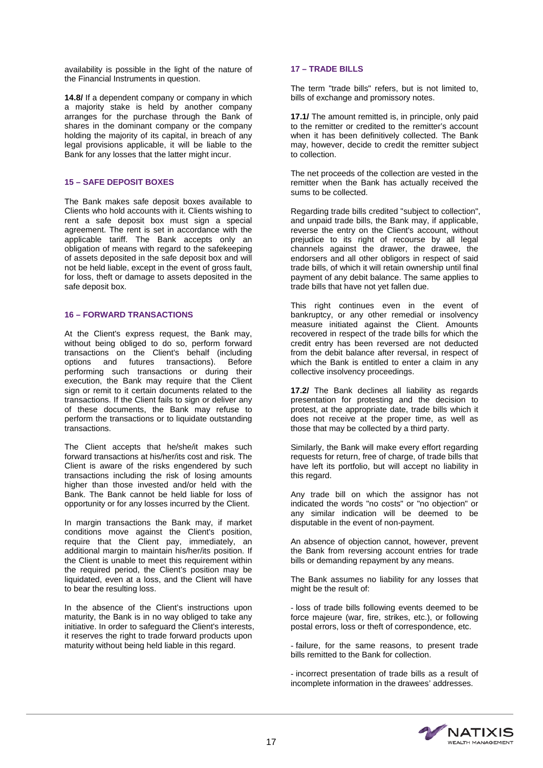availability is possible in the light of the nature of the Financial Instruments in question.

**14.8/** If a dependent company or company in which a majority stake is held by another company arranges for the purchase through the Bank of shares in the dominant company or the company holding the majority of its capital, in breach of any legal provisions applicable, it will be liable to the Bank for any losses that the latter might incur.

## 15 – SAFE DEPOSIT BOXES

The Bank makes safe deposit boxes available to Clients who hold accounts with it. Clients wishing to rent a safe deposit box must sign a special agreement. The rent is set in accordance with the applicable tariff. The Bank accepts only an obligation of means with regard to the safekeeping of assets deposited in the safe deposit box and will not be held liable, except in the event of gross fault, for loss, theft or damage to assets deposited in the safe deposit box.

## 16 – FORWARD TRANSACTIONS

At the Client's express request, the Bank may, without being obliged to do so, perform forward transactions on the Client's behalf (including options and futures transactions). Before performing such transactions or during their execution, the Bank may require that the Client sign or remit to it certain documents related to the transactions. If the Client fails to sign or deliver any of these documents, the Bank may refuse to perform the transactions or to liquidate outstanding transactions.

The Client accepts that he/she/it makes such forward transactions at his/her/its cost and risk. The Client is aware of the risks engendered by such transactions including the risk of losing amounts higher than those invested and/or held with the Bank. The Bank cannot be held liable for loss of opportunity or for any losses incurred by the Client.

In margin transactions the Bank may, if market conditions move against the Client's position, require that the Client pay, immediately, an additional margin to maintain his/her/its position. If the Client is unable to meet this requirement within the required period, the Client's position may be liquidated, even at a loss, and the Client will have to bear the resulting loss.

In the absence of the Client's instructions upon maturity, the Bank is in no way obliged to take any initiative. In order to safeguard the Client's interests, it reserves the right to trade forward products upon maturity without being held liable in this regard.

## 17 – TRADE BILLS

The term "trade bills" refers, but is not limited to, bills of exchange and promissory notes.

**17.1/** The amount remitted is, in principle, only paid to the remitter or credited to the remitter's account when it has been definitively collected. The Bank may, however, decide to credit the remitter subject to collection.

The net proceeds of the collection are vested in the remitter when the Bank has actually received the sums to be collected.

Regarding trade bills credited "subject to collection", and unpaid trade bills, the Bank may, if applicable, reverse the entry on the Client's account, without prejudice to its right of recourse by all legal channels against the drawer, the drawee, the endorsers and all other obligors in respect of said trade bills, of which it will retain ownership until final payment of any debit balance. The same applies to trade bills that have not yet fallen due.

This right continues even in the event of bankruptcy, or any other remedial or insolvency measure initiated against the Client. Amounts recovered in respect of the trade bills for which the credit entry has been reversed are not deducted from the debit balance after reversal, in respect of which the Bank is entitled to enter a claim in any collective insolvency proceedings.

**17.2/** The Bank declines all liability as regards presentation for protesting and the decision to protest, at the appropriate date, trade bills which it does not receive at the proper time, as well as those that may be collected by a third party.

Similarly, the Bank will make every effort regarding requests for return, free of charge, of trade bills that have left its portfolio, but will accept no liability in this regard.

Any trade bill on which the assignor has not indicated the words "no costs" or "no objection" or any similar indication will be deemed to be disputable in the event of non-payment.

An absence of objection cannot, however, prevent the Bank from reversing account entries for trade bills or demanding repayment by any means.

The Bank assumes no liability for any losses that might be the result of:

- loss of trade bills following events deemed to be force majeure (war, fire, strikes, etc.), or following postal errors, loss or theft of correspondence, etc.

- failure, for the same reasons, to present trade bills remitted to the Bank for collection.

- incorrect presentation of trade bills as a result of incomplete information in the drawees' addresses.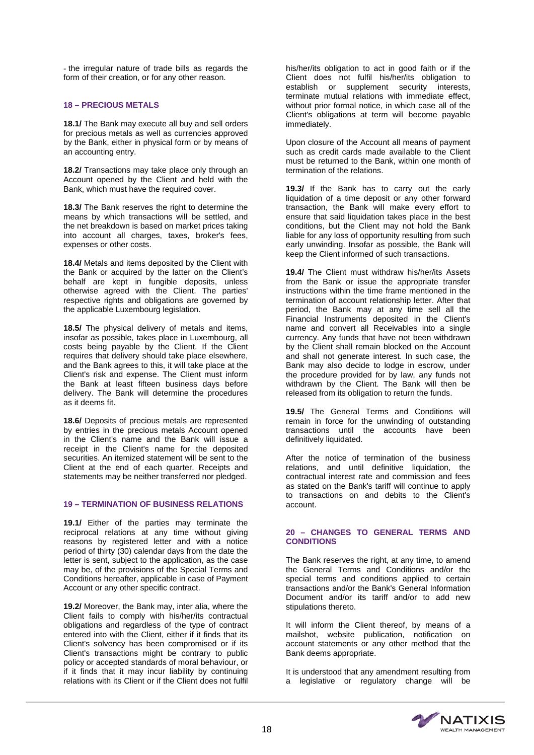- the irregular nature of trade bills as regards the form of their creation, or for any other reason.

## 18 – PRECIOUS METALS

**18.1/** The Bank may execute all buy and sell orders for precious metals as well as currencies approved by the Bank, either in physical form or by means of an accounting entry.

**18.2/** Transactions may take place only through an Account opened by the Client and held with the Bank, which must have the required cover.

**18.3/** The Bank reserves the right to determine the means by which transactions will be settled, and the net breakdown is based on market prices taking into account all charges, taxes, broker's fees, expenses or other costs.

**18.4/** Metals and items deposited by the Client with the Bank or acquired by the latter on the Client's behalf are kept in fungible deposits, unless otherwise agreed with the Client. The parties' respective rights and obligations are governed by the applicable Luxembourg legislation.

**18.5/** The physical delivery of metals and items, insofar as possible, takes place in Luxembourg, all costs being payable by the Client. If the Client requires that delivery should take place elsewhere, and the Bank agrees to this, it will take place at the Client's risk and expense. The Client must inform the Bank at least fifteen business days before delivery. The Bank will determine the procedures as it deems fit.

**18.6/** Deposits of precious metals are represented by entries in the precious metals Account opened in the Client's name and the Bank will issue a receipt in the Client's name for the deposited securities. An itemized statement will be sent to the Client at the end of each quarter. Receipts and statements may be neither transferred nor pledged.

## 19 – TERMINATION OF BUSINESS RELATIONS

**19.1/** Either of the parties may terminate the reciprocal relations at any time without giving reasons by registered letter and with a notice period of thirty (30) calendar days from the date the letter is sent, subject to the application, as the case may be, of the provisions of the Special Terms and Conditions hereafter, applicable in case of Payment Account or any other specific contract.

**19.2/** Moreover, the Bank may, inter alia, where the Client fails to comply with his/her/its contractual obligations and regardless of the type of contract entered into with the Client, either if it finds that its Client's solvency has been compromised or if its Client's transactions might be contrary to public policy or accepted standards of moral behaviour, or if it finds that it may incur liability by continuing relations with its Client or if the Client does not fulfil his/her/its obligation to act in good faith or if the Client does not fulfil his/her/its obligation to establish or supplement security interests, terminate mutual relations with immediate effect, without prior formal notice, in which case all of the Client's obligations at term will become payable immediately.

Upon closure of the Account all means of payment such as credit cards made available to the Client must be returned to the Bank, within one month of termination of the relations.

**19.3/** If the Bank has to carry out the early liquidation of a time deposit or any other forward transaction, the Bank will make every effort to ensure that said liquidation takes place in the best conditions, but the Client may not hold the Bank liable for any loss of opportunity resulting from such early unwinding. Insofar as possible, the Bank will keep the Client informed of such transactions.

**19.4/** The Client must withdraw his/her/its Assets from the Bank or issue the appropriate transfer instructions within the time frame mentioned in the termination of account relationship letter. After that period, the Bank may at any time sell all the Financial Instruments deposited in the Client's name and convert all Receivables into a single currency. Any funds that have not been withdrawn by the Client shall remain blocked on the Account and shall not generate interest. In such case, the Bank may also decide to lodge in escrow, under the procedure provided for by law, any funds not withdrawn by the Client. The Bank will then be released from its obligation to return the funds.

**19.5/** The General Terms and Conditions will remain in force for the unwinding of outstanding transactions until the accounts have been definitively liquidated.

After the notice of termination of the business relations, and until definitive liquidation, the contractual interest rate and commission and fees as stated on the Bank's tariff will continue to apply to transactions on and debits to the Client's account.

## 20 – CHANGES TO GENERAL TERMS AND CONDITIONS

The Bank reserves the right, at any time, to amend the General Terms and Conditions and/or the special terms and conditions applied to certain transactions and/or the Bank's General Information Document and/or its tariff and/or to add new stipulations thereto.

It will inform the Client thereof, by means of a mailshot, website publication, notification on account statements or any other method that the Bank deems appropriate.

It is understood that any amendment resulting from a legislative or regulatory change will be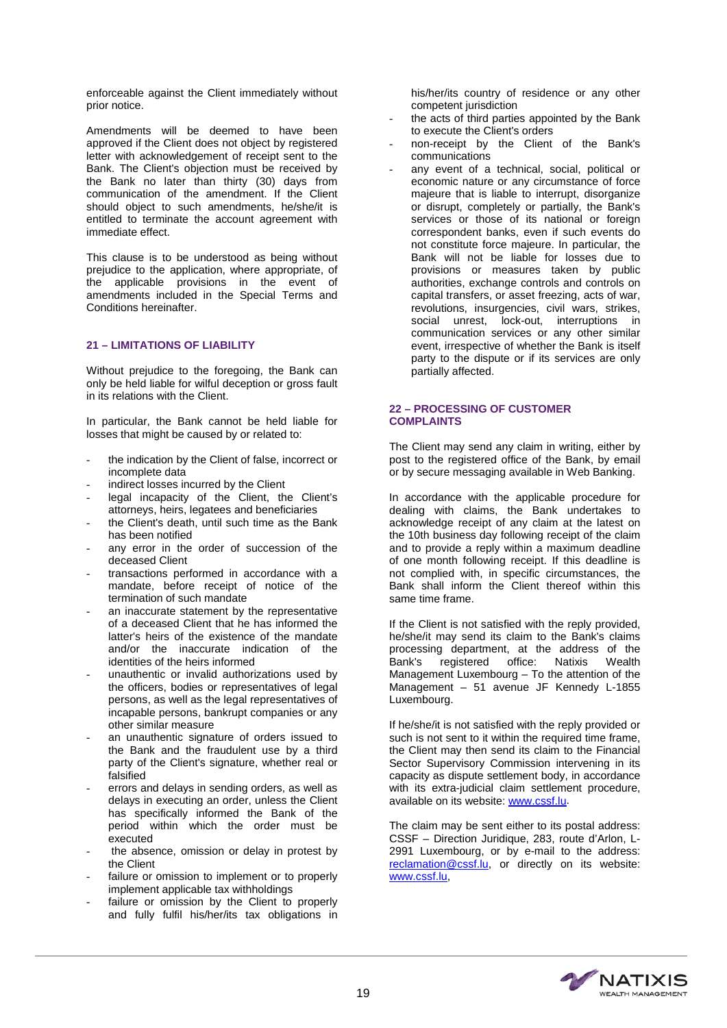enforceable against the Client immediately without prior notice.

Amendments will be deemed to have been approved if the Client does not object by registered letter with acknowledgement of receipt sent to the Bank. The Client's objection must be received by the Bank no later than thirty (30) days from communication of the amendment. If the Client should object to such amendments, he/she/it is entitled to terminate the account agreement with immediate effect.

This clause is to be understood as being without prejudice to the application, where appropriate, of the applicable provisions in the event of amendments included in the Special Terms and Conditions hereinafter.

## 21 – LIMITATIONS OF LIABILITY

Without prejudice to the foregoing, the Bank can only be held liable for wilful deception or gross fault in its relations with the Client.

In particular, the Bank cannot be held liable for losses that might be caused by or related to:

- the indication by the Client of false, incorrect or incomplete data
- indirect losses incurred by the Client
- legal incapacity of the Client, the Client's attorneys, heirs, legatees and beneficiaries
- the Client's death, until such time as the Bank has been notified
- any error in the order of succession of the deceased Client
- transactions performed in accordance with a mandate, before receipt of notice of the termination of such mandate
- an inaccurate statement by the representative of a deceased Client that he has informed the latter's heirs of the existence of the mandate and/or the inaccurate indication of the identities of the heirs informed
- unauthentic or invalid authorizations used by the officers, bodies or representatives of legal persons, as well as the legal representatives of incapable persons, bankrupt companies or any other similar measure
- an unauthentic signature of orders issued to the Bank and the fraudulent use by a third party of the Client's signature, whether real or falsified
- errors and delays in sending orders, as well as delays in executing an order, unless the Client has specifically informed the Bank of the period within which the order must be executed
- the absence, omission or delay in protest by the Client
- failure or omission to implement or to properly implement applicable tax withholdings
- failure or omission by the Client to properly and fully fulfil his/her/its tax obligations in his/her/its country of residence or any other competent jurisdiction
- the acts of third parties appointed by the Bank to execute the Client's orders
- non-receipt by the Client of the Bank's communications
- any event of a technical, social, political or economic nature or any circumstance of force majeure that is liable to interrupt, disorganize or disrupt, completely or partially, the Bank's services or those of its national or foreign correspondent banks, even if such events do not constitute force majeure. In particular, the Bank will not be liable for losses due to provisions or measures taken by public authorities, exchange controls and controls on capital transfers, or asset freezing, acts of war, revolutions, insurgencies, civil wars, strikes, social unrest, lock-out, interruptions in communication services or any other similar event, irrespective of whether the Bank is itself party to the dispute or if its services are only partially affected.

## 22 – PROCESSING OF CUSTOMER COMPLAINTS

The Client may send any claim in writing, either by post to the registered office of the Bank, by email or by secure messaging available in Web Banking.

In accordance with the applicable procedure for dealing with claims, the Bank undertakes to acknowledge receipt of any claim at the latest on the 10th business day following receipt of the claim and to provide a reply within a maximum deadline of one month following receipt. If this deadline is not complied with, in specific circumstances, the Bank shall inform the Client thereof within this same time frame.

If the Client is not satisfied with the reply provided, he/she/it may send its claim to the Bank's claims processing department, at the address of the Bank's registered office: Natixis Wealth Management Luxembourg – To the attention of the Management – 51 avenue JF Kennedy L-1855 Luxembourg.

If he/she/it is not satisfied with the reply provided or such is not sent to it within the required time frame, the Client may then send its claim to the Financial Sector Supervisory Commission intervening in its capacity as dispute settlement body, in accordance with its extra-judicial claim settlement procedure, available on its website: www.cssf.lu.

The claim may be sent either to its postal address: CSSF – Direction Juridique, 283, route d'Arlon, L-2991 Luxembourg, or by e-mail to the address: reclamation@cssf.lu, or directly on its website: www.cssf.lu,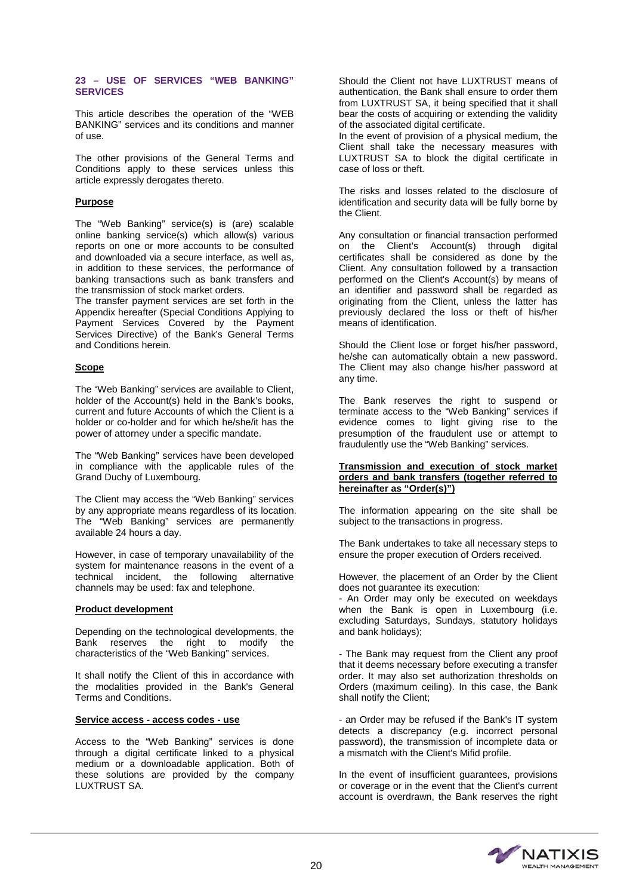## 23 – USE OF SERVICES "WEB BANKING" SERVICES

This article describes the operation of the "WEB BANKING" services and its conditions and manner of use.

The other provisions of the General Terms and Conditions apply to these services unless this article expressly derogates thereto.

**Purpose**

The "Web Banking" service(s) is (are) scalable online banking service(s) which allow(s) various reports on one or more accounts to be consulted and downloaded via a secure interface, as well as, in addition to these services, the performance of banking transactions such as bank transfers and the transmission of stock market orders.
The transfer payment services are set forth in the Appendix hereafter (Special Conditions Applying to Payment Services Covered by the Payment Services Directive) of the Bank's General Terms and Conditions herein.

**Scope**

The "Web Banking" services are available to Client, holder of the Account(s) held in the Bank's books, current and future Accounts of which the Client is a holder or co-holder and for which he/she/it has the power of attorney under a specific mandate.

The "Web Banking" services have been developed in compliance with the applicable rules of the Grand Duchy of Luxembourg.

The Client may access the "Web Banking" services by any appropriate means regardless of its location. The "Web Banking" services are permanently available 24 hours a day.

However, in case of temporary unavailability of the system for maintenance reasons in the event of a technical incident, the following alternative channels may be used: fax and telephone.

**Product development**

Depending on the technological developments, the Bank reserves the right to modify the characteristics of the "Web Banking" services.

It shall notify the Client of this in accordance with the modalities provided in the Bank's General Terms and Conditions.

**Service access - access codes - use**

Access to the "Web Banking" services is done through a digital certificate linked to a physical medium or a downloadable application. Both of these solutions are provided by the company LUXTRUST SA.

Should the Client not have LUXTRUST means of authentication, the Bank shall ensure to order them from LUXTRUST SA, it being specified that it shall bear the costs of acquiring or extending the validity of the associated digital certificate.
In the event of provision of a physical medium, the Client shall take the necessary measures with LUXTRUST SA to block the digital certificate in case of loss or theft.

The risks and losses related to the disclosure of identification and security data will be fully borne by the Client.

Any consultation or financial transaction performed on the Client's Account(s) through digital certificates shall be considered as done by the Client. Any consultation followed by a transaction performed on the Client's Account(s) by means of an identifier and password shall be regarded as originating from the Client, unless the latter has previously declared the loss or theft of his/her means of identification.

Should the Client lose or forget his/her password, he/she can automatically obtain a new password. The Client may also change his/her password at any time.

The Bank reserves the right to suspend or terminate access to the "Web Banking" services if evidence comes to light giving rise to the presumption of the fraudulent use or attempt to fraudulently use the "Web Banking" services.

**Transmission and execution of stock market orders and bank transfers (together referred to hereinafter as "Order(s)")**

The information appearing on the site shall be subject to the transactions in progress.

The Bank undertakes to take all necessary steps to ensure the proper execution of Orders received.

However, the placement of an Order by the Client does not guarantee its execution:
- An Order may only be executed on weekdays when the Bank is open in Luxembourg (i.e. excluding Saturdays, Sundays, statutory holidays and bank holidays);

- The Bank may request from the Client any proof that it deems necessary before executing a transfer order. It may also set authorization thresholds on Orders (maximum ceiling). In this case, the Bank shall notify the Client;

- an Order may be refused if the Bank's IT system detects a discrepancy (e.g. incorrect personal password), the transmission of incomplete data or a mismatch with the Client's Mifid profile.

In the event of insufficient guarantees, provisions or coverage or in the event that the Client's current account is overdrawn, the Bank reserves the right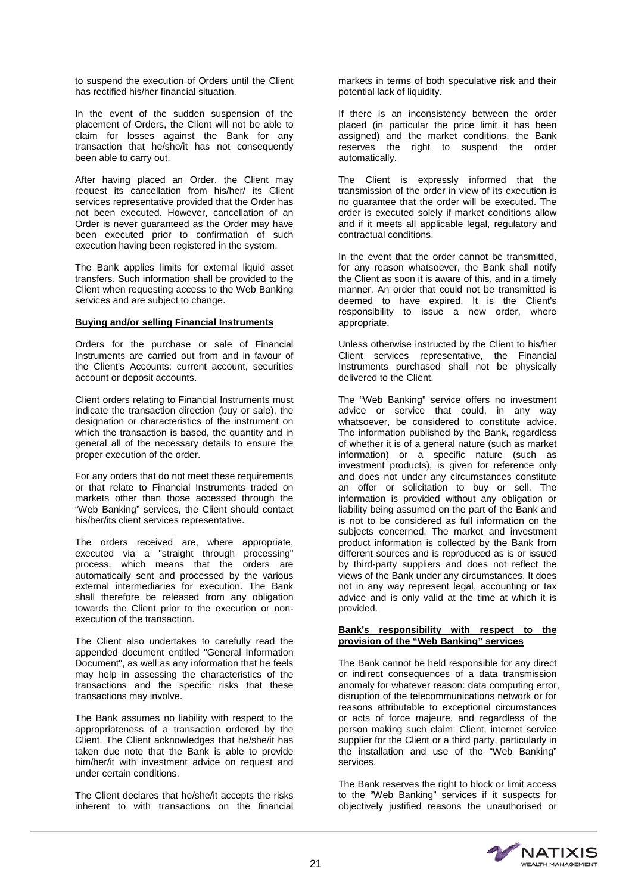to suspend the execution of Orders until the Client has rectified his/her financial situation.

In the event of the sudden suspension of the placement of Orders, the Client will not be able to claim for losses against the Bank for any transaction that he/she/it has not consequently been able to carry out.

After having placed an Order, the Client may request its cancellation from his/her/ its Client services representative provided that the Order has not been executed. However, cancellation of an Order is never guaranteed as the Order may have been executed prior to confirmation of such execution having been registered in the system.

The Bank applies limits for external liquid asset transfers. Such information shall be provided to the Client when requesting access to the Web Banking services and are subject to change.

**Buying and/or selling Financial Instruments**

Orders for the purchase or sale of Financial Instruments are carried out from and in favour of the Client's Accounts: current account, securities account or deposit accounts.

Client orders relating to Financial Instruments must indicate the transaction direction (buy or sale), the designation or characteristics of the instrument on which the transaction is based, the quantity and in general all of the necessary details to ensure the proper execution of the order.

For any orders that do not meet these requirements or that relate to Financial Instruments traded on markets other than those accessed through the "Web Banking" services, the Client should contact his/her/its client services representative.

The orders received are, where appropriate, executed via a "straight through processing" process, which means that the orders are automatically sent and processed by the various external intermediaries for execution. The Bank shall therefore be released from any obligation towards the Client prior to the execution or non-execution of the transaction.

The Client also undertakes to carefully read the appended document entitled "General Information Document", as well as any information that he feels may help in assessing the characteristics of the transactions and the specific risks that these transactions may involve.

The Bank assumes no liability with respect to the appropriateness of a transaction ordered by the Client. The Client acknowledges that he/she/it has taken due note that the Bank is able to provide him/her/it with investment advice on request and under certain conditions.

The Client declares that he/she/it accepts the risks inherent to with transactions on the financial markets in terms of both speculative risk and their potential lack of liquidity.

If there is an inconsistency between the order placed (in particular the price limit it has been assigned) and the market conditions, the Bank reserves the right to suspend the order automatically.

The Client is expressly informed that the transmission of the order in view of its execution is no guarantee that the order will be executed. The order is executed solely if market conditions allow and if it meets all applicable legal, regulatory and contractual conditions.

In the event that the order cannot be transmitted, for any reason whatsoever, the Bank shall notify the Client as soon it is aware of this, and in a timely manner. An order that could not be transmitted is deemed to have expired. It is the Client's responsibility to issue a new order, where appropriate.

Unless otherwise instructed by the Client to his/her Client services representative, the Financial Instruments purchased shall not be physically delivered to the Client.

The "Web Banking" service offers no investment advice or service that could, in any way whatsoever, be considered to constitute advice. The information published by the Bank, regardless of whether it is of a general nature (such as market information) or a specific nature (such as investment products), is given for reference only and does not under any circumstances constitute an offer or solicitation to buy or sell. The information is provided without any obligation or liability being assumed on the part of the Bank and is not to be considered as full information on the subjects concerned. The market and investment product information is collected by the Bank from different sources and is reproduced as is or issued by third-party suppliers and does not reflect the views of the Bank under any circumstances. It does not in any way represent legal, accounting or tax advice and is only valid at the time at which it is provided.

**Bank's responsibility with respect to the provision of the "Web Banking" services**

The Bank cannot be held responsible for any direct or indirect consequences of a data transmission anomaly for whatever reason: data computing error, disruption of the telecommunications network or for reasons attributable to exceptional circumstances or acts of force majeure, and regardless of the person making such claim: Client, internet service supplier for the Client or a third party, particularly in the installation and use of the "Web Banking" services,

The Bank reserves the right to block or limit access to the "Web Banking" services if it suspects for objectively justified reasons the unauthorised or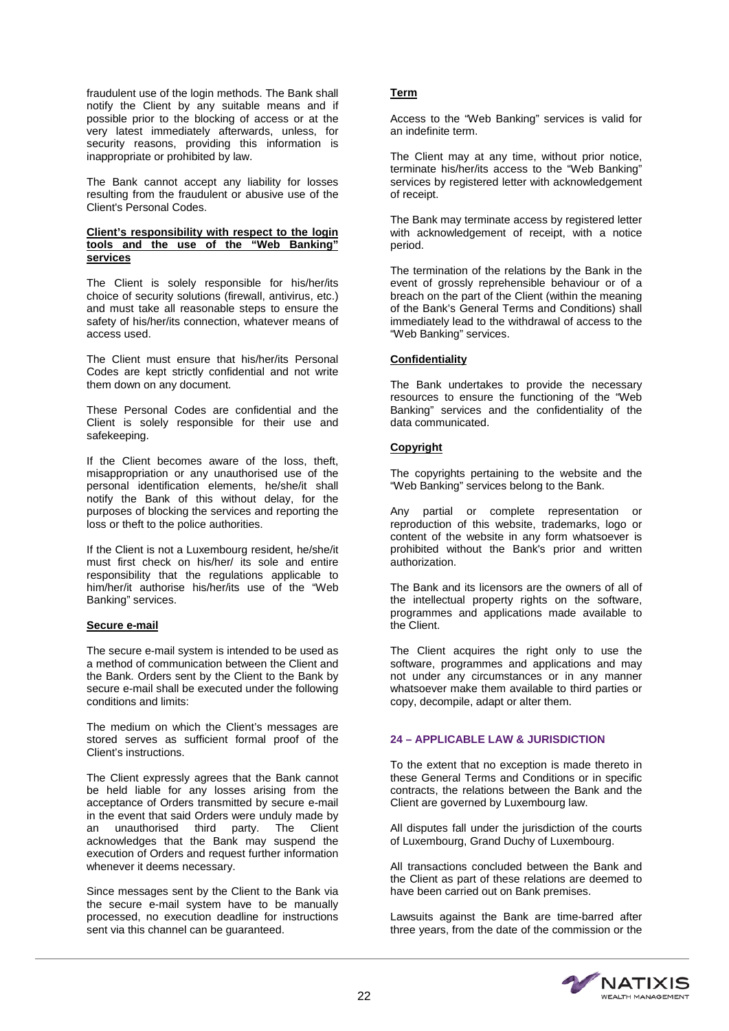fraudulent use of the login methods. The Bank shall notify the Client by any suitable means and if possible prior to the blocking of access or at the very latest immediately afterwards, unless, for security reasons, providing this information is inappropriate or prohibited by law.

The Bank cannot accept any liability for losses resulting from the fraudulent or abusive use of the Client's Personal Codes.

**Client's responsibility with respect to the login tools and the use of the "Web Banking" services**

The Client is solely responsible for his/her/its choice of security solutions (firewall, antivirus, etc.) and must take all reasonable steps to ensure the safety of his/her/its connection, whatever means of access used.

The Client must ensure that his/her/its Personal Codes are kept strictly confidential and not write them down on any document.

These Personal Codes are confidential and the Client is solely responsible for their use and safekeeping.

If the Client becomes aware of the loss, theft, misappropriation or any unauthorised use of the personal identification elements, he/she/it shall notify the Bank of this without delay, for the purposes of blocking the services and reporting the loss or theft to the police authorities.

If the Client is not a Luxembourg resident, he/she/it must first check on his/her/ its sole and entire responsibility that the regulations applicable to him/her/it authorise his/her/its use of the "Web Banking" services.

**Secure e-mail**

The secure e-mail system is intended to be used as a method of communication between the Client and the Bank. Orders sent by the Client to the Bank by secure e-mail shall be executed under the following conditions and limits:

The medium on which the Client's messages are stored serves as sufficient formal proof of the Client's instructions.

The Client expressly agrees that the Bank cannot be held liable for any losses arising from the acceptance of Orders transmitted by secure e-mail in the event that said Orders were unduly made by an unauthorised third party. The Client acknowledges that the Bank may suspend the execution of Orders and request further information whenever it deems necessary.

Since messages sent by the Client to the Bank via the secure e-mail system have to be manually processed, no execution deadline for instructions sent via this channel can be guaranteed.

**Term**

Access to the "Web Banking" services is valid for an indefinite term.

The Client may at any time, without prior notice, terminate his/her/its access to the "Web Banking" services by registered letter with acknowledgement of receipt.

The Bank may terminate access by registered letter with acknowledgement of receipt, with a notice period.

The termination of the relations by the Bank in the event of grossly reprehensible behaviour or of a breach on the part of the Client (within the meaning of the Bank's General Terms and Conditions) shall immediately lead to the withdrawal of access to the "Web Banking" services.

**Confidentiality**

The Bank undertakes to provide the necessary resources to ensure the functioning of the "Web Banking" services and the confidentiality of the data communicated.

**Copyright**

The copyrights pertaining to the website and the "Web Banking" services belong to the Bank.

Any partial or complete representation or reproduction of this website, trademarks, logo or content of the website in any form whatsoever is prohibited without the Bank's prior and written authorization.

The Bank and its licensors are the owners of all of the intellectual property rights on the software, programmes and applications made available to the Client.

The Client acquires the right only to use the software, programmes and applications and may not under any circumstances or in any manner whatsoever make them available to third parties or copy, decompile, adapt or alter them.

## 24 – APPLICABLE LAW & JURISDICTION

To the extent that no exception is made thereto in these General Terms and Conditions or in specific contracts, the relations between the Bank and the Client are governed by Luxembourg law.

All disputes fall under the jurisdiction of the courts of Luxembourg, Grand Duchy of Luxembourg.

All transactions concluded between the Bank and the Client as part of these relations are deemed to have been carried out on Bank premises.

Lawsuits against the Bank are time-barred after three years, from the date of the commission or the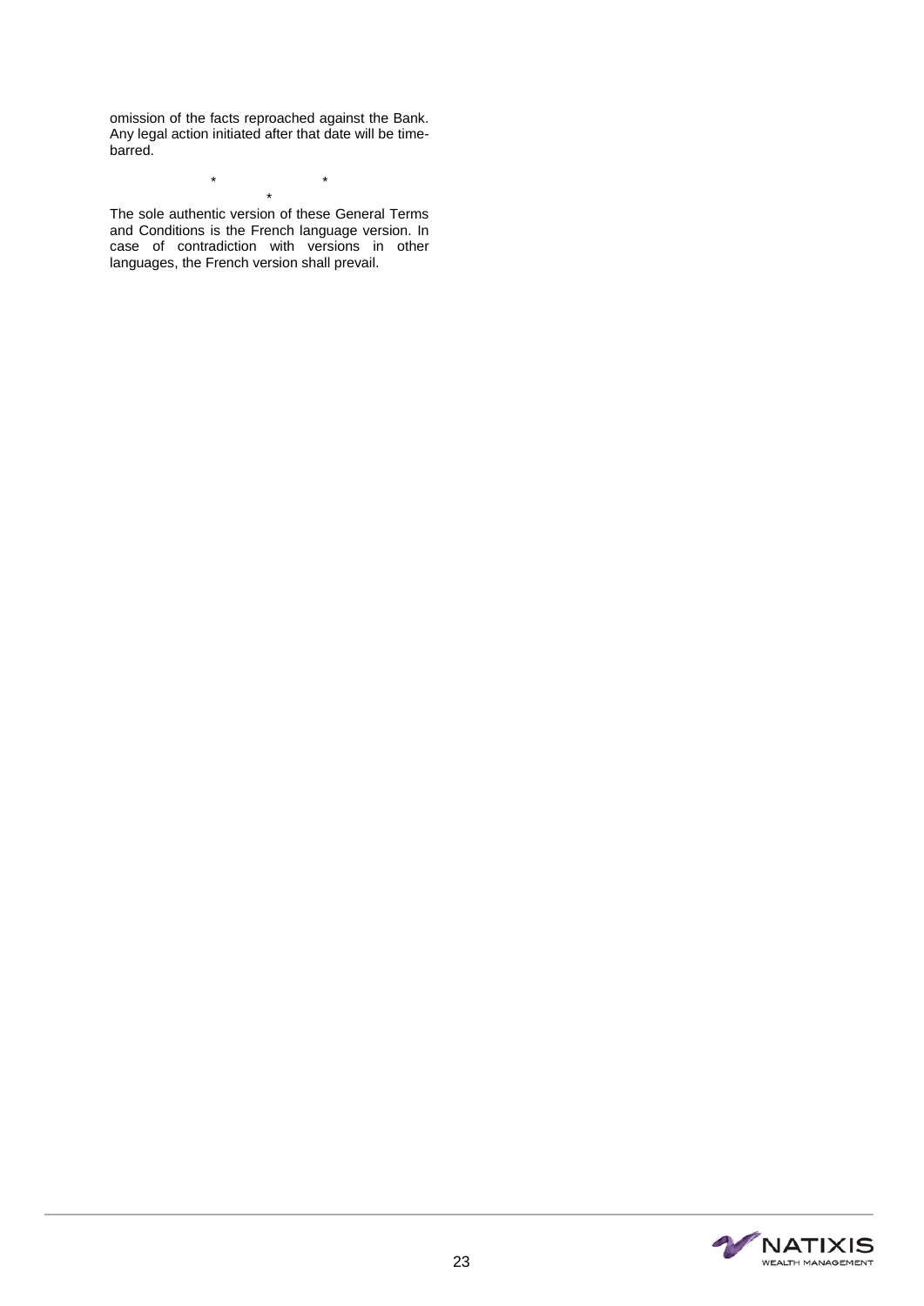omission of the facts reproached against the Bank. Any legal action initiated after that date will be time-barred.

\* \*
\*

The sole authentic version of these General Terms and Conditions is the French language version. In case of contradiction with versions in other languages, the French version shall prevail.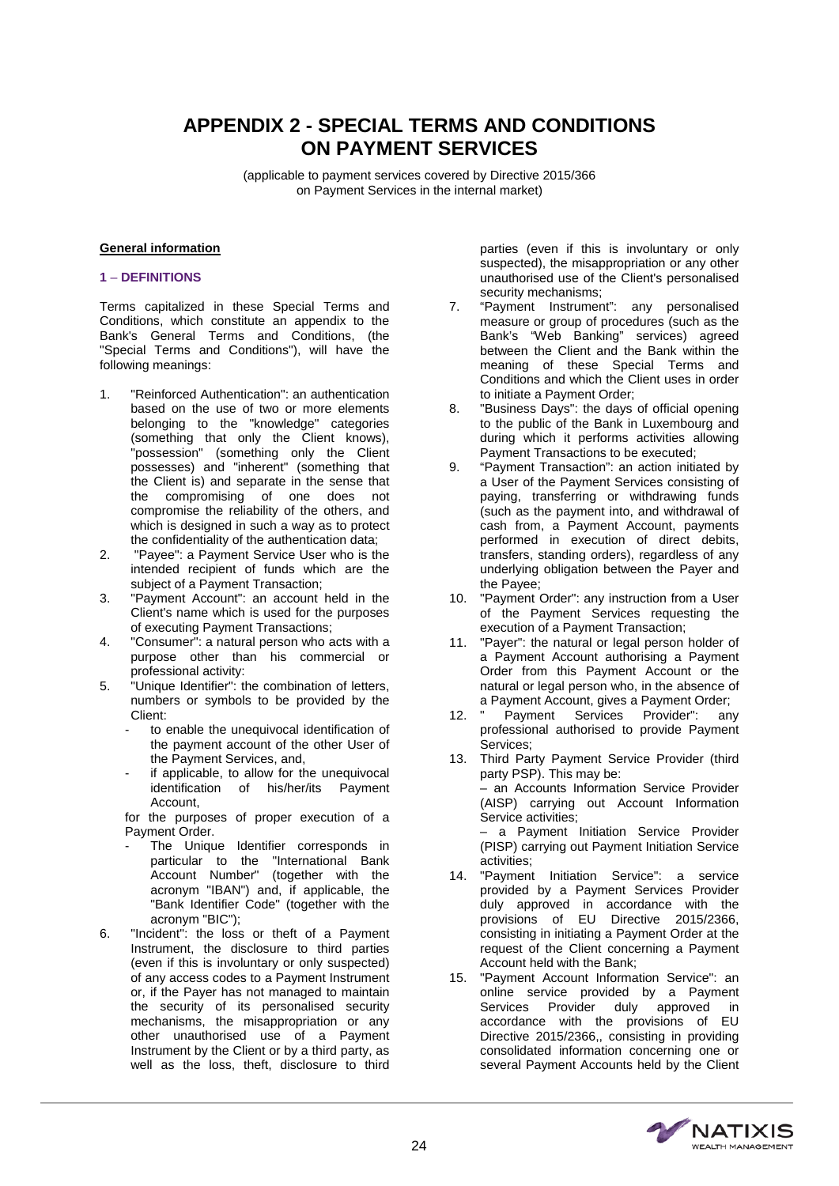# APPENDIX 2 - SPECIAL TERMS AND CONDITIONS ON PAYMENT SERVICES

(applicable to payment services covered by Directive 2015/366 on Payment Services in the internal market)

**General information**

### 1 – DEFINITIONS

Terms capitalized in these Special Terms and Conditions, which constitute an appendix to the Bank's General Terms and Conditions, (the "Special Terms and Conditions"), will have the following meanings:

1. "Reinforced Authentication": an authentication based on the use of two or more elements belonging to the "knowledge" categories (something that only the Client knows), "possession" (something only the Client possesses) and "inherent" (something that the Client is) and separate in the sense that the compromising of one does not compromise the reliability of the others, and which is designed in such a way as to protect the confidentiality of the authentication data;
2. "Payee": a Payment Service User who is the intended recipient of funds which are the subject of a Payment Transaction;
3. "Payment Account": an account held in the Client's name which is used for the purposes of executing Payment Transactions;
4. "Consumer": a natural person who acts with a purpose other than his commercial or professional activity:
5. "Unique Identifier": the combination of letters, numbers or symbols to be provided by the Client:
   - to enable the unequivocal identification of the payment account of the other User of the Payment Services, and,
   - if applicable, to allow for the unequivocal identification of his/her/its Payment Account,

   for the purposes of proper execution of a Payment Order.
   - The Unique Identifier corresponds in particular to the "International Bank Account Number" (together with the acronym "IBAN") and, if applicable, the "Bank Identifier Code" (together with the acronym "BIC");
6. "Incident": the loss or theft of a Payment Instrument, the disclosure to third parties (even if this is involuntary or only suspected) of any access codes to a Payment Instrument or, if the Payer has not managed to maintain the security of its personalised security mechanisms, the misappropriation or any other unauthorised use of a Payment Instrument by the Client or by a third party, as well as the loss, theft, disclosure to third parties (even if this is involuntary or only suspected), the misappropriation or any other unauthorised use of the Client's personalised security mechanisms;
7. "Payment Instrument": any personalised measure or group of procedures (such as the Bank's "Web Banking" services) agreed between the Client and the Bank within the meaning of these Special Terms and Conditions and which the Client uses in order to initiate a Payment Order;
8. "Business Days": the days of official opening to the public of the Bank in Luxembourg and during which it performs activities allowing Payment Transactions to be executed;
9. "Payment Transaction": an action initiated by a User of the Payment Services consisting of paying, transferring or withdrawing funds (such as the payment into, and withdrawal of cash from, a Payment Account, payments performed in execution of direct debits, transfers, standing orders), regardless of any underlying obligation between the Payer and the Payee;
10. "Payment Order": any instruction from a User of the Payment Services requesting the execution of a Payment Transaction;
11. "Payer": the natural or legal person holder of a Payment Account authorising a Payment Order from this Payment Account or the natural or legal person who, in the absence of a Payment Account, gives a Payment Order;
12. " Payment Services Provider": any professional authorised to provide Payment Services;
13. Third Party Payment Service Provider (third party PSP). This may be:

    – an Accounts Information Service Provider (AISP) carrying out Account Information Service activities;

    – a Payment Initiation Service Provider (PISP) carrying out Payment Initiation Service activities;
14. "Payment Initiation Service": a service provided by a Payment Services Provider duly approved in accordance with the provisions of EU Directive 2015/2366, consisting in initiating a Payment Order at the request of the Client concerning a Payment Account held with the Bank;
15. "Payment Account Information Service": an online service provided by a Payment Services Provider duly approved in accordance with the provisions of EU Directive 2015/2366,, consisting in providing consolidated information concerning one or several Payment Accounts held by the Client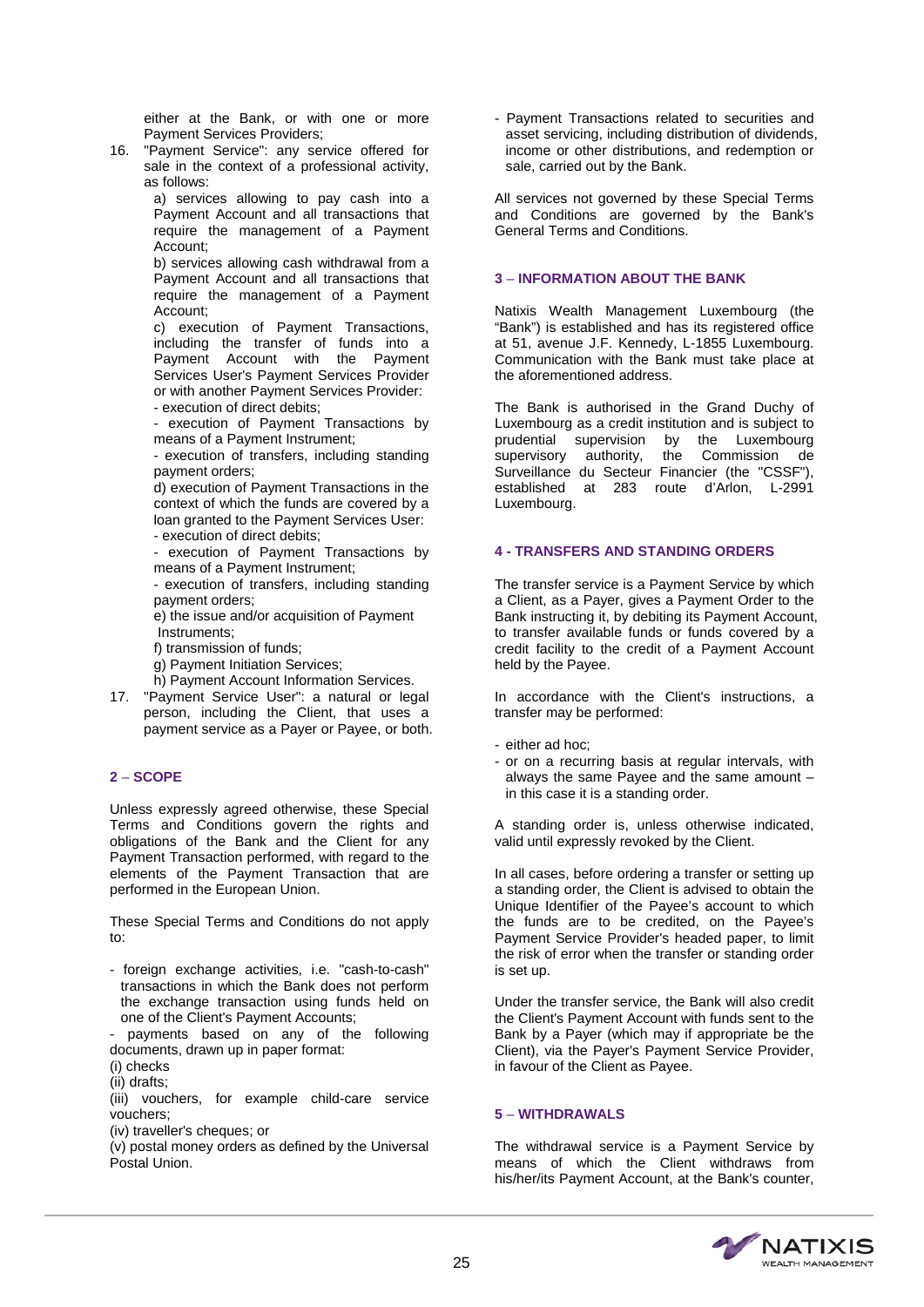either at the Bank, or with one or more Payment Services Providers;

16. "Payment Service": any service offered for sale in the context of a professional activity, as follows:

    a) services allowing to pay cash into a Payment Account and all transactions that require the management of a Payment Account;

    b) services allowing cash withdrawal from a Payment Account and all transactions that require the management of a Payment Account;

    c) execution of Payment Transactions, including the transfer of funds into a Payment Account with the Payment Services User's Payment Services Provider or with another Payment Services Provider:
    - execution of direct debits;
    - execution of Payment Transactions by means of a Payment Instrument;
    - execution of transfers, including standing payment orders;

    d) execution of Payment Transactions in the context of which the funds are covered by a loan granted to the Payment Services User:
    - execution of direct debits;
    - execution of Payment Transactions by means of a Payment Instrument;
    - execution of transfers, including standing payment orders;

    e) the issue and/or acquisition of Payment Instruments;

    f) transmission of funds;

    g) Payment Initiation Services;

    h) Payment Account Information Services.

17. "Payment Service User": a natural or legal person, including the Client, that uses a payment service as a Payer or Payee, or both.

## 2 – SCOPE

Unless expressly agreed otherwise, these Special Terms and Conditions govern the rights and obligations of the Bank and the Client for any Payment Transaction performed, with regard to the elements of the Payment Transaction that are performed in the European Union.

These Special Terms and Conditions do not apply to:

- foreign exchange activities, i.e. "cash-to-cash" transactions in which the Bank does not perform the exchange transaction using funds held on one of the Client's Payment Accounts;
- payments based on any of the following documents, drawn up in paper format:
  (i) checks
  (ii) drafts;
  (iii) vouchers, for example child-care service vouchers;
  (iv) traveller's cheques; or
  (v) postal money orders as defined by the Universal Postal Union.
- Payment Transactions related to securities and asset servicing, including distribution of dividends, income or other distributions, and redemption or sale, carried out by the Bank.

All services not governed by these Special Terms and Conditions are governed by the Bank's General Terms and Conditions.

## 3 – INFORMATION ABOUT THE BANK

Natixis Wealth Management Luxembourg (the "Bank") is established and has its registered office at 51, avenue J.F. Kennedy, L-1855 Luxembourg. Communication with the Bank must take place at the aforementioned address.

The Bank is authorised in the Grand Duchy of Luxembourg as a credit institution and is subject to prudential supervision by the Luxembourg supervisory authority, the Commission de Surveillance du Secteur Financier (the "CSSF"), established at 283 route d'Arlon, L-2991 Luxembourg.

## 4 - TRANSFERS AND STANDING ORDERS

The transfer service is a Payment Service by which a Client, as a Payer, gives a Payment Order to the Bank instructing it, by debiting its Payment Account, to transfer available funds or funds covered by a credit facility to the credit of a Payment Account held by the Payee.

In accordance with the Client's instructions, a transfer may be performed:

- either ad hoc;
- or on a recurring basis at regular intervals, with always the same Payee and the same amount – in this case it is a standing order.

A standing order is, unless otherwise indicated, valid until expressly revoked by the Client.

In all cases, before ordering a transfer or setting up a standing order, the Client is advised to obtain the Unique Identifier of the Payee's account to which the funds are to be credited, on the Payee's Payment Service Provider's headed paper, to limit the risk of error when the transfer or standing order is set up.

Under the transfer service, the Bank will also credit the Client's Payment Account with funds sent to the Bank by a Payer (which may if appropriate be the Client), via the Payer's Payment Service Provider, in favour of the Client as Payee.

## 5 – WITHDRAWALS

The withdrawal service is a Payment Service by means of which the Client withdraws from his/her/its Payment Account, at the Bank's counter,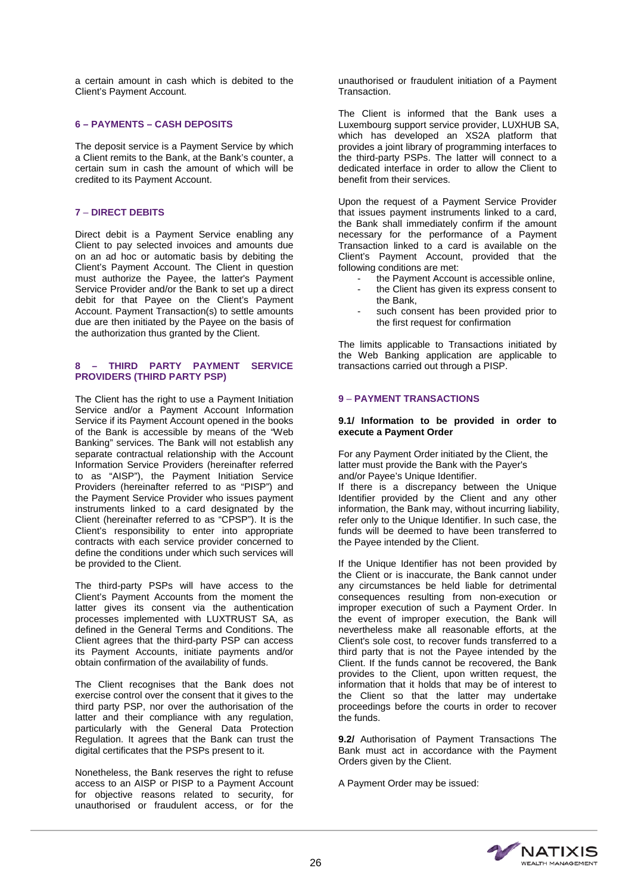a certain amount in cash which is debited to the Client's Payment Account.

## 6 – PAYMENTS – CASH DEPOSITS

The deposit service is a Payment Service by which a Client remits to the Bank, at the Bank's counter, a certain sum in cash the amount of which will be credited to its Payment Account.

## 7 – DIRECT DEBITS

Direct debit is a Payment Service enabling any Client to pay selected invoices and amounts due on an ad hoc or automatic basis by debiting the Client's Payment Account. The Client in question must authorize the Payee, the latter's Payment Service Provider and/or the Bank to set up a direct debit for that Payee on the Client's Payment Account. Payment Transaction(s) to settle amounts due are then initiated by the Payee on the basis of the authorization thus granted by the Client.

## 8 – THIRD PARTY PAYMENT SERVICE PROVIDERS (THIRD PARTY PSP)

The Client has the right to use a Payment Initiation Service and/or a Payment Account Information Service if its Payment Account opened in the books of the Bank is accessible by means of the "Web Banking" services. The Bank will not establish any separate contractual relationship with the Account Information Service Providers (hereinafter referred to as "AISP"), the Payment Initiation Service Providers (hereinafter referred to as "PISP") and the Payment Service Provider who issues payment instruments linked to a card designated by the Client (hereinafter referred to as "CPSP"). It is the Client's responsibility to enter into appropriate contracts with each service provider concerned to define the conditions under which such services will be provided to the Client.

The third-party PSPs will have access to the Client's Payment Accounts from the moment the latter gives its consent via the authentication processes implemented with LUXTRUST SA, as defined in the General Terms and Conditions. The Client agrees that the third-party PSP can access its Payment Accounts, initiate payments and/or obtain confirmation of the availability of funds.

The Client recognises that the Bank does not exercise control over the consent that it gives to the third party PSP, nor over the authorisation of the latter and their compliance with any regulation, particularly with the General Data Protection Regulation. It agrees that the Bank can trust the digital certificates that the PSPs present to it.

Nonetheless, the Bank reserves the right to refuse access to an AISP or PISP to a Payment Account for objective reasons related to security, for unauthorised or fraudulent access, or for the unauthorised or fraudulent initiation of a Payment Transaction.

The Client is informed that the Bank uses a Luxembourg support service provider, LUXHUB SA, which has developed an XS2A platform that provides a joint library of programming interfaces to the third-party PSPs. The latter will connect to a dedicated interface in order to allow the Client to benefit from their services.

Upon the request of a Payment Service Provider that issues payment instruments linked to a card, the Bank shall immediately confirm if the amount necessary for the performance of a Payment Transaction linked to a card is available on the Client's Payment Account, provided that the following conditions are met:

- the Payment Account is accessible online,
- the Client has given its express consent to the Bank,
- such consent has been provided prior to the first request for confirmation

The limits applicable to Transactions initiated by the Web Banking application are applicable to transactions carried out through a PISP.

## 9 – PAYMENT TRANSACTIONS

### 9.1/ Information to be provided in order to execute a Payment Order

For any Payment Order initiated by the Client, the latter must provide the Bank with the Payer's and/or Payee's Unique Identifier.
If there is a discrepancy between the Unique Identifier provided by the Client and any other information, the Bank may, without incurring liability, refer only to the Unique Identifier. In such case, the funds will be deemed to have been transferred to the Payee intended by the Client.

If the Unique Identifier has not been provided by the Client or is inaccurate, the Bank cannot under any circumstances be held liable for detrimental consequences resulting from non-execution or improper execution of such a Payment Order. In the event of improper execution, the Bank will nevertheless make all reasonable efforts, at the Client's sole cost, to recover funds transferred to a third party that is not the Payee intended by the Client. If the funds cannot be recovered, the Bank provides to the Client, upon written request, the information that it holds that may be of interest to the Client so that the latter may undertake proceedings before the courts in order to recover the funds.

**9.2/** Authorisation of Payment Transactions The Bank must act in accordance with the Payment Orders given by the Client.

A Payment Order may be issued: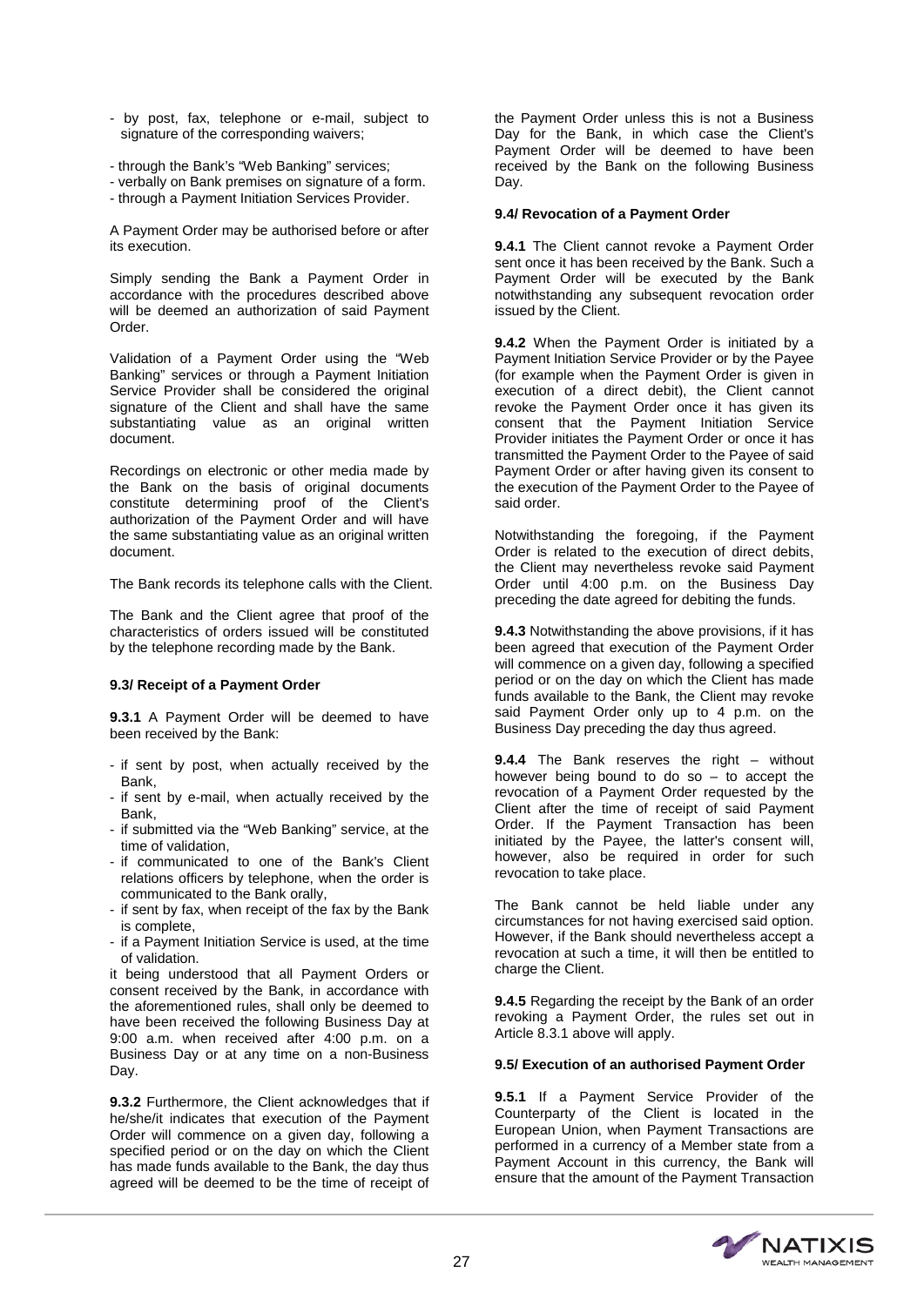- by post, fax, telephone or e-mail, subject to signature of the corresponding waivers;
- through the Bank's "Web Banking" services;
- verbally on Bank premises on signature of a form.
- through a Payment Initiation Services Provider.

A Payment Order may be authorised before or after its execution.

Simply sending the Bank a Payment Order in accordance with the procedures described above will be deemed an authorization of said Payment Order.

Validation of a Payment Order using the "Web Banking" services or through a Payment Initiation Service Provider shall be considered the original signature of the Client and shall have the same substantiating value as an original written document.

Recordings on electronic or other media made by the Bank on the basis of original documents constitute determining proof of the Client's authorization of the Payment Order and will have the same substantiating value as an original written document.

The Bank records its telephone calls with the Client.

The Bank and the Client agree that proof of the characteristics of orders issued will be constituted by the telephone recording made by the Bank.

**9.3/ Receipt of a Payment Order**

**9.3.1** A Payment Order will be deemed to have been received by the Bank:

- if sent by post, when actually received by the Bank,
- if sent by e-mail, when actually received by the Bank,
- if submitted via the "Web Banking" service, at the time of validation,
- if communicated to one of the Bank's Client relations officers by telephone, when the order is communicated to the Bank orally,
- if sent by fax, when receipt of the fax by the Bank is complete,
- if a Payment Initiation Service is used, at the time of validation.

it being understood that all Payment Orders or consent received by the Bank, in accordance with the aforementioned rules, shall only be deemed to have been received the following Business Day at 9:00 a.m. when received after 4:00 p.m. on a Business Day or at any time on a non-Business Day.

**9.3.2** Furthermore, the Client acknowledges that if he/she/it indicates that execution of the Payment Order will commence on a given day, following a specified period or on the day on which the Client has made funds available to the Bank, the day thus agreed will be deemed to be the time of receipt of the Payment Order unless this is not a Business Day for the Bank, in which case the Client's Payment Order will be deemed to have been received by the Bank on the following Business Day.

**9.4/ Revocation of a Payment Order**

**9.4.1** The Client cannot revoke a Payment Order sent once it has been received by the Bank. Such a Payment Order will be executed by the Bank notwithstanding any subsequent revocation order issued by the Client.

**9.4.2** When the Payment Order is initiated by a Payment Initiation Service Provider or by the Payee (for example when the Payment Order is given in execution of a direct debit), the Client cannot revoke the Payment Order once it has given its consent that the Payment Initiation Service Provider initiates the Payment Order or once it has transmitted the Payment Order to the Payee of said Payment Order or after having given its consent to the execution of the Payment Order to the Payee of said order.

Notwithstanding the foregoing, if the Payment Order is related to the execution of direct debits, the Client may nevertheless revoke said Payment Order until 4:00 p.m. on the Business Day preceding the date agreed for debiting the funds.

**9.4.3** Notwithstanding the above provisions, if it has been agreed that execution of the Payment Order will commence on a given day, following a specified period or on the day on which the Client has made funds available to the Bank, the Client may revoke said Payment Order only up to 4 p.m. on the Business Day preceding the day thus agreed.

**9.4.4** The Bank reserves the right – without however being bound to do so – to accept the revocation of a Payment Order requested by the Client after the time of receipt of said Payment Order. If the Payment Transaction has been initiated by the Payee, the latter's consent will, however, also be required in order for such revocation to take place.

The Bank cannot be held liable under any circumstances for not having exercised said option. However, if the Bank should nevertheless accept a revocation at such a time, it will then be entitled to charge the Client.

**9.4.5** Regarding the receipt by the Bank of an order revoking a Payment Order, the rules set out in Article 8.3.1 above will apply.

**9.5/ Execution of an authorised Payment Order**

**9.5.1** If a Payment Service Provider of the Counterparty of the Client is located in the European Union, when Payment Transactions are performed in a currency of a Member state from a Payment Account in this currency, the Bank will ensure that the amount of the Payment Transaction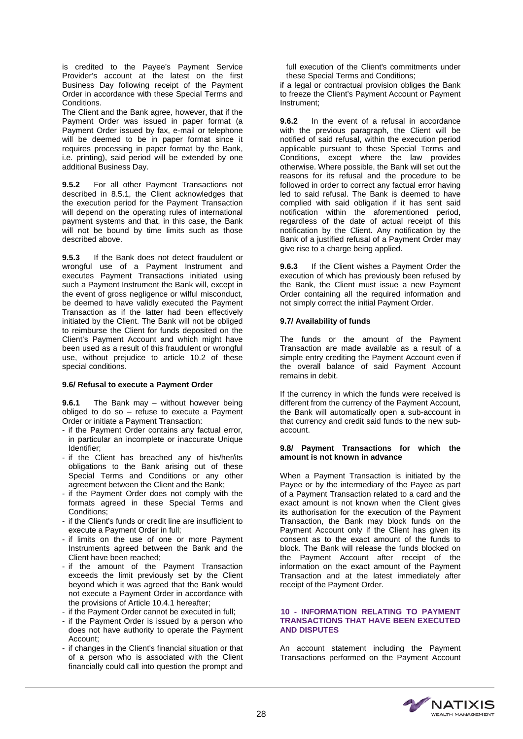is credited to the Payee's Payment Service Provider's account at the latest on the first Business Day following receipt of the Payment Order in accordance with these Special Terms and Conditions.

The Client and the Bank agree, however, that if the Payment Order was issued in paper format (a Payment Order issued by fax, e-mail or telephone will be deemed to be in paper format since it requires processing in paper format by the Bank, i.e. printing), said period will be extended by one additional Business Day.

**9.5.2** For all other Payment Transactions not described in 8.5.1, the Client acknowledges that the execution period for the Payment Transaction will depend on the operating rules of international payment systems and that, in this case, the Bank will not be bound by time limits such as those described above.

**9.5.3** If the Bank does not detect fraudulent or wrongful use of a Payment Instrument and executes Payment Transactions initiated using such a Payment Instrument the Bank will, except in the event of gross negligence or wilful misconduct, be deemed to have validly executed the Payment Transaction as if the latter had been effectively initiated by the Client. The Bank will not be obliged to reimburse the Client for funds deposited on the Client's Payment Account and which might have been used as a result of this fraudulent or wrongful use, without prejudice to article 10.2 of these special conditions.

#### 9.6/ Refusal to execute a Payment Order

**9.6.1** The Bank may – without however being obliged to do so – refuse to execute a Payment Order or initiate a Payment Transaction:

- if the Payment Order contains any factual error, in particular an incomplete or inaccurate Unique Identifier;
- if the Client has breached any of his/her/its obligations to the Bank arising out of these Special Terms and Conditions or any other agreement between the Client and the Bank;
- if the Payment Order does not comply with the formats agreed in these Special Terms and Conditions;
- if the Client's funds or credit line are insufficient to execute a Payment Order in full;
- if limits on the use of one or more Payment Instruments agreed between the Bank and the Client have been reached;
- if the amount of the Payment Transaction exceeds the limit previously set by the Client beyond which it was agreed that the Bank would not execute a Payment Order in accordance with the provisions of Article 10.4.1 hereafter;
- if the Payment Order cannot be executed in full;
- if the Payment Order is issued by a person who does not have authority to operate the Payment Account;
- if changes in the Client's financial situation or that of a person who is associated with the Client financially could call into question the prompt and full execution of the Client's commitments under these Special Terms and Conditions;

if a legal or contractual provision obliges the Bank to freeze the Client's Payment Account or Payment Instrument;

**9.6.2** In the event of a refusal in accordance with the previous paragraph, the Client will be notified of said refusal, within the execution period applicable pursuant to these Special Terms and Conditions, except where the law provides otherwise. Where possible, the Bank will set out the reasons for its refusal and the procedure to be followed in order to correct any factual error having led to said refusal. The Bank is deemed to have complied with said obligation if it has sent said notification within the aforementioned period, regardless of the date of actual receipt of this notification by the Client. Any notification by the Bank of a justified refusal of a Payment Order may give rise to a charge being applied.

**9.6.3** If the Client wishes a Payment Order the execution of which has previously been refused by the Bank, the Client must issue a new Payment Order containing all the required information and not simply correct the initial Payment Order.

#### 9.7/ Availability of funds

The funds or the amount of the Payment Transaction are made available as a result of a simple entry crediting the Payment Account even if the overall balance of said Payment Account remains in debit.

If the currency in which the funds were received is different from the currency of the Payment Account, the Bank will automatically open a sub-account in that currency and credit said funds to the new sub-account.

#### 9.8/ Payment Transactions for which the amount is not known in advance

When a Payment Transaction is initiated by the Payee or by the intermediary of the Payee as part of a Payment Transaction related to a card and the exact amount is not known when the Client gives its authorisation for the execution of the Payment Transaction, the Bank may block funds on the Payment Account only if the Client has given its consent as to the exact amount of the funds to block. The Bank will release the funds blocked on the Payment Account after receipt of the information on the exact amount of the Payment Transaction and at the latest immediately after receipt of the Payment Order.

### 10 - INFORMATION RELATING TO PAYMENT TRANSACTIONS THAT HAVE BEEN EXECUTED AND DISPUTES

An account statement including the Payment Transactions performed on the Payment Account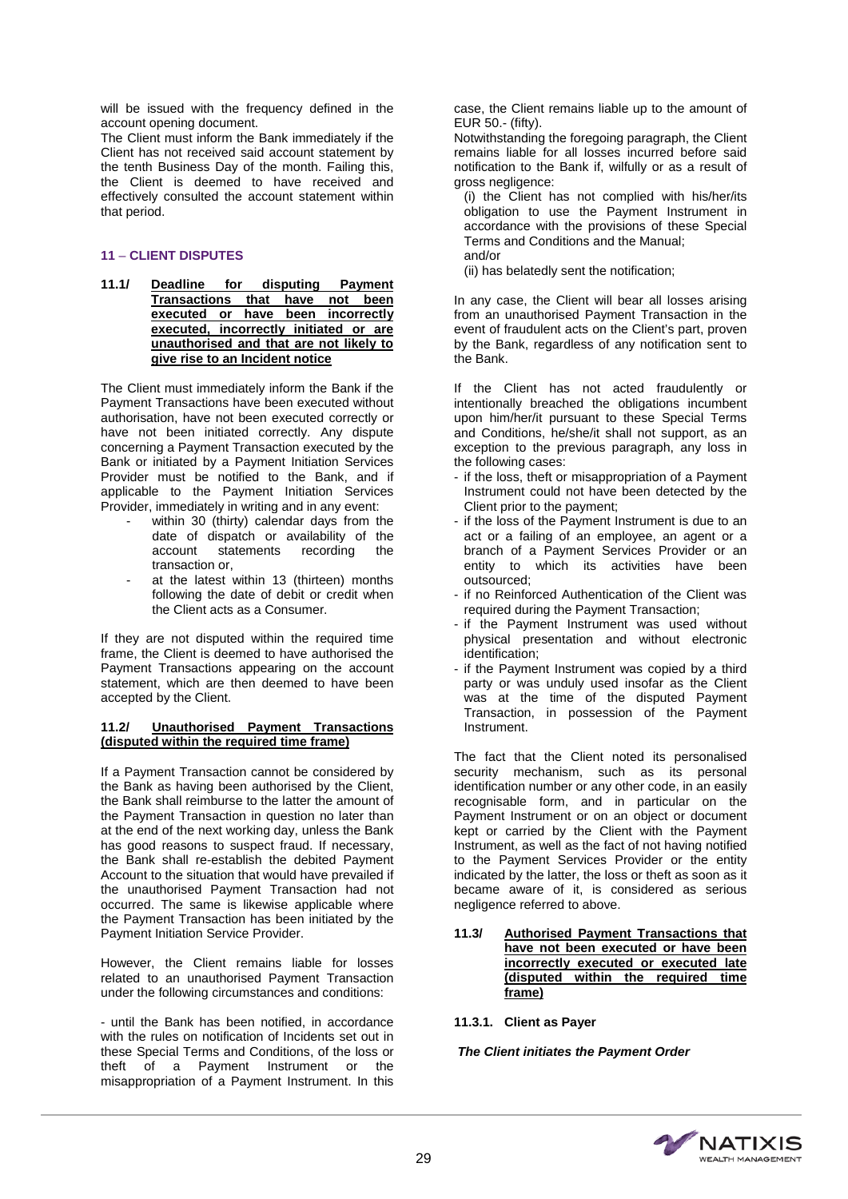will be issued with the frequency defined in the account opening document.

The Client must inform the Bank immediately if the Client has not received said account statement by the tenth Business Day of the month. Failing this, the Client is deemed to have received and effectively consulted the account statement within that period.

## 11 – CLIENT DISPUTES

### 11.1/ Deadline for disputing Payment Transactions that have not been executed or have been incorrectly executed, incorrectly initiated or are unauthorised and that are not likely to give rise to an Incident notice

The Client must immediately inform the Bank if the Payment Transactions have been executed without authorisation, have not been executed correctly or have not been initiated correctly. Any dispute concerning a Payment Transaction executed by the Bank or initiated by a Payment Initiation Services Provider must be notified to the Bank, and if applicable to the Payment Initiation Services Provider, immediately in writing and in any event:

- within 30 (thirty) calendar days from the date of dispatch or availability of the account statements recording the transaction or,
- at the latest within 13 (thirteen) months following the date of debit or credit when the Client acts as a Consumer.

If they are not disputed within the required time frame, the Client is deemed to have authorised the Payment Transactions appearing on the account statement, which are then deemed to have been accepted by the Client.

### 11.2/ Unauthorised Payment Transactions (disputed within the required time frame)

If a Payment Transaction cannot be considered by the Bank as having been authorised by the Client, the Bank shall reimburse to the latter the amount of the Payment Transaction in question no later than at the end of the next working day, unless the Bank has good reasons to suspect fraud. If necessary, the Bank shall re-establish the debited Payment Account to the situation that would have prevailed if the unauthorised Payment Transaction had not occurred. The same is likewise applicable where the Payment Transaction has been initiated by the Payment Initiation Service Provider.

However, the Client remains liable for losses related to an unauthorised Payment Transaction under the following circumstances and conditions:

- until the Bank has been notified, in accordance with the rules on notification of Incidents set out in these Special Terms and Conditions, of the loss or theft of a Payment Instrument or the misappropriation of a Payment Instrument. In this case, the Client remains liable up to the amount of EUR 50.- (fifty).

Notwithstanding the foregoing paragraph, the Client remains liable for all losses incurred before said notification to the Bank if, wilfully or as a result of gross negligence:

(i) the Client has not complied with his/her/its obligation to use the Payment Instrument in accordance with the provisions of these Special Terms and Conditions and the Manual;
and/or
(ii) has belatedly sent the notification;

In any case, the Client will bear all losses arising from an unauthorised Payment Transaction in the event of fraudulent acts on the Client's part, proven by the Bank, regardless of any notification sent to the Bank.

If the Client has not acted fraudulently or intentionally breached the obligations incumbent upon him/her/it pursuant to these Special Terms and Conditions, he/she/it shall not support, as an exception to the previous paragraph, any loss in the following cases:

- if the loss, theft or misappropriation of a Payment Instrument could not have been detected by the Client prior to the payment;
- if the loss of the Payment Instrument is due to an act or a failing of an employee, an agent or a branch of a Payment Services Provider or an entity to which its activities have been outsourced;
- if no Reinforced Authentication of the Client was required during the Payment Transaction;
- if the Payment Instrument was used without physical presentation and without electronic identification;
- if the Payment Instrument was copied by a third party or was unduly used insofar as the Client was at the time of the disputed Payment Transaction, in possession of the Payment Instrument.

The fact that the Client noted its personalised security mechanism, such as its personal identification number or any other code, in an easily recognisable form, and in particular on the Payment Instrument or on an object or document kept or carried by the Client with the Payment Instrument, as well as the fact of not having notified to the Payment Services Provider or the entity indicated by the latter, the loss or theft as soon as it became aware of it, is considered as serious negligence referred to above.

### 11.3/ Authorised Payment Transactions that have not been executed or have been incorrectly executed or executed late (disputed within the required time frame)

#### 11.3.1. Client as Payer

***The Client initiates the Payment Order***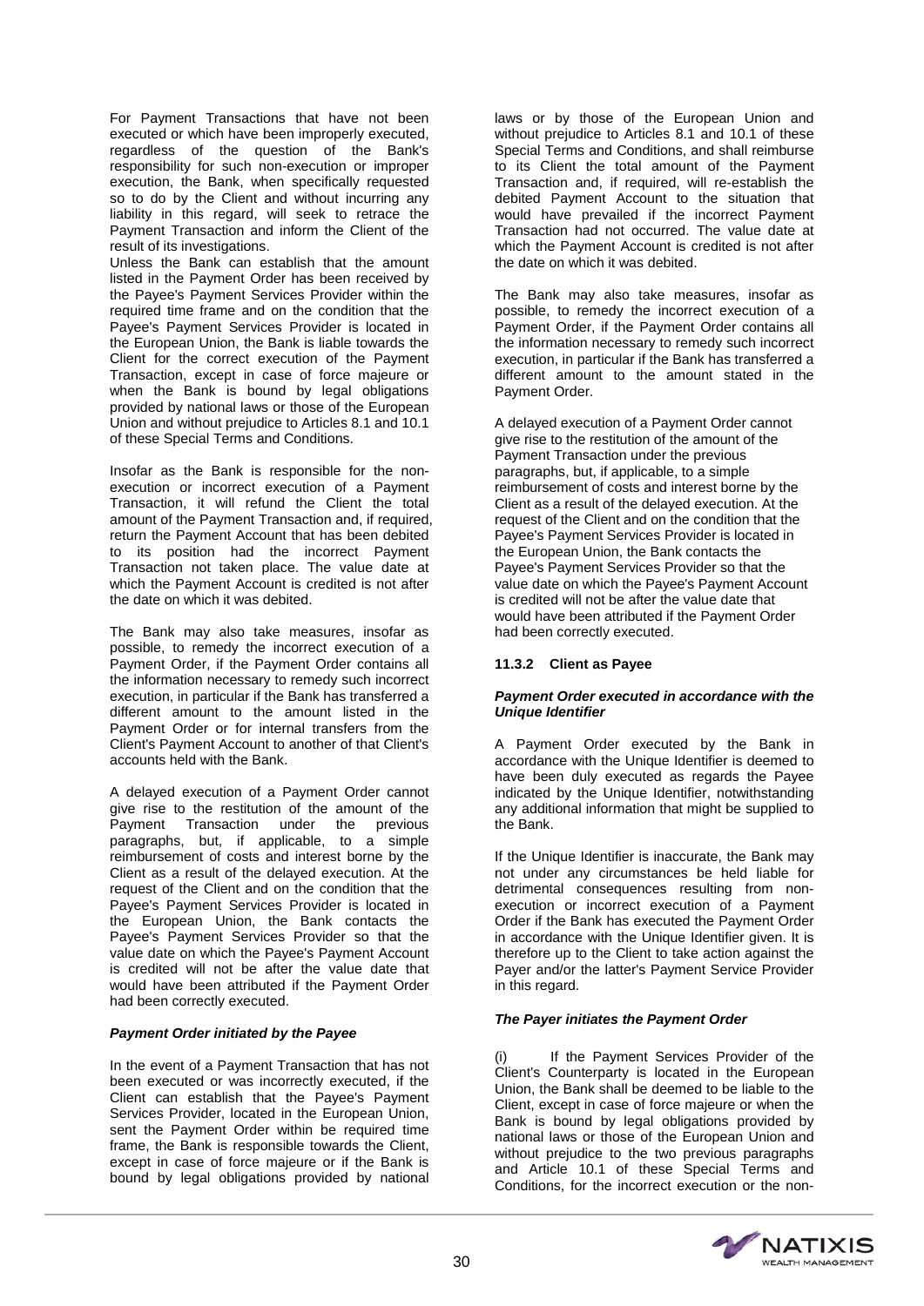For Payment Transactions that have not been executed or which have been improperly executed, regardless of the question of the Bank's responsibility for such non-execution or improper execution, the Bank, when specifically requested so to do by the Client and without incurring any liability in this regard, will seek to retrace the Payment Transaction and inform the Client of the result of its investigations.

Unless the Bank can establish that the amount listed in the Payment Order has been received by the Payee's Payment Services Provider within the required time frame and on the condition that the Payee's Payment Services Provider is located in the European Union, the Bank is liable towards the Client for the correct execution of the Payment Transaction, except in case of force majeure or when the Bank is bound by legal obligations provided by national laws or those of the European Union and without prejudice to Articles 8.1 and 10.1 of these Special Terms and Conditions.

Insofar as the Bank is responsible for the non-execution or incorrect execution of a Payment Transaction, it will refund the Client the total amount of the Payment Transaction and, if required, return the Payment Account that has been debited to its position had the incorrect Payment Transaction not taken place. The value date at which the Payment Account is credited is not after the date on which it was debited.

The Bank may also take measures, insofar as possible, to remedy the incorrect execution of a Payment Order, if the Payment Order contains all the information necessary to remedy such incorrect execution, in particular if the Bank has transferred a different amount to the amount listed in the Payment Order or for internal transfers from the Client's Payment Account to another of that Client's accounts held with the Bank.

A delayed execution of a Payment Order cannot give rise to the restitution of the amount of the Payment Transaction under the previous paragraphs, but, if applicable, to a simple reimbursement of costs and interest borne by the Client as a result of the delayed execution. At the request of the Client and on the condition that the Payee's Payment Services Provider is located in the European Union, the Bank contacts the Payee's Payment Services Provider so that the value date on which the Payee's Payment Account is credited will not be after the value date that would have been attributed if the Payment Order had been correctly executed.

***Payment Order initiated by the Payee***

In the event of a Payment Transaction that has not been executed or was incorrectly executed, if the Client can establish that the Payee's Payment Services Provider, located in the European Union, sent the Payment Order within be required time frame, the Bank is responsible towards the Client, except in case of force majeure or if the Bank is bound by legal obligations provided by national laws or by those of the European Union and without prejudice to Articles 8.1 and 10.1 of these Special Terms and Conditions, and shall reimburse to its Client the total amount of the Payment Transaction and, if required, will re-establish the debited Payment Account to the situation that would have prevailed if the incorrect Payment Transaction had not occurred. The value date at which the Payment Account is credited is not after the date on which it was debited.

The Bank may also take measures, insofar as possible, to remedy the incorrect execution of a Payment Order, if the Payment Order contains all the information necessary to remedy such incorrect execution, in particular if the Bank has transferred a different amount to the amount stated in the Payment Order.

A delayed execution of a Payment Order cannot give rise to the restitution of the amount of the Payment Transaction under the previous paragraphs, but, if applicable, to a simple reimbursement of costs and interest borne by the Client as a result of the delayed execution. At the request of the Client and on the condition that the Payee's Payment Services Provider is located in the European Union, the Bank contacts the Payee's Payment Services Provider so that the value date on which the Payee's Payment Account is credited will not be after the value date that would have been attributed if the Payment Order had been correctly executed.

#### 11.3.2 Client as Payee

***Payment Order executed in accordance with the Unique Identifier***

A Payment Order executed by the Bank in accordance with the Unique Identifier is deemed to have been duly executed as regards the Payee indicated by the Unique Identifier, notwithstanding any additional information that might be supplied to the Bank.

If the Unique Identifier is inaccurate, the Bank may not under any circumstances be held liable for detrimental consequences resulting from non-execution or incorrect execution of a Payment Order if the Bank has executed the Payment Order in accordance with the Unique Identifier given. It is therefore up to the Client to take action against the Payer and/or the latter's Payment Service Provider in this regard.

***The Payer initiates the Payment Order***

(i) If the Payment Services Provider of the Client's Counterparty is located in the European Union, the Bank shall be deemed to be liable to the Client, except in case of force majeure or when the Bank is bound by legal obligations provided by national laws or those of the European Union and without prejudice to the two previous paragraphs and Article 10.1 of these Special Terms and Conditions, for the incorrect execution or the non-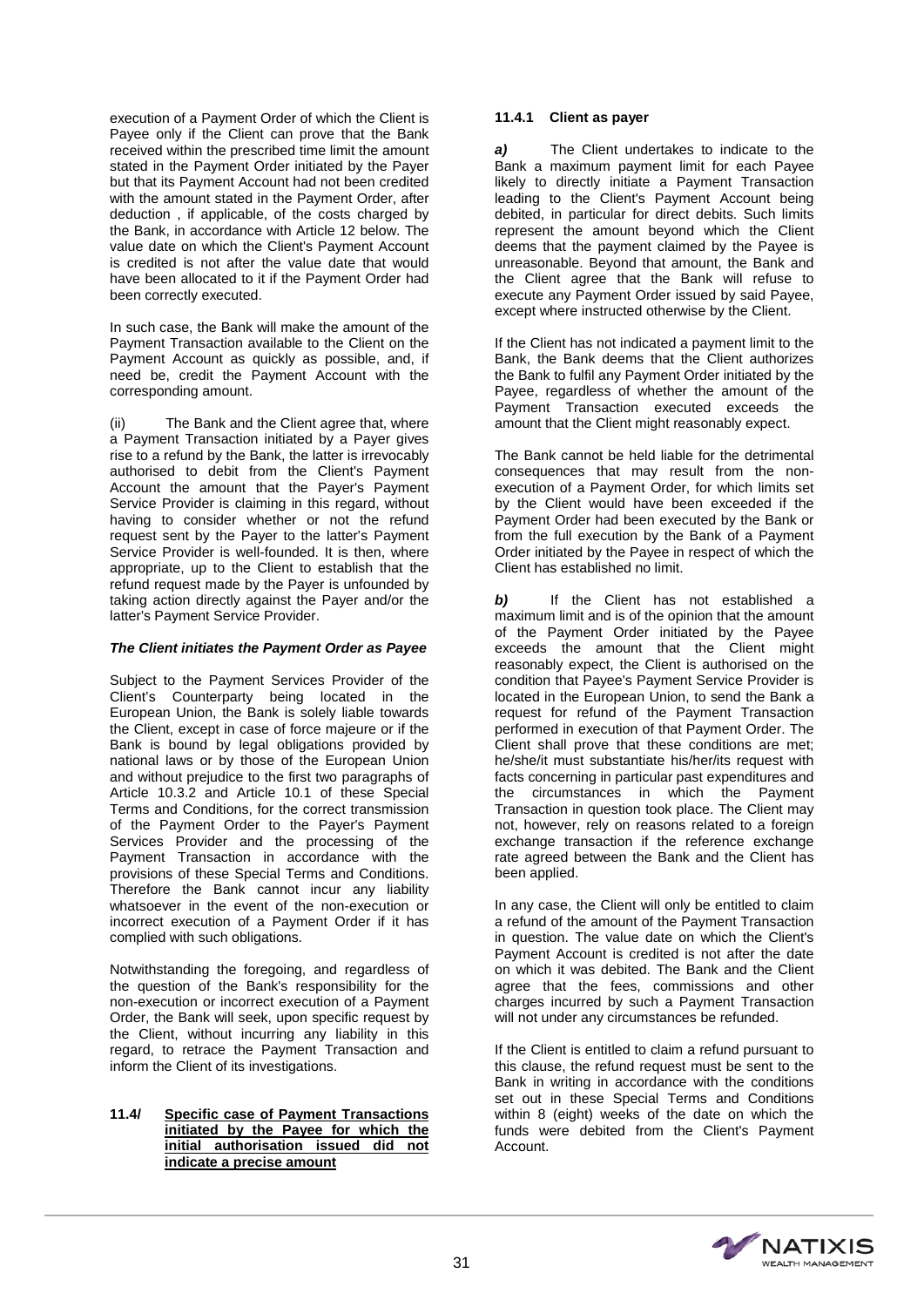execution of a Payment Order of which the Client is Payee only if the Client can prove that the Bank received within the prescribed time limit the amount stated in the Payment Order initiated by the Payer but that its Payment Account had not been credited with the amount stated in the Payment Order, after deduction , if applicable, of the costs charged by the Bank, in accordance with Article 12 below. The value date on which the Client's Payment Account is credited is not after the value date that would have been allocated to it if the Payment Order had been correctly executed.

In such case, the Bank will make the amount of the Payment Transaction available to the Client on the Payment Account as quickly as possible, and, if need be, credit the Payment Account with the corresponding amount.

(ii) The Bank and the Client agree that, where a Payment Transaction initiated by a Payer gives rise to a refund by the Bank, the latter is irrevocably authorised to debit from the Client's Payment Account the amount that the Payer's Payment Service Provider is claiming in this regard, without having to consider whether or not the refund request sent by the Payer to the latter's Payment Service Provider is well-founded. It is then, where appropriate, up to the Client to establish that the refund request made by the Payer is unfounded by taking action directly against the Payer and/or the latter's Payment Service Provider.

***The Client initiates the Payment Order as Payee***

Subject to the Payment Services Provider of the Client's Counterparty being located in the European Union, the Bank is solely liable towards the Client, except in case of force majeure or if the Bank is bound by legal obligations provided by national laws or by those of the European Union and without prejudice to the first two paragraphs of Article 10.3.2 and Article 10.1 of these Special Terms and Conditions, for the correct transmission of the Payment Order to the Payer's Payment Services Provider and the processing of the Payment Transaction in accordance with the provisions of these Special Terms and Conditions. Therefore the Bank cannot incur any liability whatsoever in the event of the non-execution or incorrect execution of a Payment Order if it has complied with such obligations.

Notwithstanding the foregoing, and regardless of the question of the Bank's responsibility for the non-execution or incorrect execution of a Payment Order, the Bank will seek, upon specific request by the Client, without incurring any liability in this regard, to retrace the Payment Transaction and inform the Client of its investigations.

### 11.4/ Specific case of Payment Transactions initiated by the Payee for which the initial authorisation issued did not indicate a precise amount

#### 11.4.1 Client as payer

***a)*** The Client undertakes to indicate to the Bank a maximum payment limit for each Payee likely to directly initiate a Payment Transaction leading to the Client's Payment Account being debited, in particular for direct debits. Such limits represent the amount beyond which the Client deems that the payment claimed by the Payee is unreasonable. Beyond that amount, the Bank and the Client agree that the Bank will refuse to execute any Payment Order issued by said Payee, except where instructed otherwise by the Client.

If the Client has not indicated a payment limit to the Bank, the Bank deems that the Client authorizes the Bank to fulfil any Payment Order initiated by the Payee, regardless of whether the amount of the Payment Transaction executed exceeds the amount that the Client might reasonably expect.

The Bank cannot be held liable for the detrimental consequences that may result from the non-execution of a Payment Order, for which limits set by the Client would have been exceeded if the Payment Order had been executed by the Bank or from the full execution by the Bank of a Payment Order initiated by the Payee in respect of which the Client has established no limit.

***b)*** If the Client has not established a maximum limit and is of the opinion that the amount of the Payment Order initiated by the Payee exceeds the amount that the Client might reasonably expect, the Client is authorised on the condition that Payee's Payment Service Provider is located in the European Union, to send the Bank a request for refund of the Payment Transaction performed in execution of that Payment Order. The Client shall prove that these conditions are met; he/she/it must substantiate his/her/its request with facts concerning in particular past expenditures and the circumstances in which the Payment Transaction in question took place. The Client may not, however, rely on reasons related to a foreign exchange transaction if the reference exchange rate agreed between the Bank and the Client has been applied.

In any case, the Client will only be entitled to claim a refund of the amount of the Payment Transaction in question. The value date on which the Client's Payment Account is credited is not after the date on which it was debited. The Bank and the Client agree that the fees, commissions and other charges incurred by such a Payment Transaction will not under any circumstances be refunded.

If the Client is entitled to claim a refund pursuant to this clause, the refund request must be sent to the Bank in writing in accordance with the conditions set out in these Special Terms and Conditions within 8 (eight) weeks of the date on which the funds were debited from the Client's Payment Account.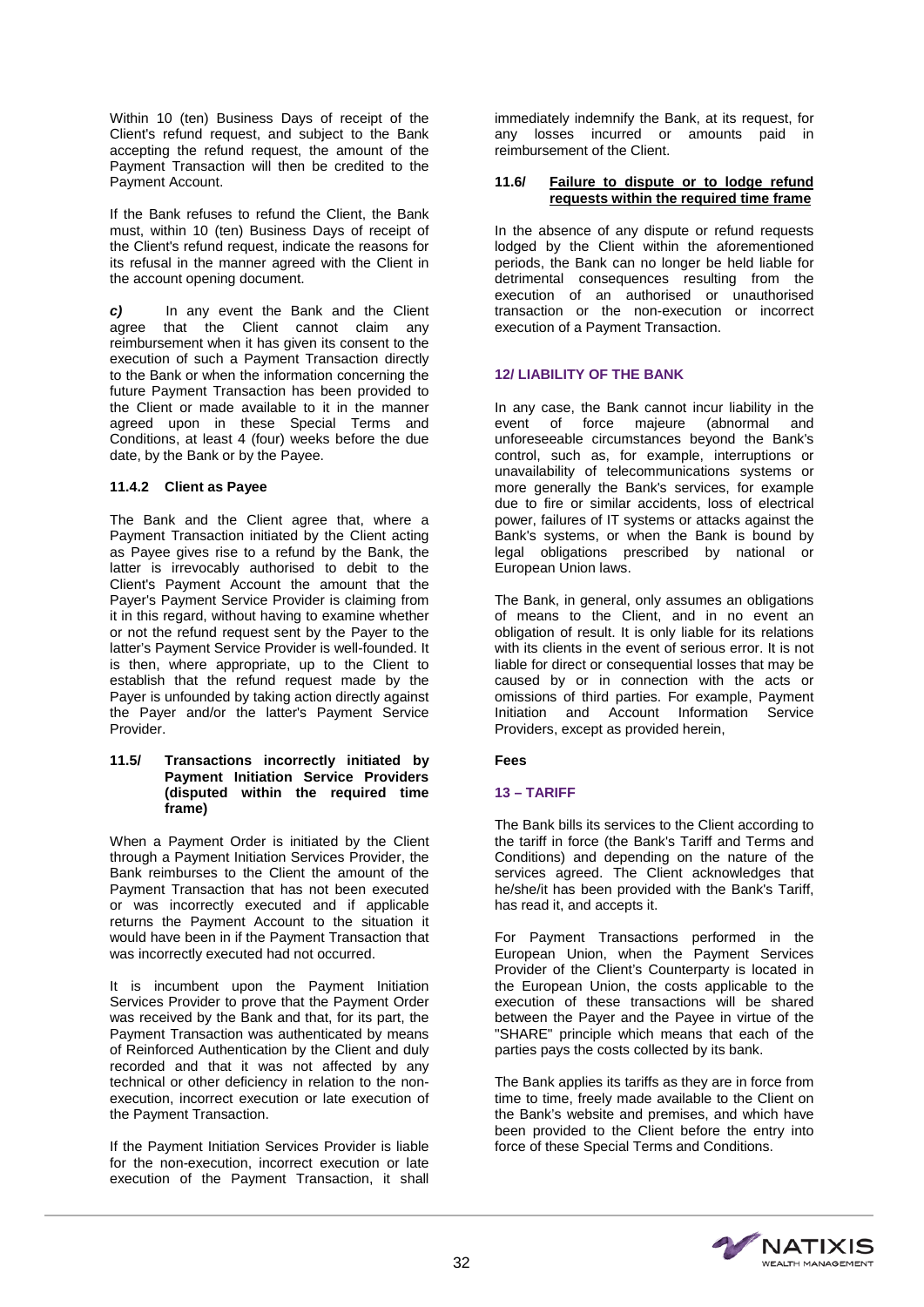Within 10 (ten) Business Days of receipt of the Client's refund request, and subject to the Bank accepting the refund request, the amount of the Payment Transaction will then be credited to the Payment Account.

If the Bank refuses to refund the Client, the Bank must, within 10 (ten) Business Days of receipt of the Client's refund request, indicate the reasons for its refusal in the manner agreed with the Client in the account opening document.

***c)*** In any event the Bank and the Client agree that the Client cannot claim any reimbursement when it has given its consent to the execution of such a Payment Transaction directly to the Bank or when the information concerning the future Payment Transaction has been provided to the Client or made available to it in the manner agreed upon in these Special Terms and Conditions, at least 4 (four) weeks before the due date, by the Bank or by the Payee.

### 11.4.2 Client as Payee

The Bank and the Client agree that, where a Payment Transaction initiated by the Client acting as Payee gives rise to a refund by the Bank, the latter is irrevocably authorised to debit to the Client's Payment Account the amount that the Payer's Payment Service Provider is claiming from it in this regard, without having to examine whether or not the refund request sent by the Payer to the latter's Payment Service Provider is well-founded. It is then, where appropriate, up to the Client to establish that the refund request made by the Payer is unfounded by taking action directly against the Payer and/or the latter's Payment Service Provider.

### 11.5/ Transactions incorrectly initiated by Payment Initiation Service Providers (disputed within the required time frame)

When a Payment Order is initiated by the Client through a Payment Initiation Services Provider, the Bank reimburses to the Client the amount of the Payment Transaction that has not been executed or was incorrectly executed and if applicable returns the Payment Account to the situation it would have been in if the Payment Transaction that was incorrectly executed had not occurred.

It is incumbent upon the Payment Initiation Services Provider to prove that the Payment Order was received by the Bank and that, for its part, the Payment Transaction was authenticated by means of Reinforced Authentication by the Client and duly recorded and that it was not affected by any technical or other deficiency in relation to the non-execution, incorrect execution or late execution of the Payment Transaction.

If the Payment Initiation Services Provider is liable for the non-execution, incorrect execution or late execution of the Payment Transaction, it shall immediately indemnify the Bank, at its request, for any losses incurred or amounts paid in reimbursement of the Client.

### 11.6/ <u>Failure to dispute or to lodge refund requests within the required time frame</u>

In the absence of any dispute or refund requests lodged by the Client within the aforementioned periods, the Bank can no longer be held liable for detrimental consequences resulting from the execution of an authorised or unauthorised transaction or the non-execution or incorrect execution of a Payment Transaction.

## 12/ LIABILITY OF THE BANK

In any case, the Bank cannot incur liability in the event of force majeure (abnormal and unforeseeable circumstances beyond the Bank's control, such as, for example, interruptions or unavailability of telecommunications systems or more generally the Bank's services, for example due to fire or similar accidents, loss of electrical power, failures of IT systems or attacks against the Bank's systems, or when the Bank is bound by legal obligations prescribed by national or European Union laws.

The Bank, in general, only assumes an obligations of means to the Client, and in no event an obligation of result. It is only liable for its relations with its clients in the event of serious error. It is not liable for direct or consequential losses that may be caused by or in connection with the acts or omissions of third parties. For example, Payment Initiation and Account Information Service Providers, except as provided herein,

**Fees**

## 13 – TARIFF

The Bank bills its services to the Client according to the tariff in force (the Bank's Tariff and Terms and Conditions) and depending on the nature of the services agreed. The Client acknowledges that he/she/it has been provided with the Bank's Tariff, has read it, and accepts it.

For Payment Transactions performed in the European Union, when the Payment Services Provider of the Client's Counterparty is located in the European Union, the costs applicable to the execution of these transactions will be shared between the Payer and the Payee in virtue of the "SHARE" principle which means that each of the parties pays the costs collected by its bank.

The Bank applies its tariffs as they are in force from time to time, freely made available to the Client on the Bank's website and premises, and which have been provided to the Client before the entry into force of these Special Terms and Conditions.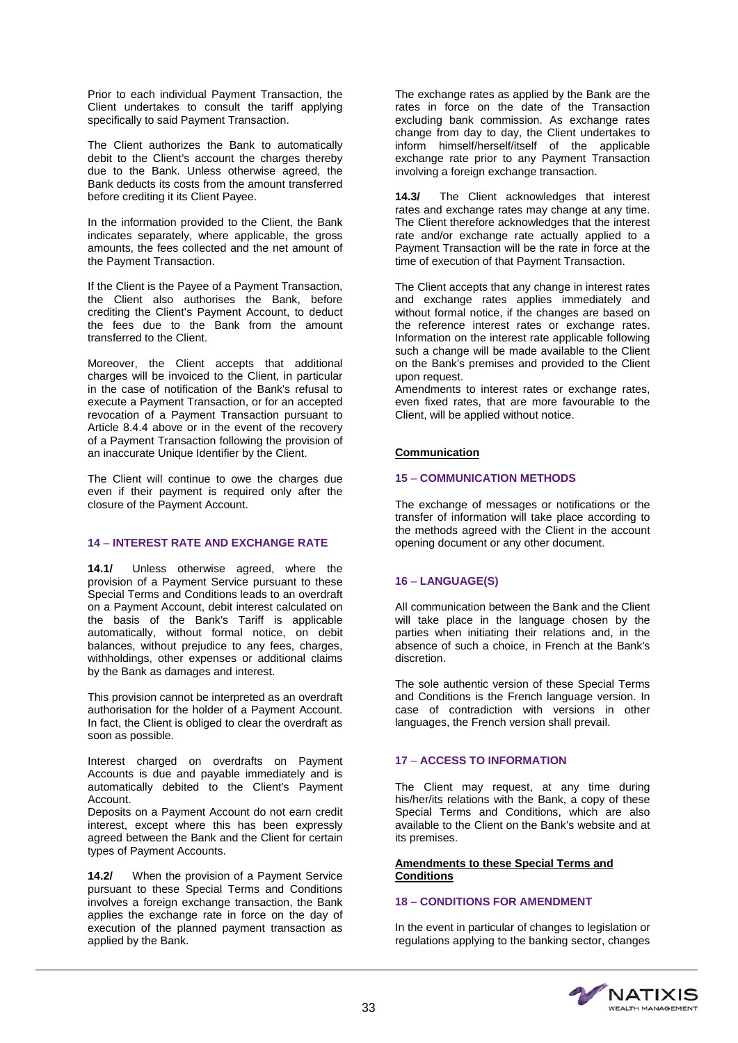Prior to each individual Payment Transaction, the Client undertakes to consult the tariff applying specifically to said Payment Transaction.

The Client authorizes the Bank to automatically debit to the Client's account the charges thereby due to the Bank. Unless otherwise agreed, the Bank deducts its costs from the amount transferred before crediting it its Client Payee.

In the information provided to the Client, the Bank indicates separately, where applicable, the gross amounts, the fees collected and the net amount of the Payment Transaction.

If the Client is the Payee of a Payment Transaction, the Client also authorises the Bank, before crediting the Client's Payment Account, to deduct the fees due to the Bank from the amount transferred to the Client.

Moreover, the Client accepts that additional charges will be invoiced to the Client, in particular in the case of notification of the Bank's refusal to execute a Payment Transaction, or for an accepted revocation of a Payment Transaction pursuant to Article 8.4.4 above or in the event of the recovery of a Payment Transaction following the provision of an inaccurate Unique Identifier by the Client.

The Client will continue to owe the charges due even if their payment is required only after the closure of the Payment Account.

### 14 – INTEREST RATE AND EXCHANGE RATE

**14.1/** Unless otherwise agreed, where the provision of a Payment Service pursuant to these Special Terms and Conditions leads to an overdraft on a Payment Account, debit interest calculated on the basis of the Bank's Tariff is applicable automatically, without formal notice, on debit balances, without prejudice to any fees, charges, withholdings, other expenses or additional claims by the Bank as damages and interest.

This provision cannot be interpreted as an overdraft authorisation for the holder of a Payment Account. In fact, the Client is obliged to clear the overdraft as soon as possible.

Interest charged on overdrafts on Payment Accounts is due and payable immediately and is automatically debited to the Client's Payment Account.
Deposits on a Payment Account do not earn credit interest, except where this has been expressly agreed between the Bank and the Client for certain types of Payment Accounts.

**14.2/** When the provision of a Payment Service pursuant to these Special Terms and Conditions involves a foreign exchange transaction, the Bank applies the exchange rate in force on the day of execution of the planned payment transaction as applied by the Bank.

The exchange rates as applied by the Bank are the rates in force on the date of the Transaction excluding bank commission. As exchange rates change from day to day, the Client undertakes to inform himself/herself/itself of the applicable exchange rate prior to any Payment Transaction involving a foreign exchange transaction.

**14.3/** The Client acknowledges that interest rates and exchange rates may change at any time. The Client therefore acknowledges that the interest rate and/or exchange rate actually applied to a Payment Transaction will be the rate in force at the time of execution of that Payment Transaction.

The Client accepts that any change in interest rates and exchange rates applies immediately and without formal notice, if the changes are based on the reference interest rates or exchange rates. Information on the interest rate applicable following such a change will be made available to the Client on the Bank's premises and provided to the Client upon request.
Amendments to interest rates or exchange rates, even fixed rates, that are more favourable to the Client, will be applied without notice.

## Communication

### 15 – COMMUNICATION METHODS

The exchange of messages or notifications or the transfer of information will take place according to the methods agreed with the Client in the account opening document or any other document.

### 16 – LANGUAGE(S)

All communication between the Bank and the Client will take place in the language chosen by the parties when initiating their relations and, in the absence of such a choice, in French at the Bank's discretion.

The sole authentic version of these Special Terms and Conditions is the French language version. In case of contradiction with versions in other languages, the French version shall prevail.

### 17 – ACCESS TO INFORMATION

The Client may request, at any time during his/her/its relations with the Bank, a copy of these Special Terms and Conditions, which are also available to the Client on the Bank's website and at its premises.

## Amendments to these Special Terms and Conditions

### 18 – CONDITIONS FOR AMENDMENT

In the event in particular of changes to legislation or regulations applying to the banking sector, changes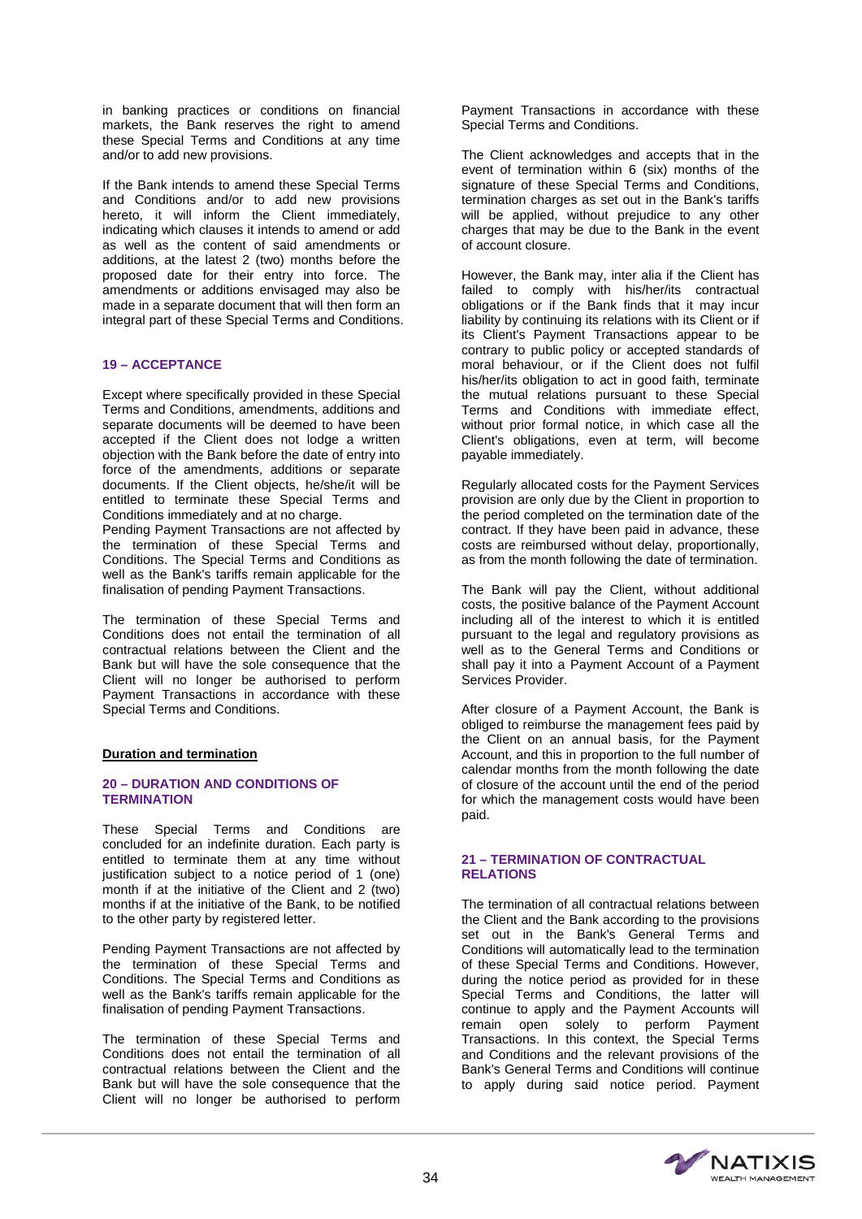in banking practices or conditions on financial markets, the Bank reserves the right to amend these Special Terms and Conditions at any time and/or to add new provisions.

If the Bank intends to amend these Special Terms and Conditions and/or to add new provisions hereto, it will inform the Client immediately, indicating which clauses it intends to amend or add as well as the content of said amendments or additions, at the latest 2 (two) months before the proposed date for their entry into force. The amendments or additions envisaged may also be made in a separate document that will then form an integral part of these Special Terms and Conditions.

### 19 – ACCEPTANCE

Except where specifically provided in these Special Terms and Conditions, amendments, additions and separate documents will be deemed to have been accepted if the Client does not lodge a written objection with the Bank before the date of entry into force of the amendments, additions or separate documents. If the Client objects, he/she/it will be entitled to terminate these Special Terms and Conditions immediately and at no charge.
Pending Payment Transactions are not affected by the termination of these Special Terms and Conditions. The Special Terms and Conditions as well as the Bank's tariffs remain applicable for the finalisation of pending Payment Transactions.

The termination of these Special Terms and Conditions does not entail the termination of all contractual relations between the Client and the Bank but will have the sole consequence that the Client will no longer be authorised to perform Payment Transactions in accordance with these Special Terms and Conditions.

## Duration and termination

### 20 – DURATION AND CONDITIONS OF TERMINATION

These Special Terms and Conditions are concluded for an indefinite duration. Each party is entitled to terminate them at any time without justification subject to a notice period of 1 (one) month if at the initiative of the Client and 2 (two) months if at the initiative of the Bank, to be notified to the other party by registered letter.

Pending Payment Transactions are not affected by the termination of these Special Terms and Conditions. The Special Terms and Conditions as well as the Bank's tariffs remain applicable for the finalisation of pending Payment Transactions.

The termination of these Special Terms and Conditions does not entail the termination of all contractual relations between the Client and the Bank but will have the sole consequence that the Client will no longer be authorised to perform Payment Transactions in accordance with these Special Terms and Conditions.

The Client acknowledges and accepts that in the event of termination within 6 (six) months of the signature of these Special Terms and Conditions, termination charges as set out in the Bank's tariffs will be applied, without prejudice to any other charges that may be due to the Bank in the event of account closure.

However, the Bank may, inter alia if the Client has failed to comply with his/her/its contractual obligations or if the Bank finds that it may incur liability by continuing its relations with its Client or if its Client's Payment Transactions appear to be contrary to public policy or accepted standards of moral behaviour, or if the Client does not fulfil his/her/its obligation to act in good faith, terminate the mutual relations pursuant to these Special Terms and Conditions with immediate effect, without prior formal notice, in which case all the Client's obligations, even at term, will become payable immediately.

Regularly allocated costs for the Payment Services provision are only due by the Client in proportion to the period completed on the termination date of the contract. If they have been paid in advance, these costs are reimbursed without delay, proportionally, as from the month following the date of termination.

The Bank will pay the Client, without additional costs, the positive balance of the Payment Account including all of the interest to which it is entitled pursuant to the legal and regulatory provisions as well as to the General Terms and Conditions or shall pay it into a Payment Account of a Payment Services Provider.

After closure of a Payment Account, the Bank is obliged to reimburse the management fees paid by the Client on an annual basis, for the Payment Account, and this in proportion to the full number of calendar months from the month following the date of closure of the account until the end of the period for which the management costs would have been paid.

### 21 – TERMINATION OF CONTRACTUAL RELATIONS

The termination of all contractual relations between the Client and the Bank according to the provisions set out in the Bank's General Terms and Conditions will automatically lead to the termination of these Special Terms and Conditions. However, during the notice period as provided for in these Special Terms and Conditions, the latter will continue to apply and the Payment Accounts will remain open solely to perform Payment Transactions. In this context, the Special Terms and Conditions and the relevant provisions of the Bank's General Terms and Conditions will continue to apply during said notice period. Payment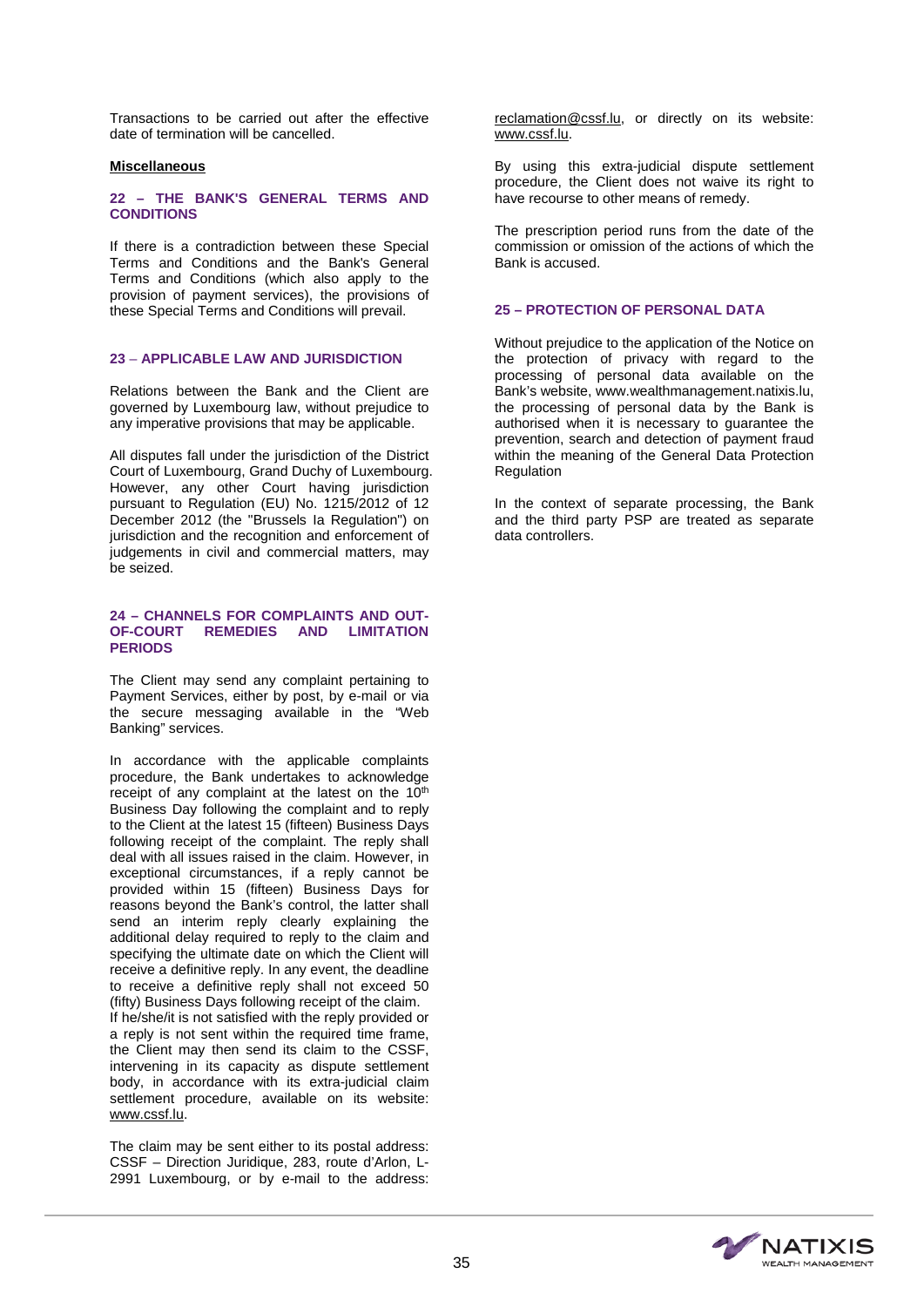Transactions to be carried out after the effective date of termination will be cancelled.

**Miscellaneous**

### 22 – THE BANK'S GENERAL TERMS AND CONDITIONS

If there is a contradiction between these Special Terms and Conditions and the Bank's General Terms and Conditions (which also apply to the provision of payment services), the provisions of these Special Terms and Conditions will prevail.

### 23 – APPLICABLE LAW AND JURISDICTION

Relations between the Bank and the Client are governed by Luxembourg law, without prejudice to any imperative provisions that may be applicable.

All disputes fall under the jurisdiction of the District Court of Luxembourg, Grand Duchy of Luxembourg. However, any other Court having jurisdiction pursuant to Regulation (EU) No. 1215/2012 of 12 December 2012 (the "Brussels Ia Regulation") on jurisdiction and the recognition and enforcement of judgements in civil and commercial matters, may be seized.

### 24 – CHANNELS FOR COMPLAINTS AND OUT-OF-COURT REMEDIES AND LIMITATION PERIODS

The Client may send any complaint pertaining to Payment Services, either by post, by e-mail or via the secure messaging available in the "Web Banking" services.

In accordance with the applicable complaints procedure, the Bank undertakes to acknowledge receipt of any complaint at the latest on the 10th Business Day following the complaint and to reply to the Client at the latest 15 (fifteen) Business Days following receipt of the complaint. The reply shall deal with all issues raised in the claim. However, in exceptional circumstances, if a reply cannot be provided within 15 (fifteen) Business Days for reasons beyond the Bank's control, the latter shall send an interim reply clearly explaining the additional delay required to reply to the claim and specifying the ultimate date on which the Client will receive a definitive reply. In any event, the deadline to receive a definitive reply shall not exceed 50 (fifty) Business Days following receipt of the claim.
If he/she/it is not satisfied with the reply provided or a reply is not sent within the required time frame, the Client may then send its claim to the CSSF, intervening in its capacity as dispute settlement body, in accordance with its extra-judicial claim settlement procedure, available on its website: www.cssf.lu.

The claim may be sent either to its postal address: CSSF – Direction Juridique, 283, route d'Arlon, L-2991 Luxembourg, or by e-mail to the address: reclamation@cssf.lu, or directly on its website: www.cssf.lu.

By using this extra-judicial dispute settlement procedure, the Client does not waive its right to have recourse to other means of remedy.

The prescription period runs from the date of the commission or omission of the actions of which the Bank is accused.

### 25 – PROTECTION OF PERSONAL DATA

Without prejudice to the application of the Notice on the protection of privacy with regard to the processing of personal data available on the Bank's website, www.wealthmanagement.natixis.lu, the processing of personal data by the Bank is authorised when it is necessary to guarantee the prevention, search and detection of payment fraud within the meaning of the General Data Protection Regulation

In the context of separate processing, the Bank and the third party PSP are treated as separate data controllers.